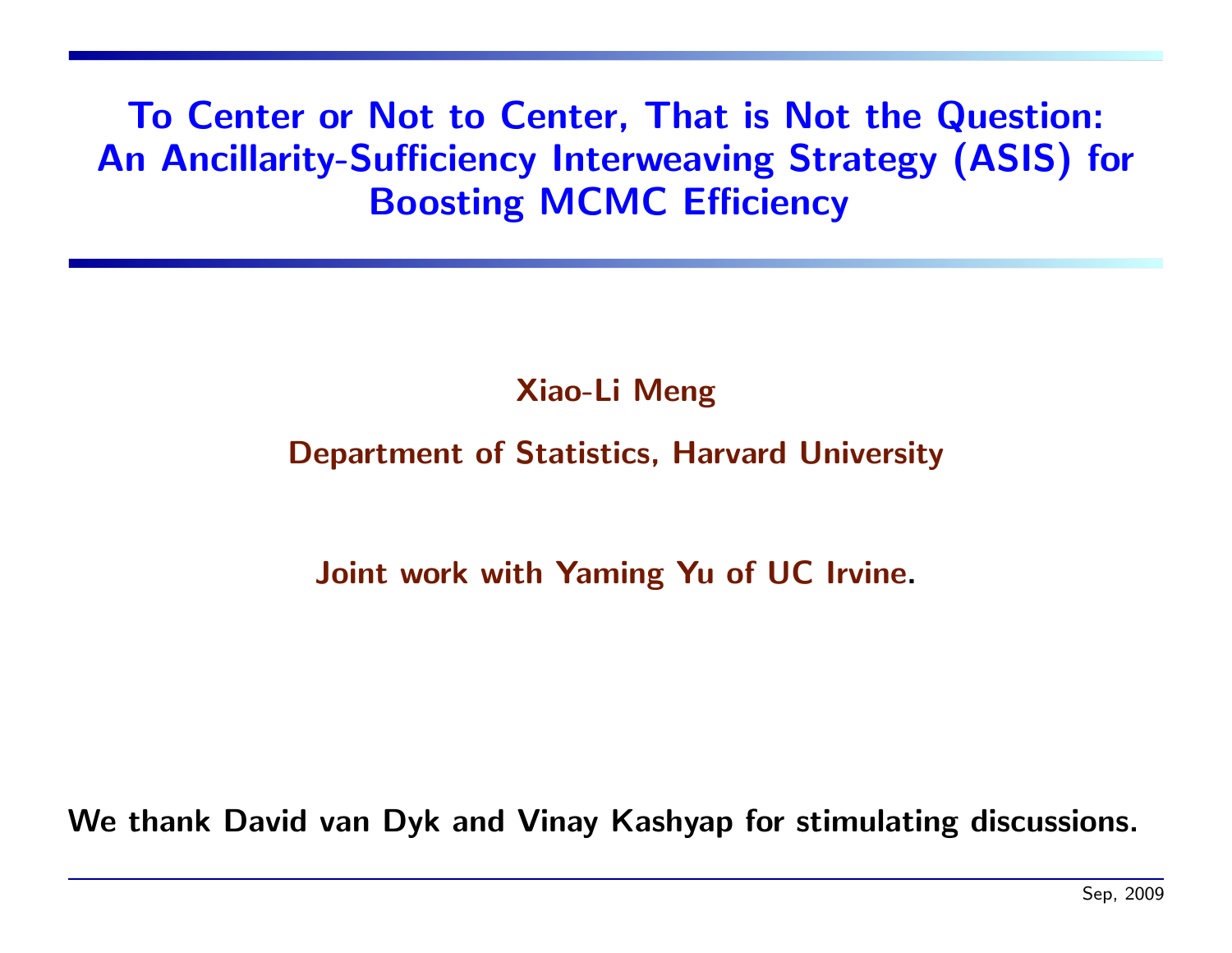# To Center or Not to Center, That is Not the Question: An Ancillarity-Sufficiency Interweaving Strategy (ASIS) for Boosting MCMC Efficiency

**Xiao-Li Meng**

**Department of Statistics, Harvard University**

**Joint work with Yaming Yu of UC Irvine.**

**We thank David van Dyk and Vinay Kashyap for stimulating discussions.**

Sep, 2009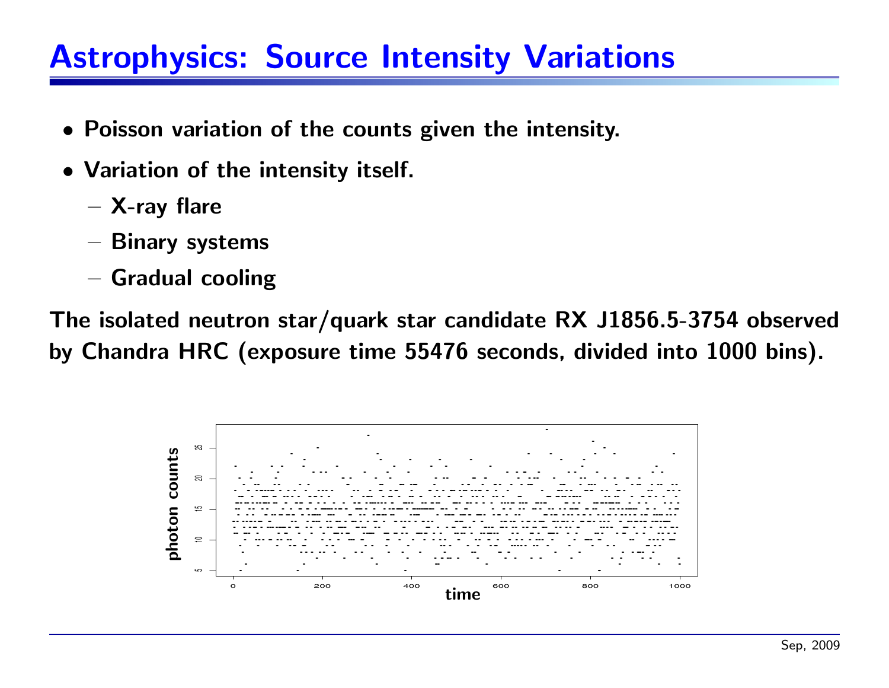# Astrophysics: Source Intensity Variations

- **Poisson variation of the counts given the intensity.**
- **Variation of the intensity itself.**
  - **X-ray flare**
  - **Binary systems**
  - **Gradual cooling**

**The isolated neutron star/quark star candidate RX J1856.5-3754 observed by Chandra HRC (exposure time 55476 seconds, divided into 1000 bins).**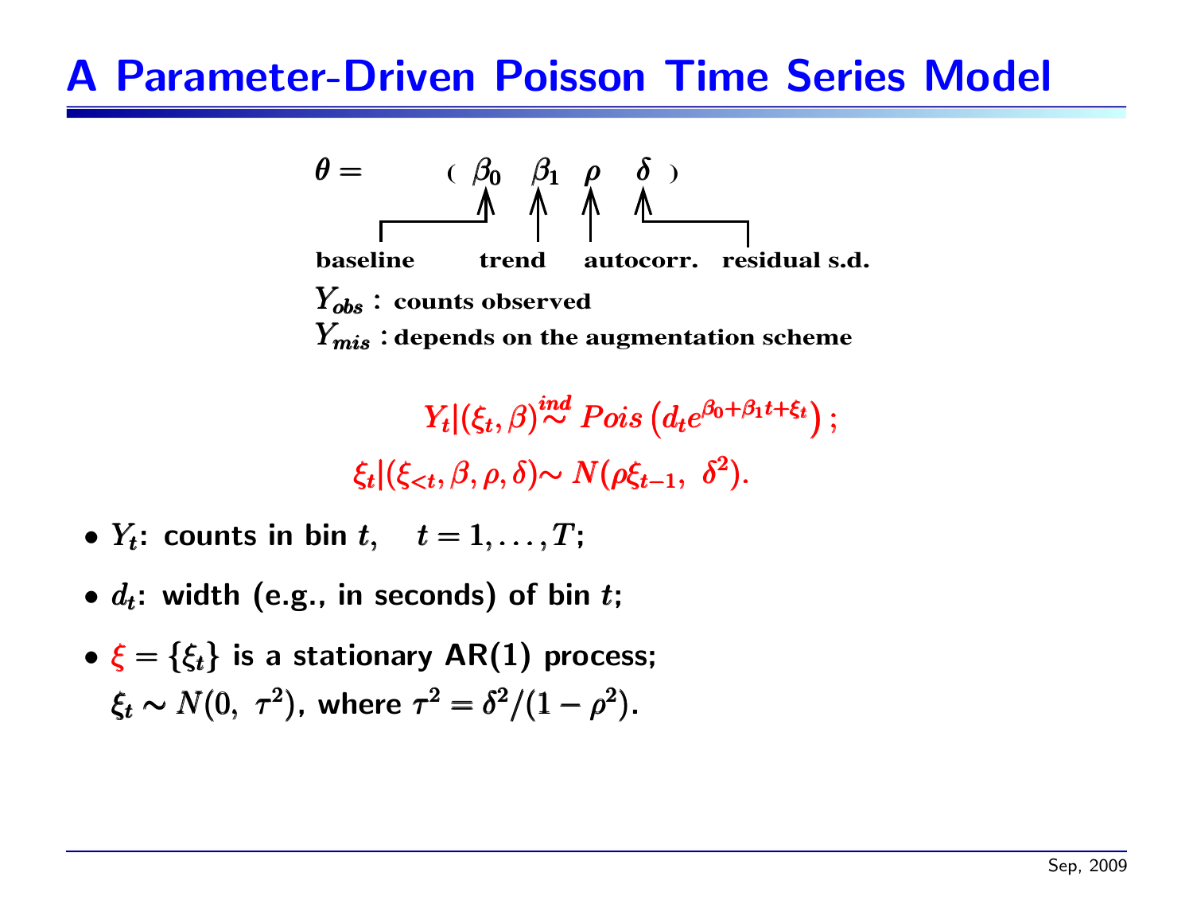# A Parameter-Driven Poisson Time Series Model

$\theta = (\beta_0 \quad \beta_1 \quad \rho \quad \delta)$

baseline　trend　autocorr.　residual s.d.

$Y_{obs}$ : counts observed

$Y_{mis}$ : depends on the augmentation scheme

$$Y_t|(\xi_t, \beta) \overset{ind}{\sim} Pois\left(d_t e^{\beta_0 + \beta_1 t + \xi_t}\right);$$

$$\xi_t|(\xi_{<t}, \beta, \rho, \delta) \sim N(\rho\xi_{t-1}, \ \delta^2).$$

- $Y_t$: counts in bin $t$, $\quad t = 1, \ldots, T$;
- $d_t$: width (e.g., in seconds) of bin $t$;
- $\xi = \{\xi_t\}$ is a stationary AR(1) process;
  $\xi_t \sim N(0, \ \tau^2)$, where $\tau^2 = \delta^2/(1 - \rho^2)$.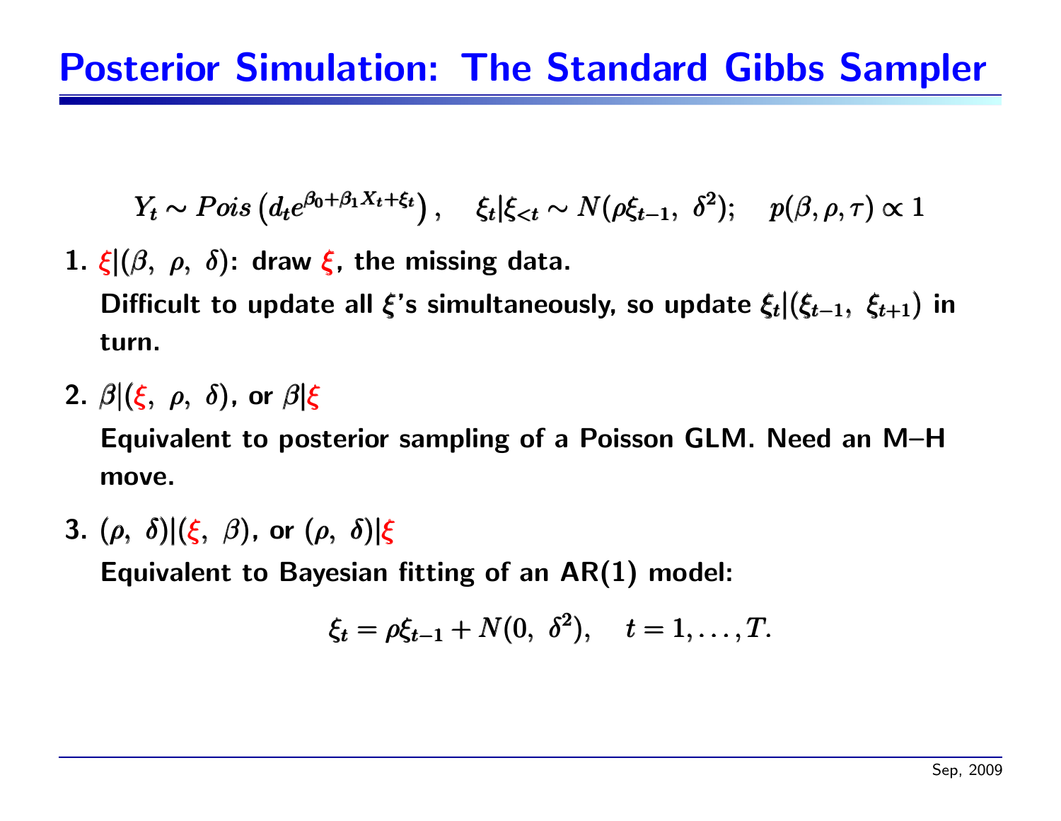# Posterior Simulation: The Standard Gibbs Sampler

$$Y_t \sim Pois\left(d_t e^{\beta_0+\beta_1 X_t+\xi_t}\right), \quad \xi_t|\xi_{<t} \sim N(\rho\xi_{t-1},\ \delta^2); \quad p(\beta, \rho, \tau) \propto 1$$

1. $\xi|(\beta,\ \rho,\ \delta)$: draw $\xi$, the missing data.
   Difficult to update all $\xi$'s simultaneously, so update $\xi_t|(\xi_{t-1},\ \xi_{t+1})$ in turn.

2. $\beta|(\xi,\ \rho,\ \delta)$, or $\beta|\xi$
   Equivalent to posterior sampling of a Poisson GLM. Need an M–H move.

3. $(\rho,\ \delta)|(\xi,\ \beta)$, or $(\rho,\ \delta)|\xi$
   Equivalent to Bayesian fitting of an AR(1) model:

$$\xi_t = \rho\xi_{t-1} + N(0,\ \delta^2), \quad t = 1, \ldots, T.$$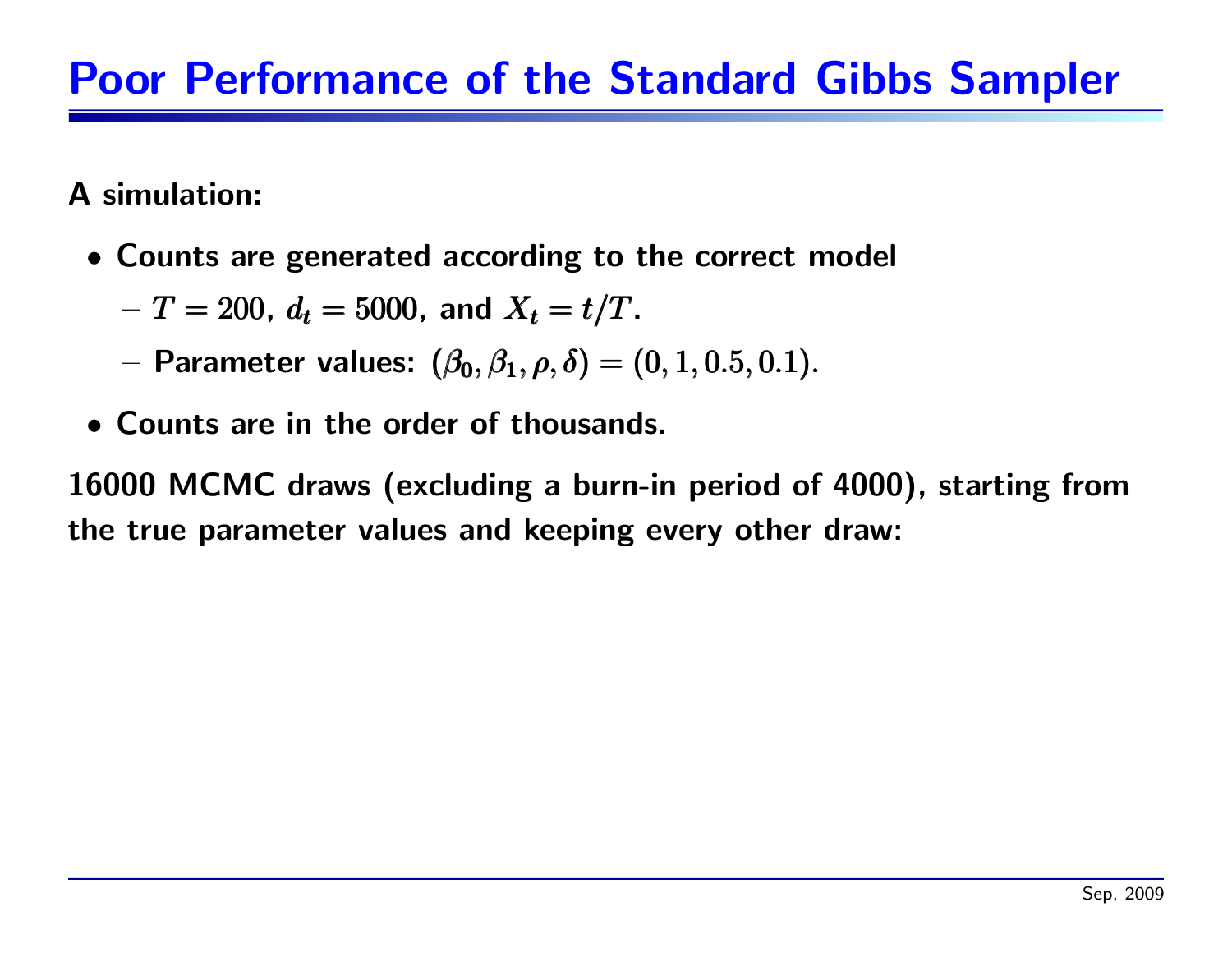# Poor Performance of the Standard Gibbs Sampler

**A simulation:**

- **Counts are generated according to the correct model**
  - $T = 200$, $d_t = 5000$, and $X_t = t/T$.
  - Parameter values: $(\beta_0, \beta_1, \rho, \delta) = (0, 1, 0.5, 0.1)$.
- **Counts are in the order of thousands.**

**16000 MCMC draws (excluding a burn-in period of 4000), starting from the true parameter values and keeping every other draw:**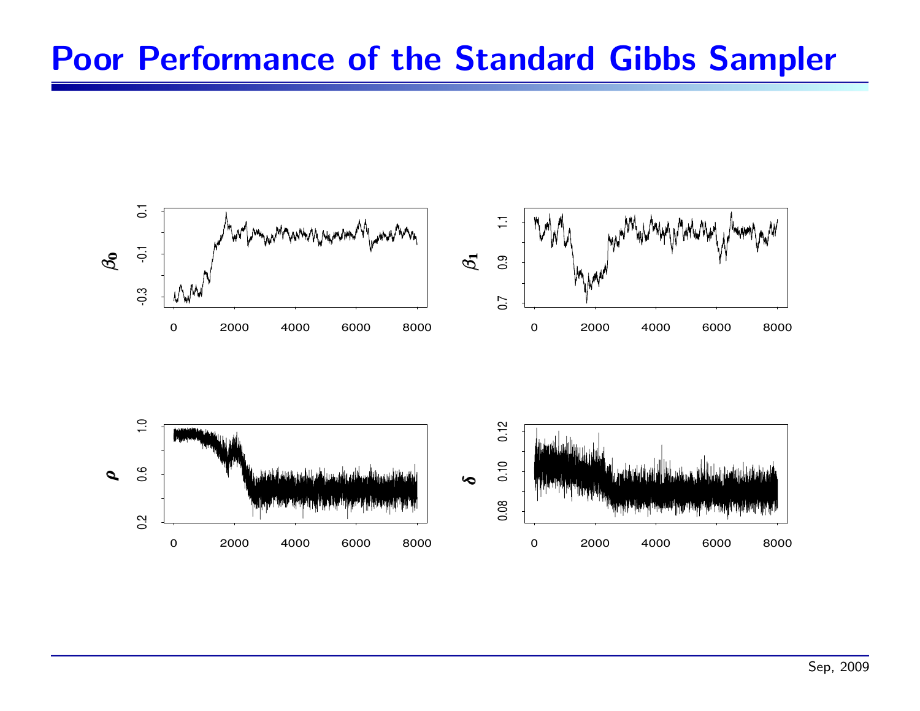# Poor Performance of the Standard Gibbs Sampler

$\beta_0$

0.1
-0.1
-0.3

0 2000 4000 6000 8000

$\beta_1$

1.1
0.9
0.7

0 2000 4000 6000 8000

$\rho$

1.0
0.6
0.2

0 2000 4000 6000 8000

$\delta$

0.12
0.10
0.08

0 2000 4000 6000 8000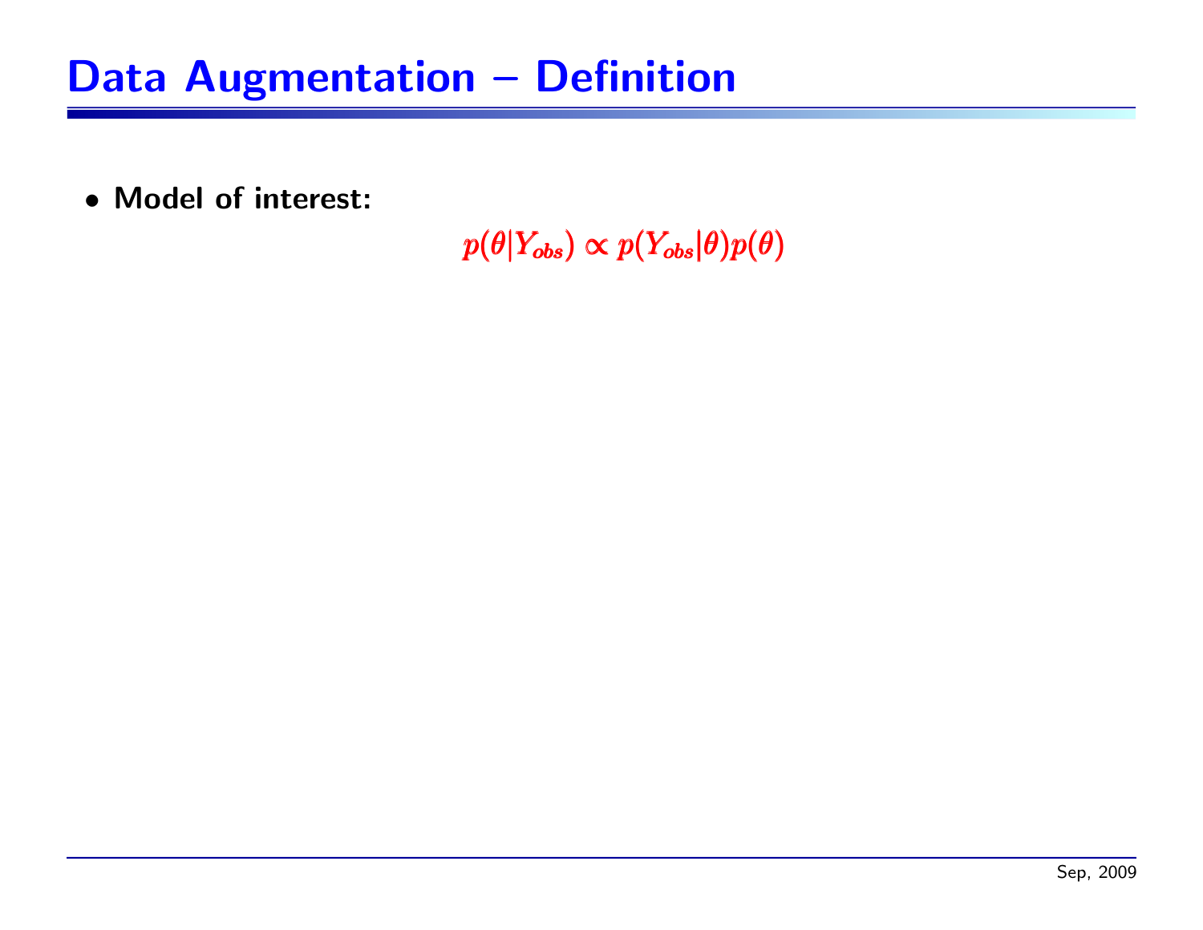# Data Augmentation – Definition

- **Model of interest:**

$$p(\theta|Y_{obs}) \propto p(Y_{obs}|\theta)p(\theta)$$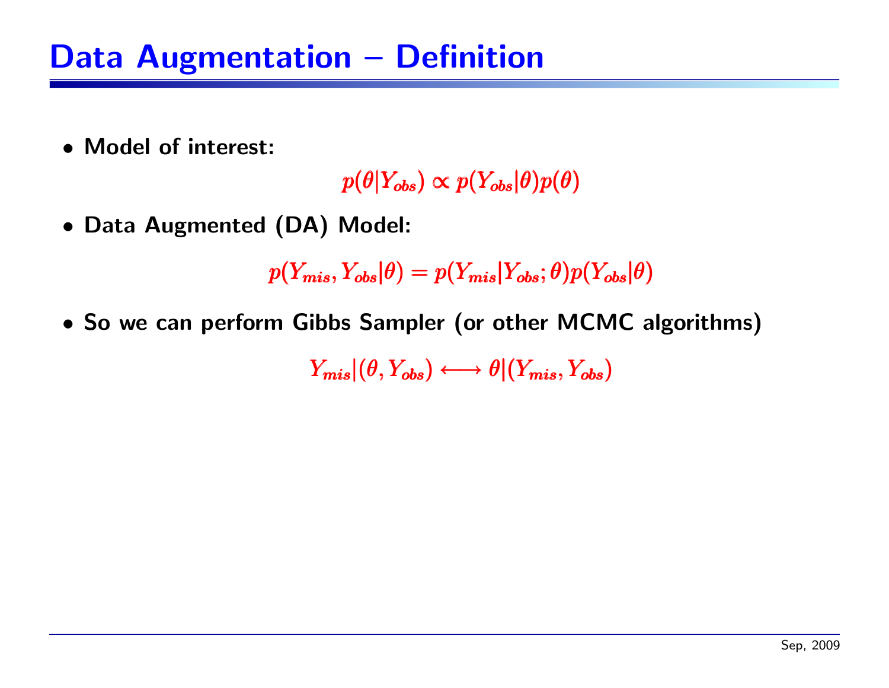# Data Augmentation – Definition

- **Model of interest:**

$$p(\theta|Y_{obs}) \propto p(Y_{obs}|\theta)p(\theta)$$

- **Data Augmented (DA) Model:**

$$p(Y_{mis}, Y_{obs}|\theta) = p(Y_{mis}|Y_{obs};\theta)p(Y_{obs}|\theta)$$

- **So we can perform Gibbs Sampler (or other MCMC algorithms)**

$$Y_{mis}|(\theta, Y_{obs}) \longleftrightarrow \theta|(Y_{mis}, Y_{obs})$$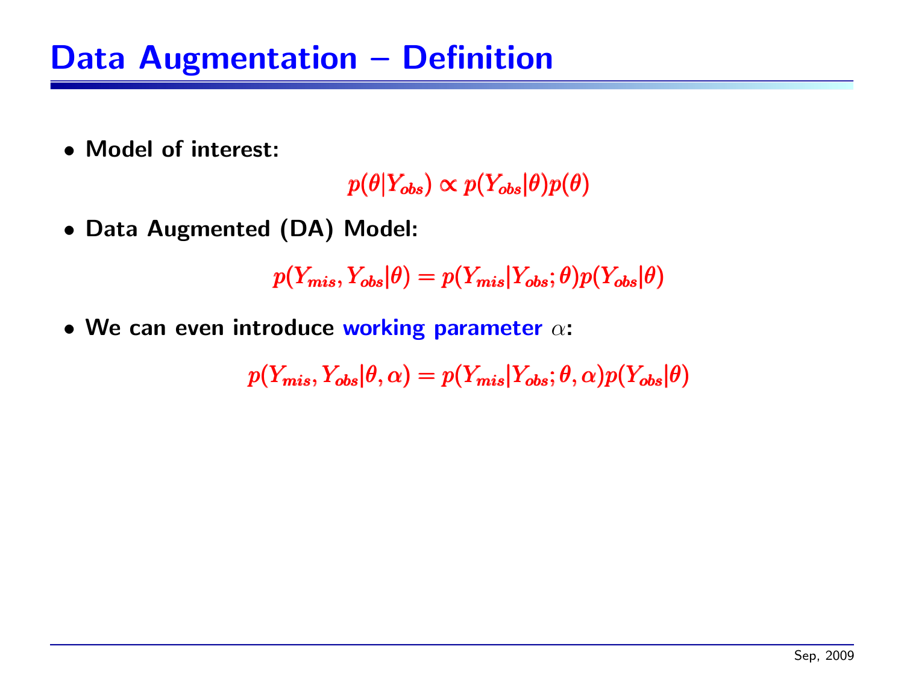# Data Augmentation – Definition

- **Model of interest:**

$$p(\theta|Y_{obs}) \propto p(Y_{obs}|\theta)p(\theta)$$

- **Data Augmented (DA) Model:**

$$p(Y_{mis}, Y_{obs}|\theta) = p(Y_{mis}|Y_{obs};\theta)p(Y_{obs}|\theta)$$

- **We can even introduce working parameter $\alpha$:**

$$p(Y_{mis}, Y_{obs}|\theta, \alpha) = p(Y_{mis}|Y_{obs};\theta, \alpha)p(Y_{obs}|\theta)$$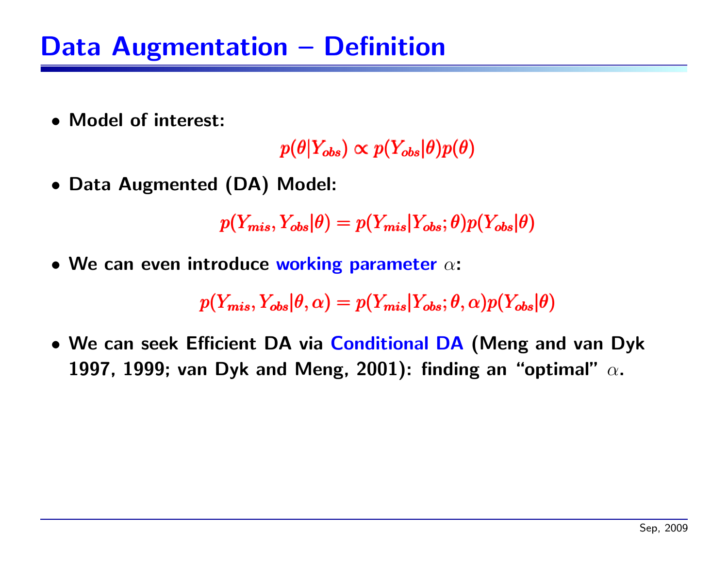# Data Augmentation – Definition

- **Model of interest:**

$$p(\theta|Y_{obs}) \propto p(Y_{obs}|\theta)p(\theta)$$

- **Data Augmented (DA) Model:**

$$p(Y_{mis}, Y_{obs}|\theta) = p(Y_{mis}|Y_{obs}; \theta)p(Y_{obs}|\theta)$$

- **We can even introduce working parameter $\alpha$:**

$$p(Y_{mis}, Y_{obs}|\theta, \alpha) = p(Y_{mis}|Y_{obs}; \theta, \alpha)p(Y_{obs}|\theta)$$

- **We can seek Efficient DA via Conditional DA (Meng and van Dyk 1997, 1999; van Dyk and Meng, 2001): finding an "optimal" $\alpha$.**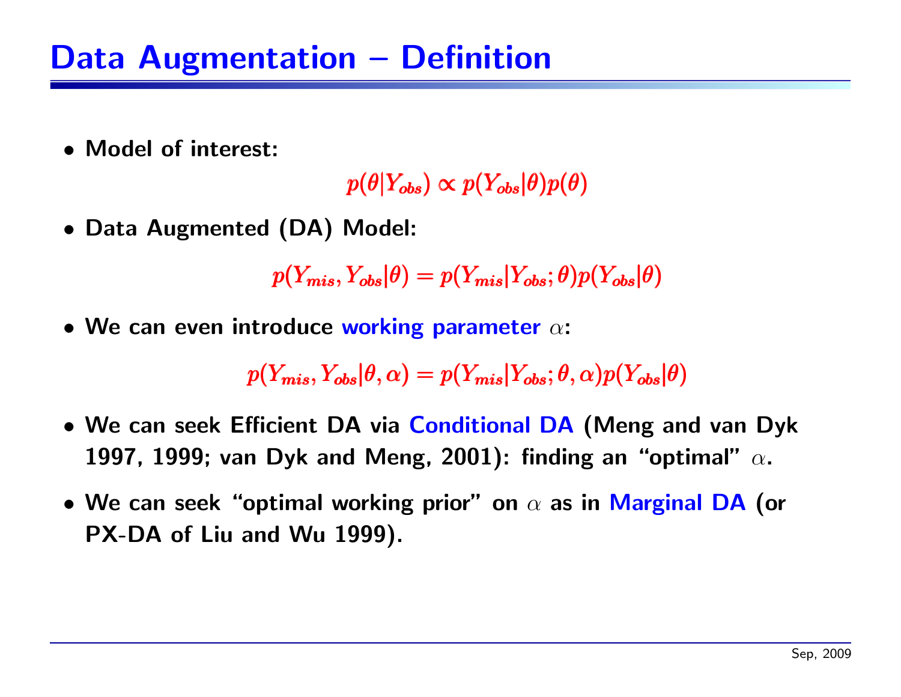# Data Augmentation – Definition

- **Model of interest:**

$$p(\theta|Y_{obs}) \propto p(Y_{obs}|\theta)p(\theta)$$

- **Data Augmented (DA) Model:**

$$p(Y_{mis}, Y_{obs}|\theta) = p(Y_{mis}|Y_{obs}; \theta)p(Y_{obs}|\theta)$$

- **We can even introduce working parameter $\alpha$:**

$$p(Y_{mis}, Y_{obs}|\theta, \alpha) = p(Y_{mis}|Y_{obs}; \theta, \alpha)p(Y_{obs}|\theta)$$

- **We can seek Efficient DA via Conditional DA (Meng and van Dyk 1997, 1999; van Dyk and Meng, 2001): finding an "optimal" $\alpha$.**

- **We can seek "optimal working prior" on $\alpha$ as in Marginal DA (or PX-DA of Liu and Wu 1999).**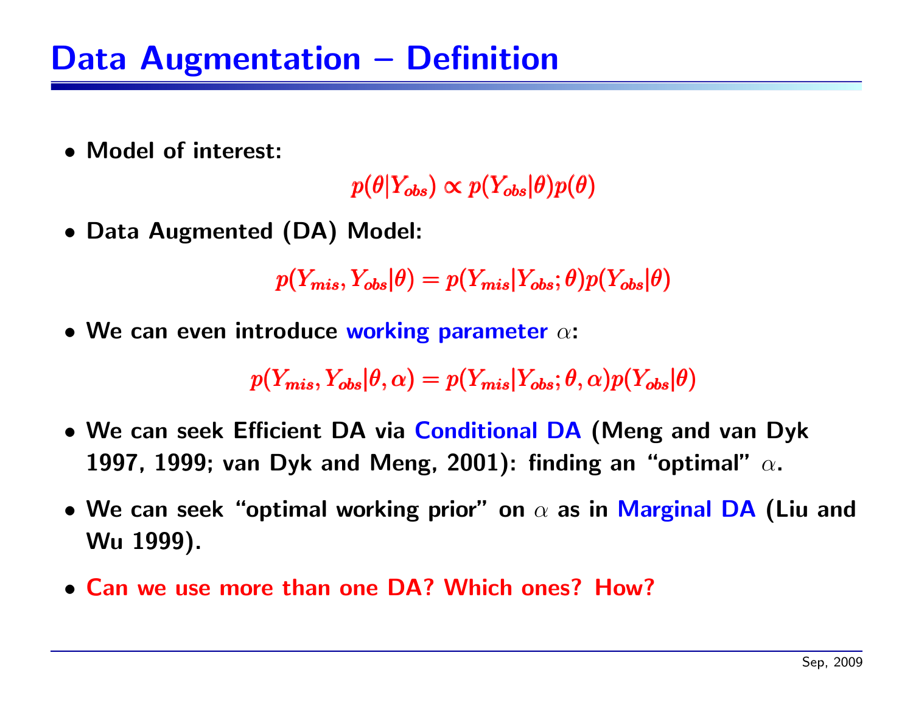# Data Augmentation – Definition

- **Model of interest:**

$$p(\theta|Y_{obs}) \propto p(Y_{obs}|\theta)p(\theta)$$

- **Data Augmented (DA) Model:**

$$p(Y_{mis}, Y_{obs}|\theta) = p(Y_{mis}|Y_{obs};\theta)p(Y_{obs}|\theta)$$

- **We can even introduce working parameter $\alpha$:**

$$p(Y_{mis}, Y_{obs}|\theta, \alpha) = p(Y_{mis}|Y_{obs};\theta, \alpha)p(Y_{obs}|\theta)$$

- **We can seek Efficient DA via Conditional DA (Meng and van Dyk 1997, 1999; van Dyk and Meng, 2001): finding an "optimal" $\alpha$.**

- **We can seek "optimal working prior" on $\alpha$ as in Marginal DA (Liu and Wu 1999).**

- **Can we use more than one DA? Which ones? How?**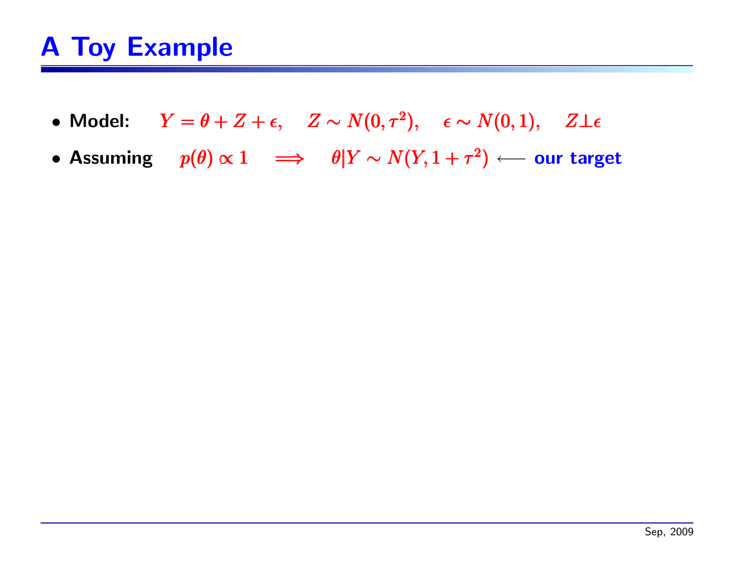# A Toy Example

- **Model:** $Y = \theta + Z + \epsilon, \quad Z \sim N(0, \tau^2), \quad \epsilon \sim N(0, 1), \quad Z \perp \epsilon$
- **Assuming** $p(\theta) \propto 1 \quad \Longrightarrow \quad \theta | Y \sim N(Y, 1 + \tau^2)$ $\longleftarrow$ **our target**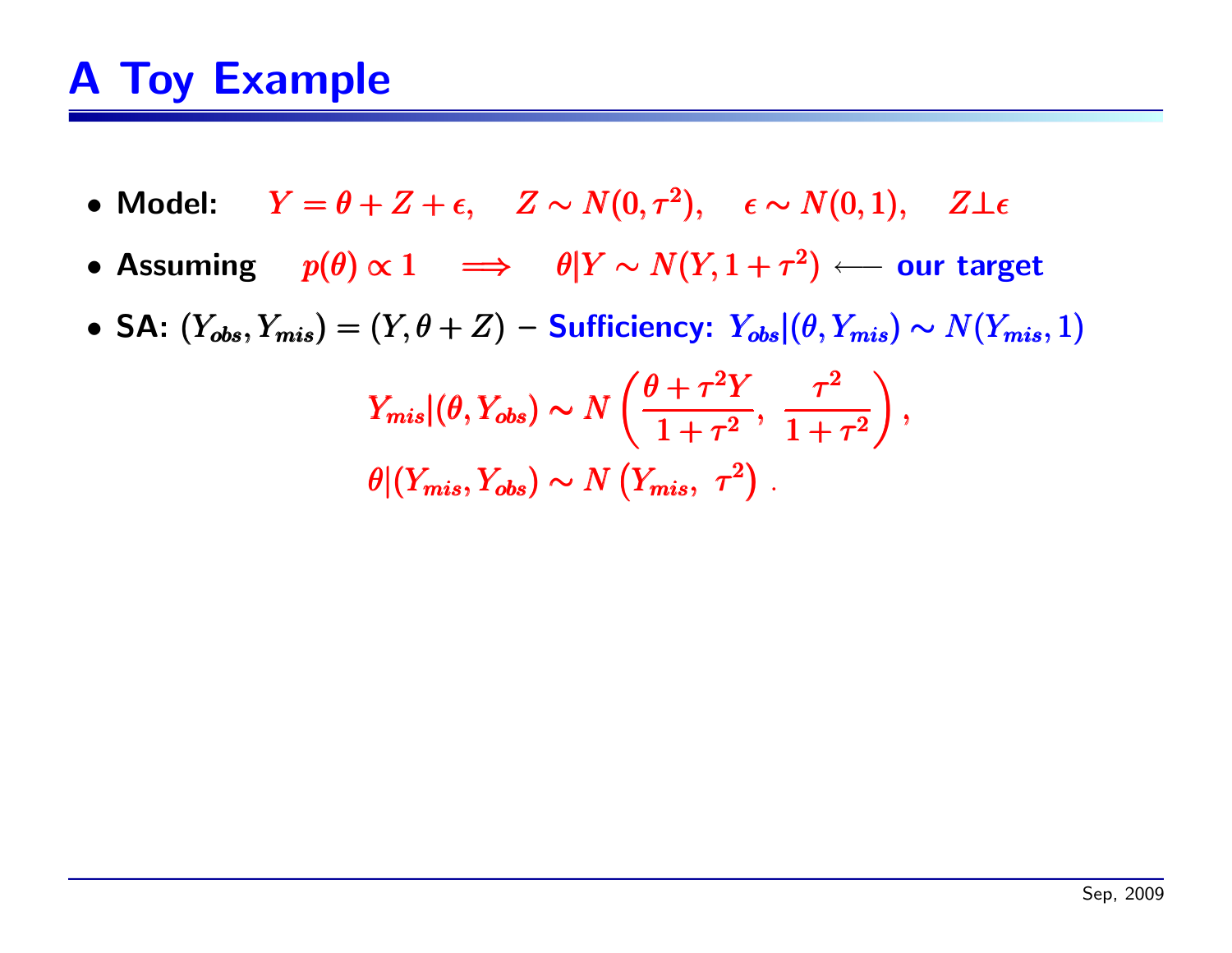# A Toy Example

- **Model:** $Y = \theta + Z + \epsilon, \quad Z \sim N(0, \tau^2), \quad \epsilon \sim N(0, 1), \quad Z \perp \epsilon$
- **Assuming** $p(\theta) \propto 1 \quad \Longrightarrow \quad \theta | Y \sim N(Y, 1 + \tau^2) \longleftarrow$ **our target**
- **SA:** $(Y_{obs}, Y_{mis}) = (Y, \theta + Z)$ − **Sufficiency:** $Y_{obs} | (\theta, Y_{mis}) \sim N(Y_{mis}, 1)$

$$Y_{mis} | (\theta, Y_{obs}) \sim N\left(\frac{\theta + \tau^2 Y}{1 + \tau^2}, \; \frac{\tau^2}{1 + \tau^2}\right),$$

$$\theta | (Y_{mis}, Y_{obs}) \sim N\left(Y_{mis}, \; \tau^2\right) .$$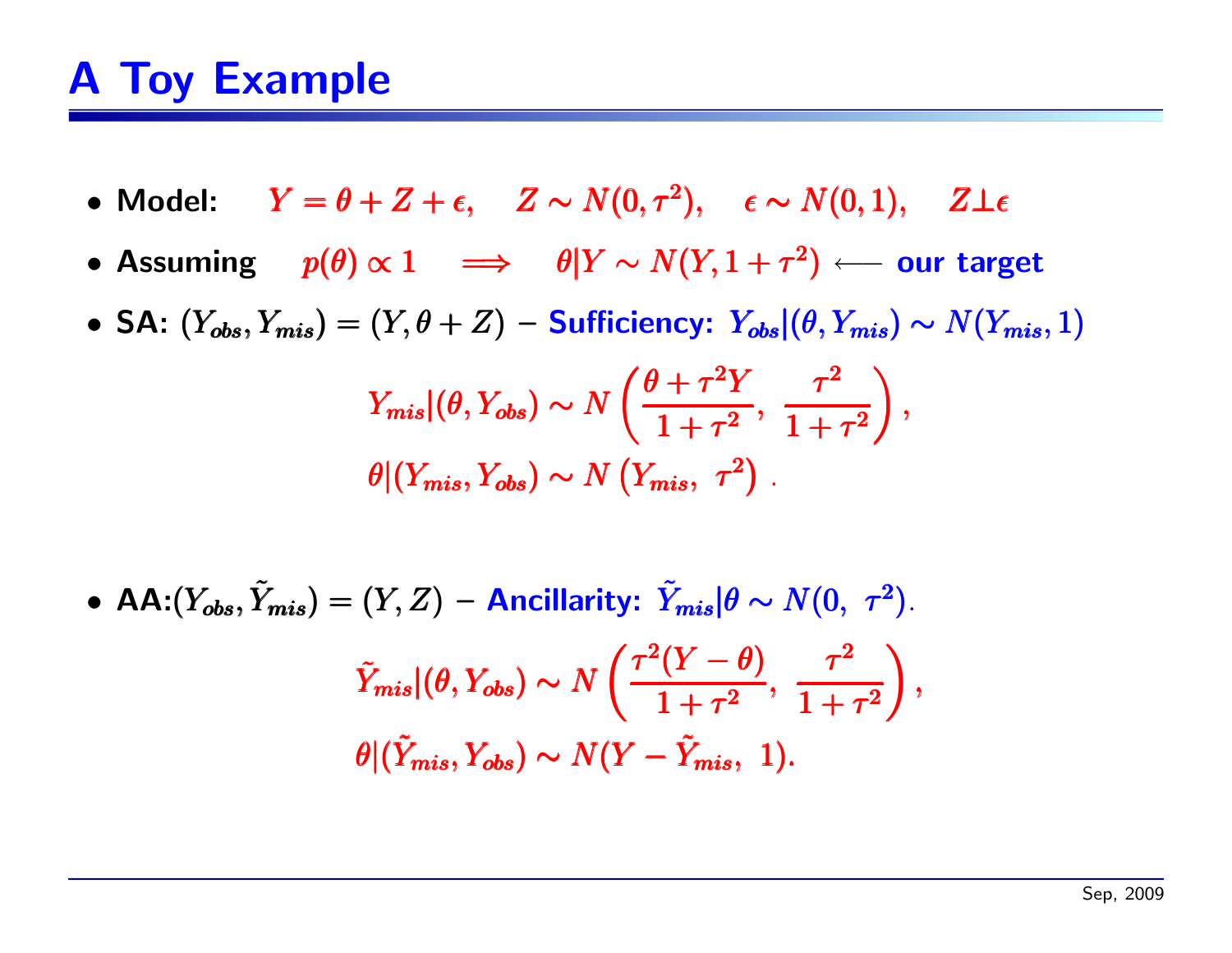# A Toy Example

- **Model:** $Y = \theta + Z + \epsilon, \quad Z \sim N(0, \tau^2), \quad \epsilon \sim N(0,1), \quad Z \perp \epsilon$
- **Assuming** $p(\theta) \propto 1 \quad \Longrightarrow \quad \theta | Y \sim N(Y, 1+\tau^2) \longleftarrow$ **our target**
- **SA:** $(Y_{obs}, Y_{mis}) = (Y, \theta + Z)$ – **Sufficiency:** $Y_{obs}|(\theta, Y_{mis}) \sim N(Y_{mis}, 1)$

$$Y_{mis}|(\theta, Y_{obs}) \sim N\left(\frac{\theta + \tau^2 Y}{1+\tau^2}, \ \frac{\tau^2}{1+\tau^2}\right),$$

$$\theta|(Y_{mis}, Y_{obs}) \sim N\left(Y_{mis}, \ \tau^2\right).$$

- **AA:** $(Y_{obs}, \tilde{Y}_{mis}) = (Y, Z)$ – **Ancillarity:** $\tilde{Y}_{mis}|\theta \sim N(0, \ \tau^2)$.

$$\tilde{Y}_{mis}|(\theta, Y_{obs}) \sim N\left(\frac{\tau^2(Y-\theta)}{1+\tau^2}, \ \frac{\tau^2}{1+\tau^2}\right),$$

$$\theta|(\tilde{Y}_{mis}, Y_{obs}) \sim N(Y - \tilde{Y}_{mis}, \ 1).$$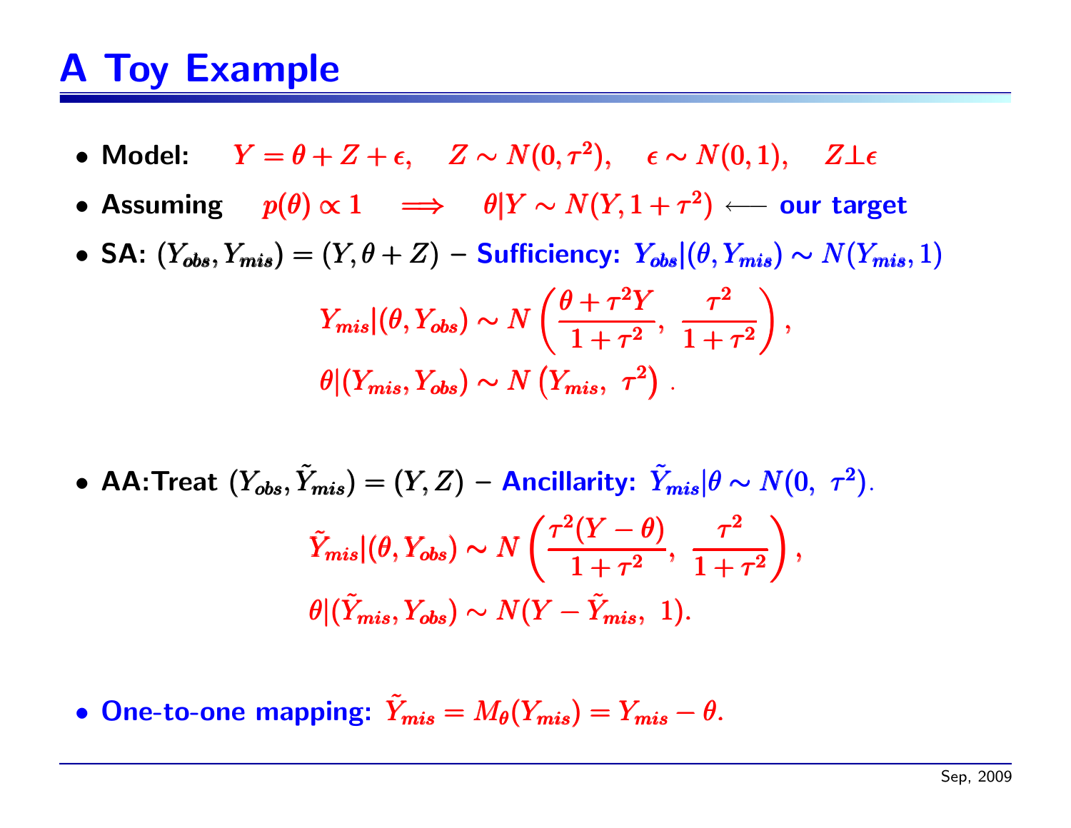# A Toy Example

- **Model:** $Y = \theta + Z + \epsilon, \quad Z \sim N(0, \tau^2), \quad \epsilon \sim N(0,1), \quad Z \perp \epsilon$
- **Assuming** $p(\theta) \propto 1 \quad \Longrightarrow \quad \theta | Y \sim N(Y, 1 + \tau^2) \longleftarrow$ **our target**
- **SA:** $(Y_{obs}, Y_{mis}) = (Y, \theta + Z)$ – **Sufficiency:** $Y_{obs} | (\theta, Y_{mis}) \sim N(Y_{mis}, 1)$

$$Y_{mis} | (\theta, Y_{obs}) \sim N\left(\frac{\theta + \tau^2 Y}{1 + \tau^2},\ \frac{\tau^2}{1 + \tau^2}\right),$$

$$\theta | (Y_{mis}, Y_{obs}) \sim N\left(Y_{mis},\ \tau^2\right).$$

- **AA:Treat** $(Y_{obs}, \tilde{Y}_{mis}) = (Y, Z)$ – **Ancillarity:** $\tilde{Y}_{mis} | \theta \sim N(0,\ \tau^2)$.

$$\tilde{Y}_{mis} | (\theta, Y_{obs}) \sim N\left(\frac{\tau^2 (Y - \theta)}{1 + \tau^2},\ \frac{\tau^2}{1 + \tau^2}\right),$$

$$\theta | (\tilde{Y}_{mis}, Y_{obs}) \sim N(Y - \tilde{Y}_{mis},\ 1).$$

- **One-to-one mapping:** $\tilde{Y}_{mis} = M_\theta(Y_{mis}) = Y_{mis} - \theta.$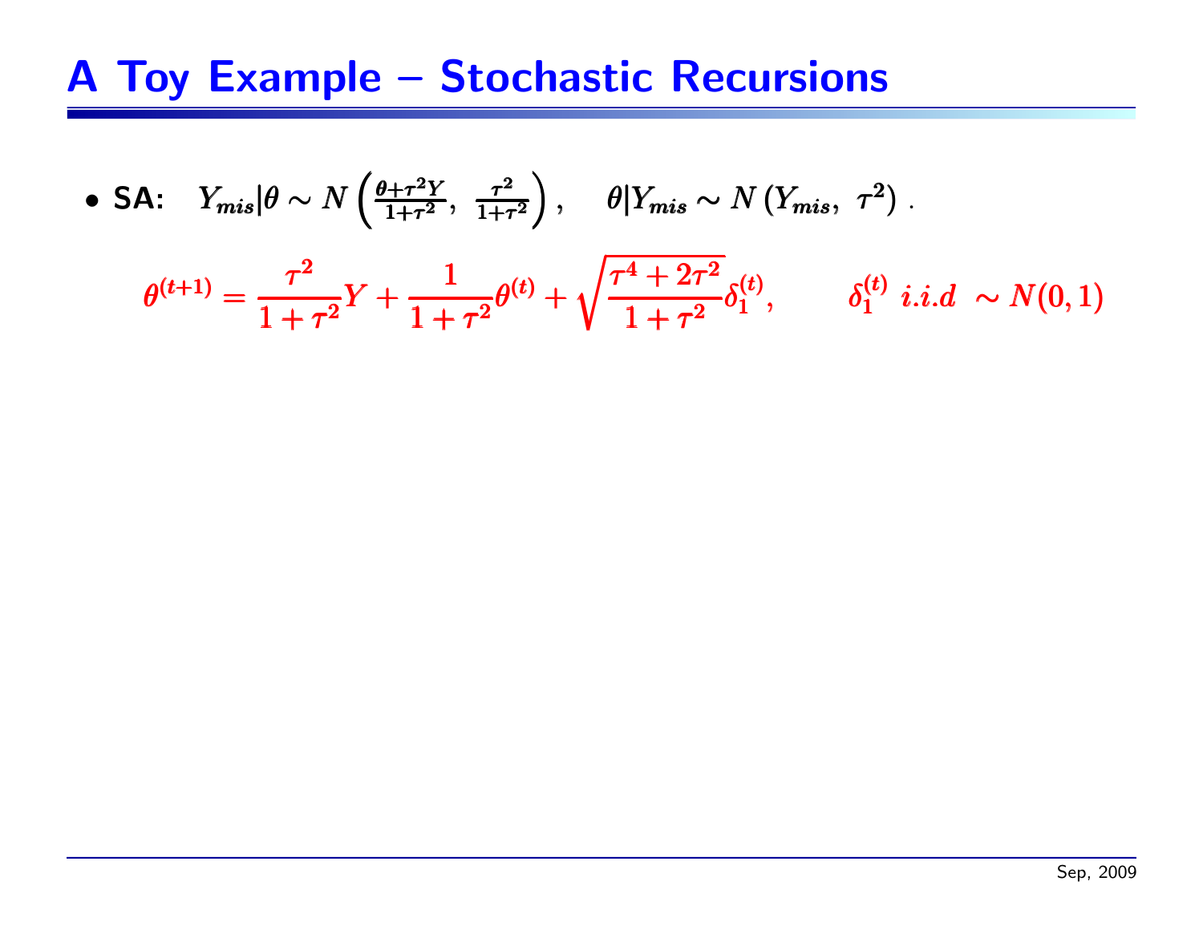# A Toy Example – Stochastic Recursions

- **SA:** $Y_{mis}|\theta \sim N\left(\frac{\theta+\tau^2 Y}{1+\tau^2},\ \frac{\tau^2}{1+\tau^2}\right), \quad \theta|Y_{mis} \sim N\left(Y_{mis},\ \tau^2\right)$ .

$$\theta^{(t+1)} = \frac{\tau^2}{1+\tau^2}Y + \frac{1}{1+\tau^2}\theta^{(t)} + \sqrt{\frac{\tau^4+2\tau^2}{1+\tau^2}}\delta_1^{(t)}, \qquad \delta_1^{(t)}\ i.i.d\ \sim N(0,1)$$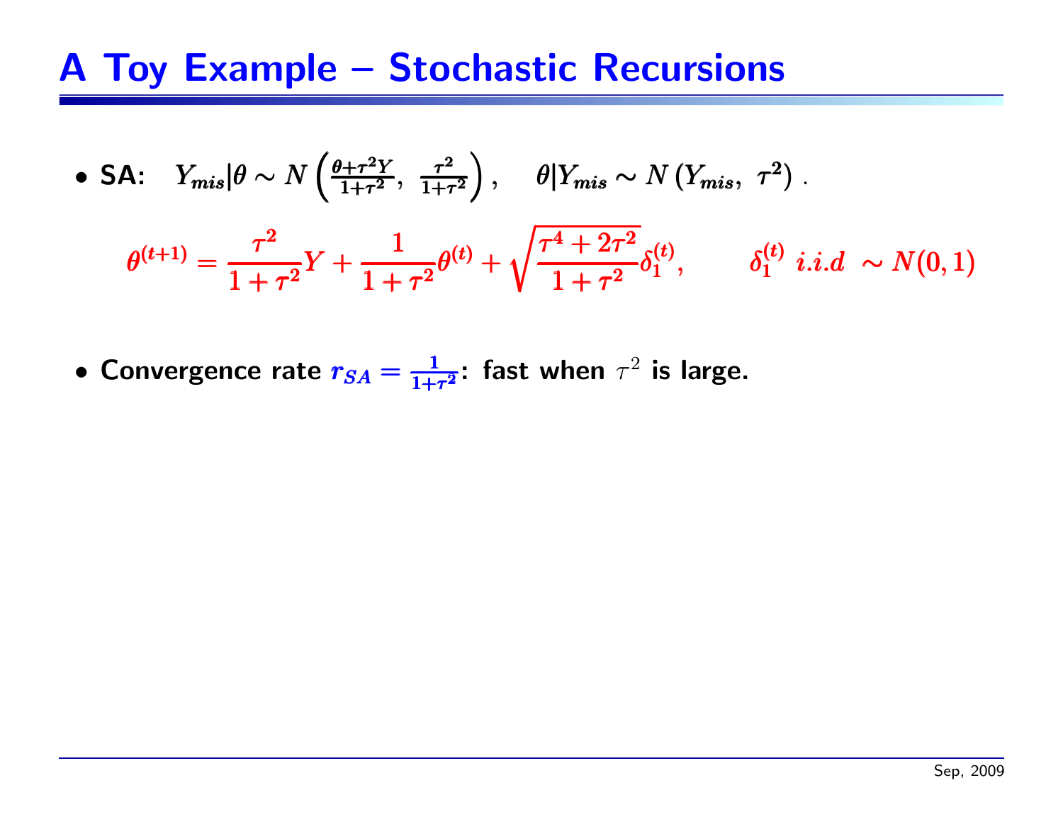# A Toy Example – Stochastic Recursions

- **SA:** $Y_{mis}|\theta \sim N\left(\frac{\theta+\tau^2 Y}{1+\tau^2},\ \frac{\tau^2}{1+\tau^2}\right), \quad \theta|Y_{mis} \sim N\left(Y_{mis},\ \tau^2\right).$

$$\theta^{(t+1)} = \frac{\tau^2}{1+\tau^2}Y + \frac{1}{1+\tau^2}\theta^{(t)} + \sqrt{\frac{\tau^4+2\tau^2}{1+\tau^2}}\delta_1^{(t)}, \qquad \delta_1^{(t)}\ i.i.d\ \sim N(0,1)$$

- **Convergence rate $r_{SA} = \frac{1}{1+\tau^2}$: fast when $\tau^2$ is large.**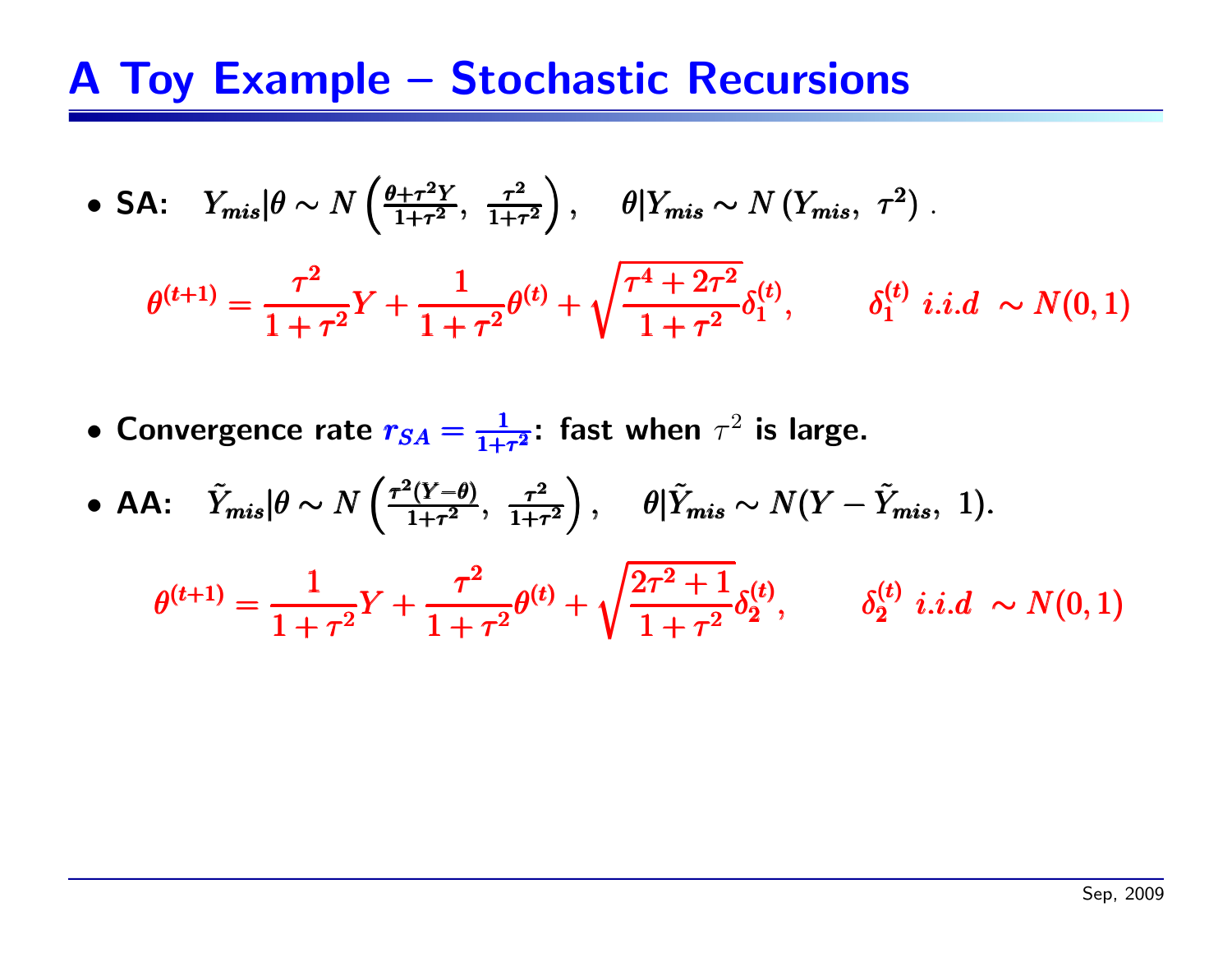# A Toy Example – Stochastic Recursions

- **SA:** $Y_{mis}|\theta \sim N\left(\frac{\theta+\tau^2 Y}{1+\tau^2},\ \frac{\tau^2}{1+\tau^2}\right), \quad \theta|Y_{mis} \sim N\left(Y_{mis},\ \tau^2\right).$

$$\theta^{(t+1)} = \frac{\tau^2}{1+\tau^2}Y + \frac{1}{1+\tau^2}\theta^{(t)} + \sqrt{\frac{\tau^4+2\tau^2}{1+\tau^2}}\delta_1^{(t)}, \qquad \delta_1^{(t)}\ i.i.d\ \sim N(0,1)$$

- **Convergence rate** $r_{SA} = \frac{1}{1+\tau^2}$**: fast when** $\tau^2$ **is large.**
- **AA:** $\tilde{Y}_{mis}|\theta \sim N\left(\frac{\tau^2(Y-\theta)}{1+\tau^2},\ \frac{\tau^2}{1+\tau^2}\right), \quad \theta|\tilde{Y}_{mis} \sim N(Y-\tilde{Y}_{mis},\ 1).$

$$\theta^{(t+1)} = \frac{1}{1+\tau^2}Y + \frac{\tau^2}{1+\tau^2}\theta^{(t)} + \sqrt{\frac{2\tau^2+1}{1+\tau^2}}\delta_2^{(t)}, \qquad \delta_2^{(t)}\ i.i.d\ \sim N(0,1)$$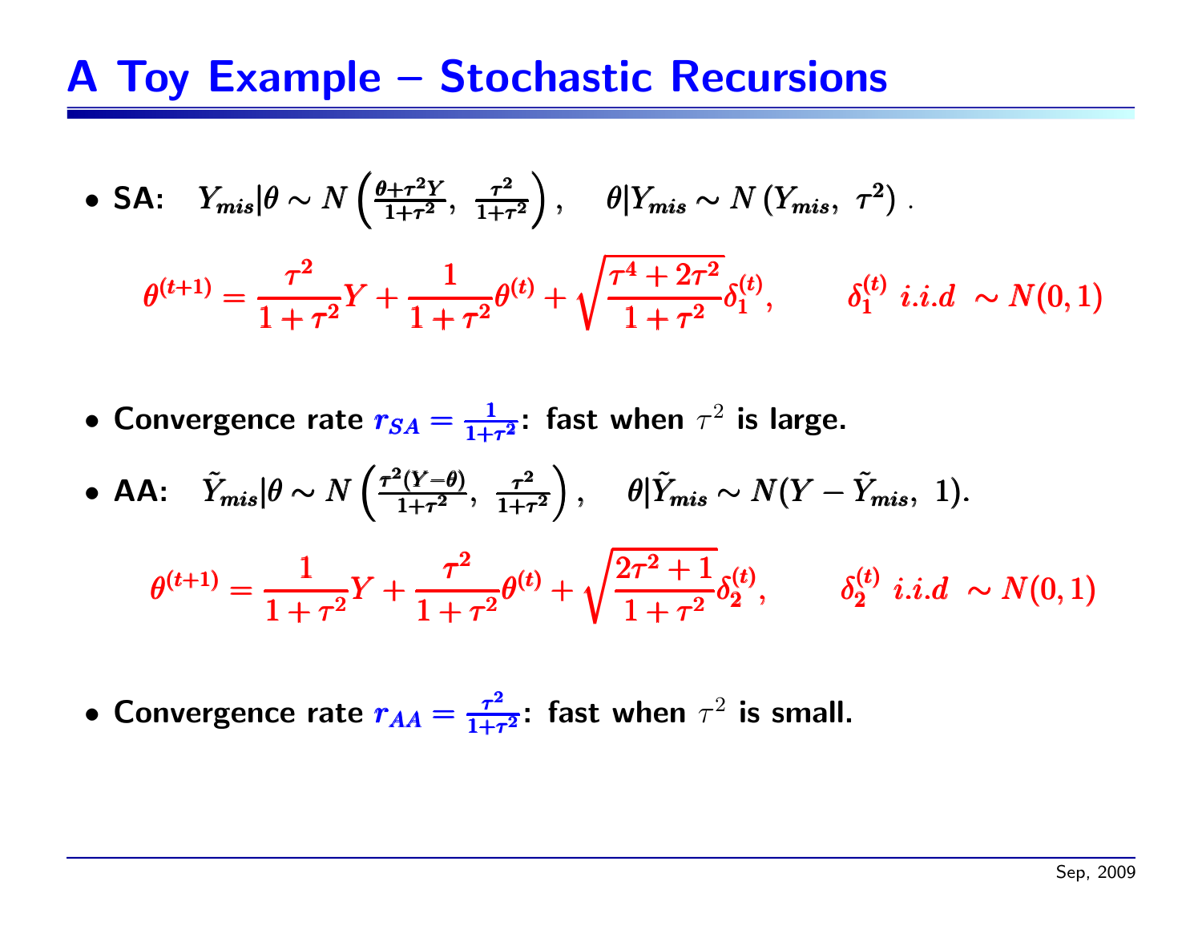# A Toy Example – Stochastic Recursions

- **SA:** $Y_{mis}|\theta \sim N\left(\frac{\theta+\tau^2 Y}{1+\tau^2},\ \frac{\tau^2}{1+\tau^2}\right), \quad \theta|Y_{mis} \sim N\left(Y_{mis},\ \tau^2\right).$

$$\theta^{(t+1)} = \frac{\tau^2}{1+\tau^2}Y + \frac{1}{1+\tau^2}\theta^{(t)} + \sqrt{\frac{\tau^4+2\tau^2}{1+\tau^2}}\delta_1^{(t)}, \qquad \delta_1^{(t)}\ i.i.d\ \sim N(0,1)$$

- **Convergence rate $r_{SA} = \frac{1}{1+\tau^2}$: fast when $\tau^2$ is large.**

- **AA:** $\tilde{Y}_{mis}|\theta \sim N\left(\frac{\tau^2(Y-\theta)}{1+\tau^2},\ \frac{\tau^2}{1+\tau^2}\right), \quad \theta|\tilde{Y}_{mis} \sim N(Y - \tilde{Y}_{mis},\ 1).$

$$\theta^{(t+1)} = \frac{1}{1+\tau^2}Y + \frac{\tau^2}{1+\tau^2}\theta^{(t)} + \sqrt{\frac{2\tau^2+1}{1+\tau^2}}\delta_2^{(t)}, \qquad \delta_2^{(t)}\ i.i.d\ \sim N(0,1)$$

- **Convergence rate $r_{AA} = \frac{\tau^2}{1+\tau^2}$: fast when $\tau^2$ is small.**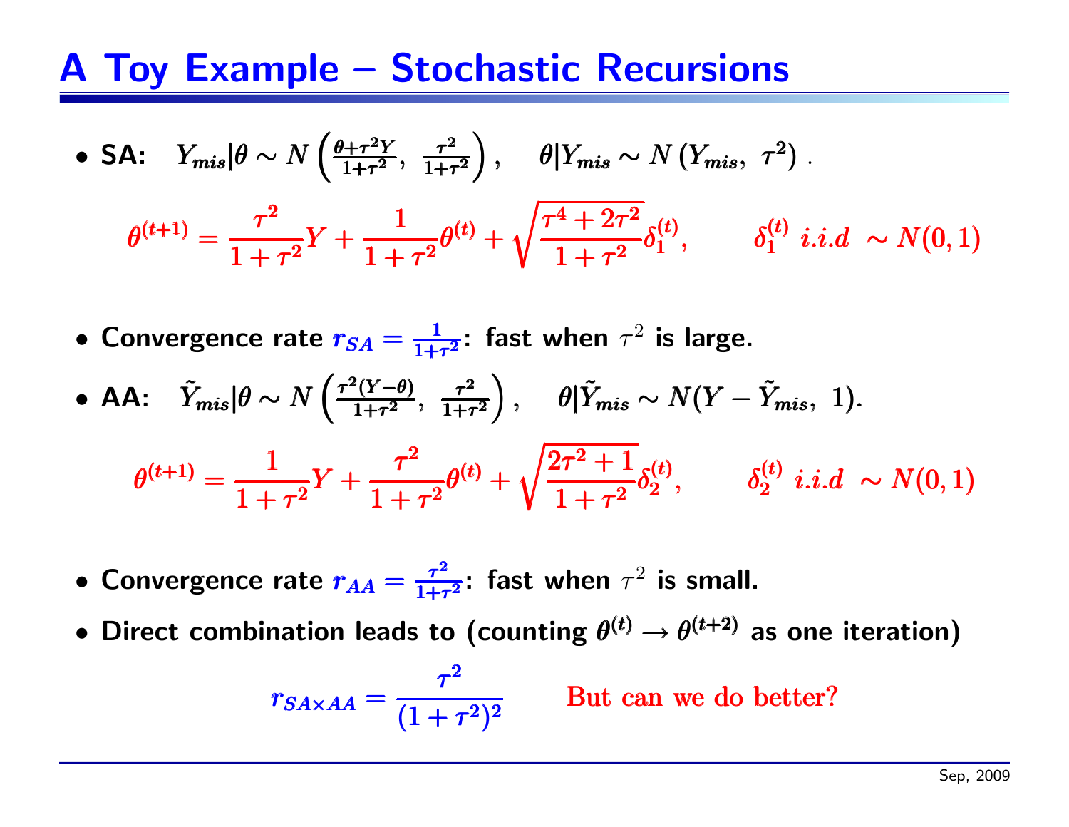# A Toy Example – Stochastic Recursions

- **SA:** $Y_{mis}|\theta \sim N\left(\frac{\theta+\tau^2 Y}{1+\tau^2},\ \frac{\tau^2}{1+\tau^2}\right), \quad \theta|Y_{mis} \sim N\left(Y_{mis},\ \tau^2\right)$ .

$$\theta^{(t+1)} = \frac{\tau^2}{1+\tau^2}Y + \frac{1}{1+\tau^2}\theta^{(t)} + \sqrt{\frac{\tau^4+2\tau^2}{1+\tau^2}}\delta_1^{(t)}, \qquad \delta_1^{(t)}\ i.i.d\ \sim N(0,1)$$

- **Convergence rate** $r_{SA} = \frac{1}{1+\tau^2}$**: fast when** $\tau^2$ **is large.**

- **AA:** $\tilde{Y}_{mis}|\theta \sim N\left(\frac{\tau^2(Y-\theta)}{1+\tau^2},\ \frac{\tau^2}{1+\tau^2}\right), \quad \theta|\tilde{Y}_{mis} \sim N(Y-\tilde{Y}_{mis},\ 1).$

$$\theta^{(t+1)} = \frac{1}{1+\tau^2}Y + \frac{\tau^2}{1+\tau^2}\theta^{(t)} + \sqrt{\frac{2\tau^2+1}{1+\tau^2}}\delta_2^{(t)}, \qquad \delta_2^{(t)}\ i.i.d\ \sim N(0,1)$$

- **Convergence rate** $r_{AA} = \frac{\tau^2}{1+\tau^2}$**: fast when** $\tau^2$ **is small.**

- **Direct combination leads to (counting** $\theta^{(t)} \to \theta^{(t+2)}$ **as one iteration)**

$$r_{SA\times AA} = \frac{\tau^2}{(1+\tau^2)^2}$$

But can we do better?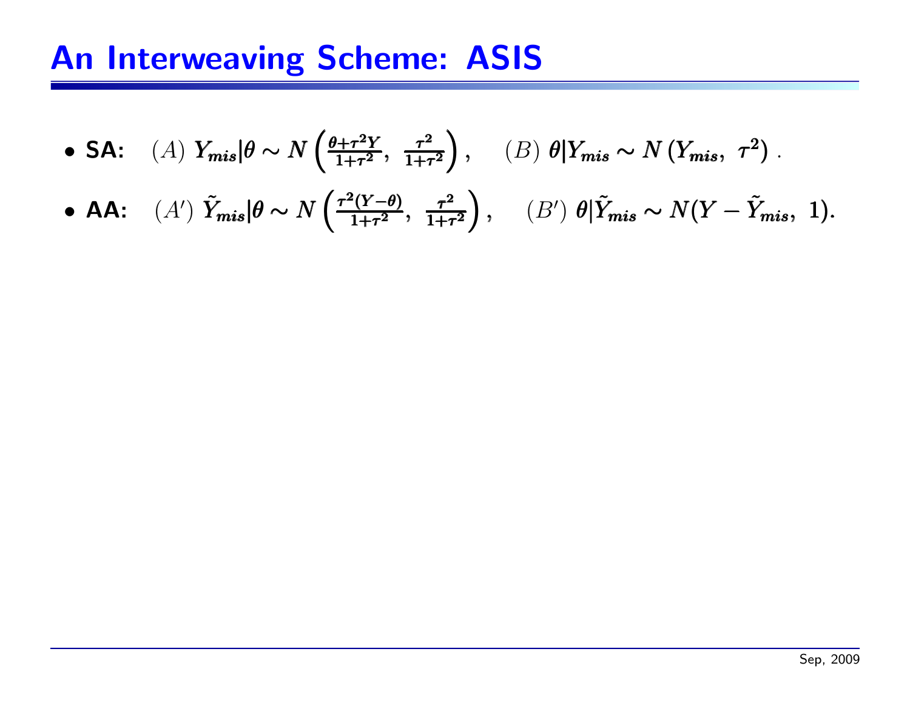# An Interweaving Scheme: ASIS

- **SA:** $(A)\ Y_{mis}|\theta \sim N\left(\frac{\theta+\tau^2 Y}{1+\tau^2},\ \frac{\tau^2}{1+\tau^2}\right), \quad (B)\ \theta|Y_{mis} \sim N\left(Y_{mis},\ \tau^2\right)$ .
- **AA:** $(A')\ \tilde{Y}_{mis}|\theta \sim N\left(\frac{\tau^2(Y-\theta)}{1+\tau^2},\ \frac{\tau^2}{1+\tau^2}\right), \quad (B')\ \theta|\tilde{Y}_{mis} \sim N(Y - \tilde{Y}_{mis},\ 1).$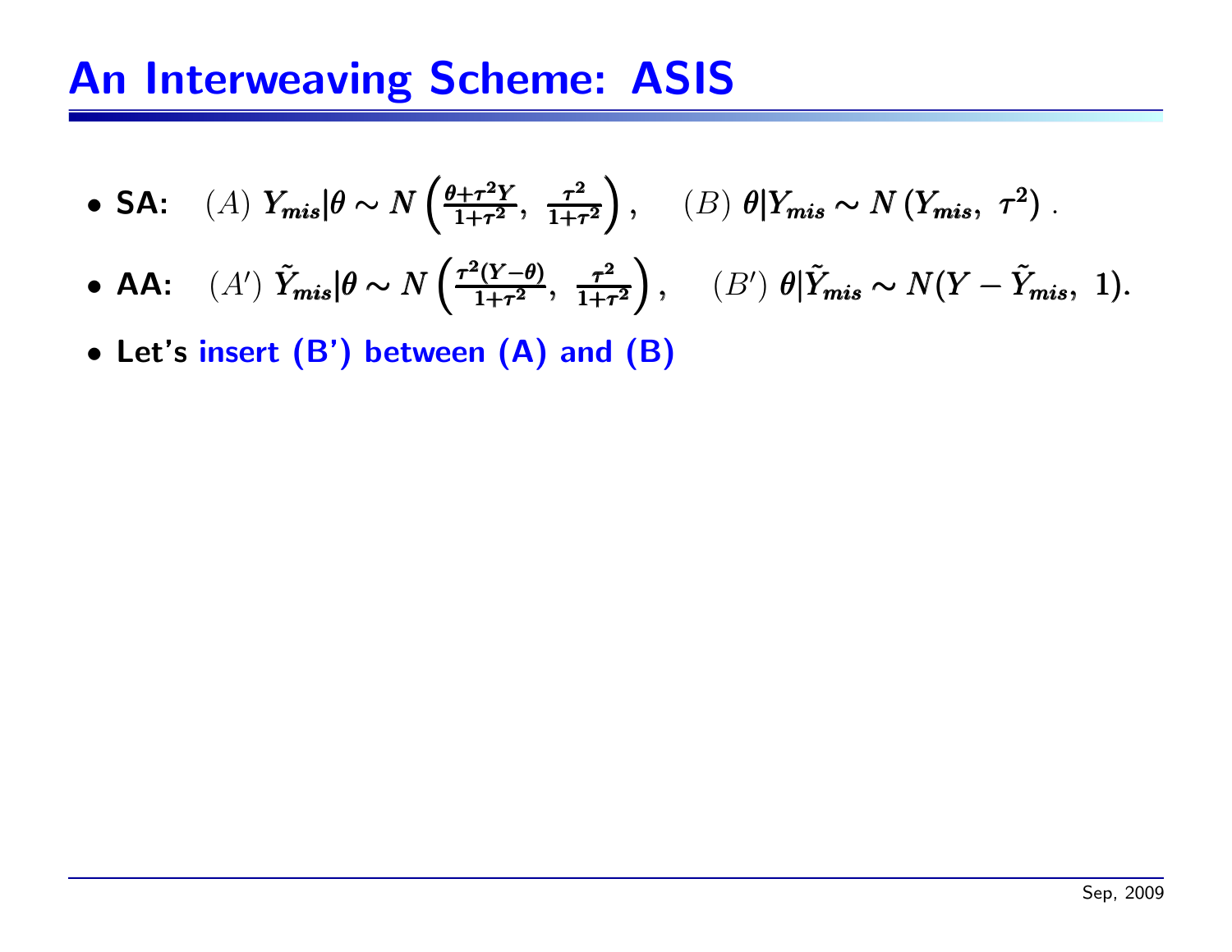# An Interweaving Scheme: ASIS

- **SA:** $(A)\ Y_{mis}|\theta \sim N\left(\frac{\theta+\tau^2 Y}{1+\tau^2},\ \frac{\tau^2}{1+\tau^2}\right), \quad (B)\ \theta|Y_{mis} \sim N\left(Y_{mis},\ \tau^2\right).$
- **AA:** $(A')\ \tilde{Y}_{mis}|\theta \sim N\left(\frac{\tau^2(Y-\theta)}{1+\tau^2},\ \frac{\tau^2}{1+\tau^2}\right), \quad (B')\ \theta|\tilde{Y}_{mis} \sim N(Y - \tilde{Y}_{mis},\ 1).$
- **Let's insert (B') between (A) and (B)**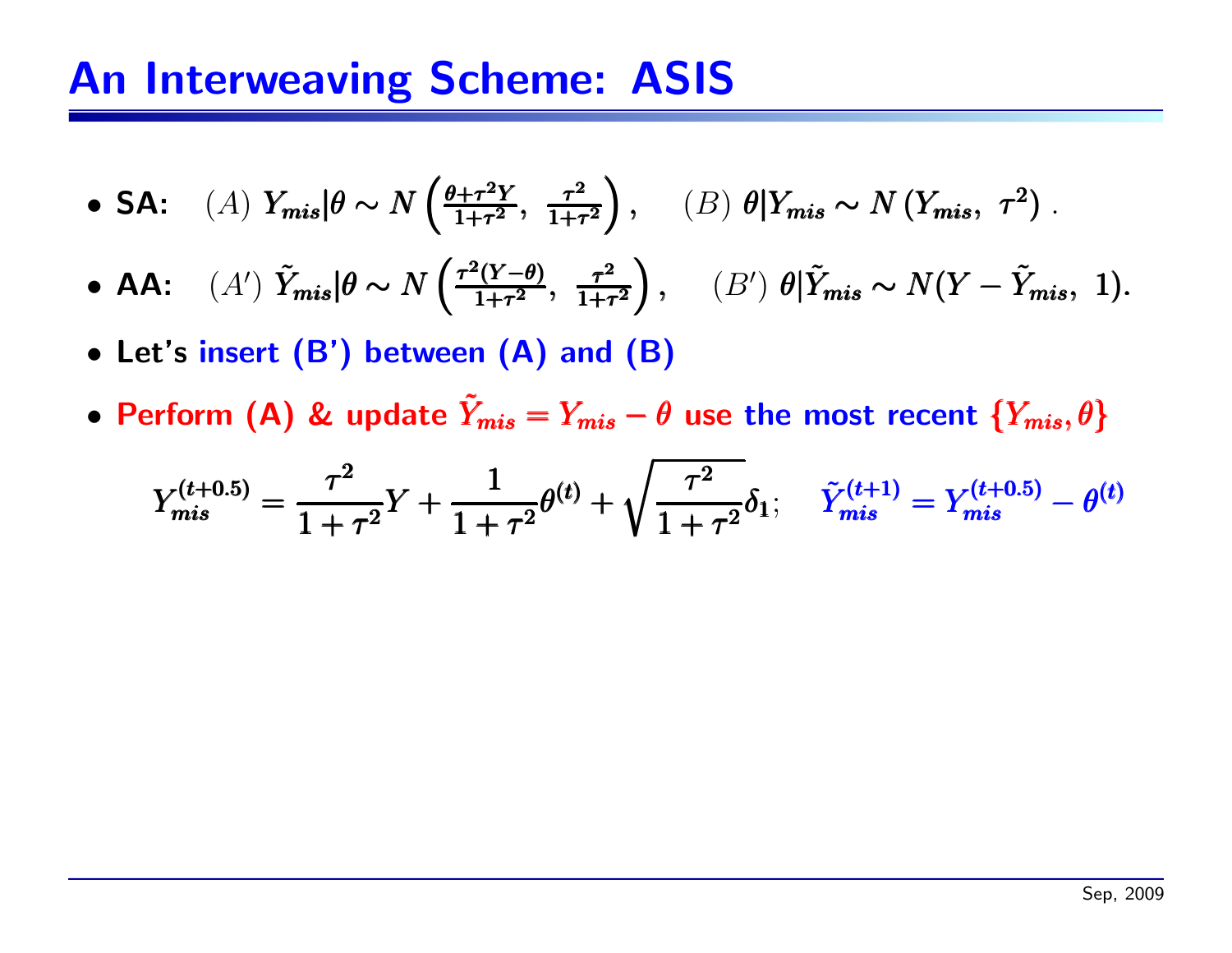# An Interweaving Scheme: ASIS

- **SA:** $(A)\ Y_{mis}|\theta \sim N\left(\frac{\theta+\tau^2 Y}{1+\tau^2},\ \frac{\tau^2}{1+\tau^2}\right), \quad (B)\ \theta|Y_{mis} \sim N\left(Y_{mis},\ \tau^2\right).$
- **AA:** $(A')\ \tilde{Y}_{mis}|\theta \sim N\left(\frac{\tau^2(Y-\theta)}{1+\tau^2},\ \frac{\tau^2}{1+\tau^2}\right), \quad (B')\ \theta|\tilde{Y}_{mis} \sim N(Y-\tilde{Y}_{mis},\ 1).$
- **Let's insert (B') between (A) and (B)**
- **Perform (A) & update $\tilde{Y}_{mis} = Y_{mis} - \theta$ use the most recent $\{Y_{mis}, \theta\}$**

$$Y_{mis}^{(t+0.5)} = \frac{\tau^2}{1+\tau^2}Y + \frac{1}{1+\tau^2}\theta^{(t)} + \sqrt{\frac{\tau^2}{1+\tau^2}}\delta_1; \quad \tilde{Y}_{mis}^{(t+1)} = Y_{mis}^{(t+0.5)} - \theta^{(t)}$$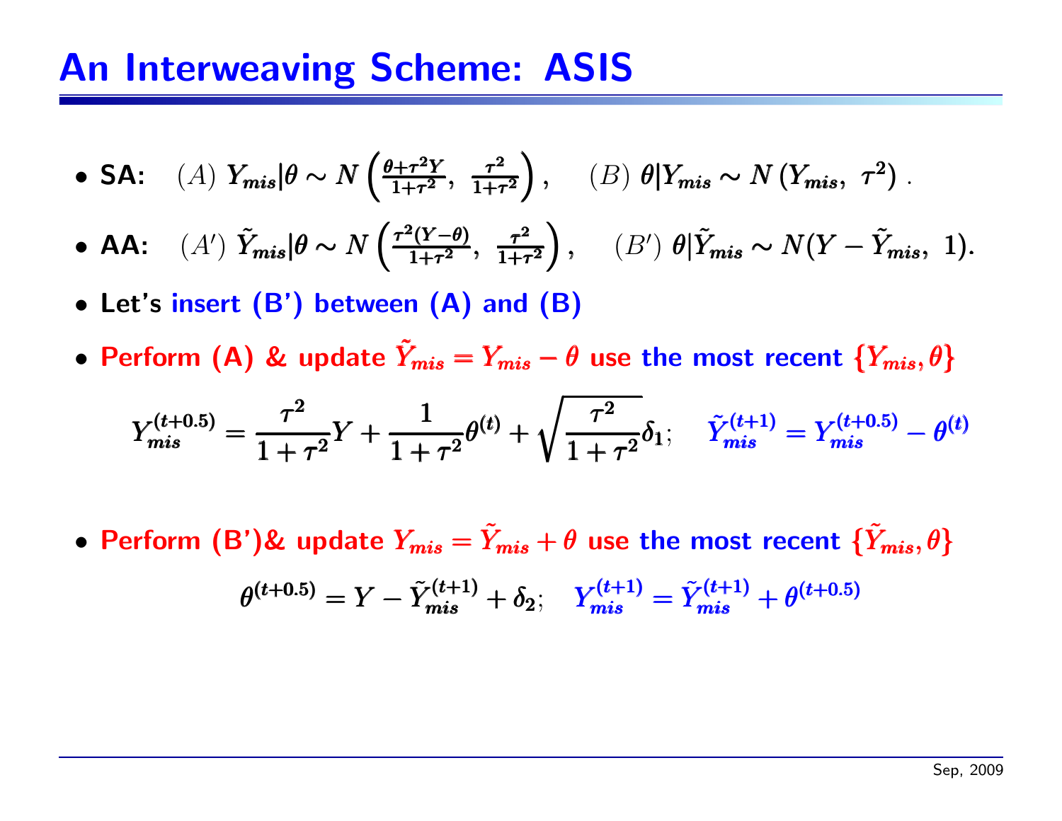# An Interweaving Scheme: ASIS

- **SA:** $(A)\ Y_{mis}|\theta \sim N\left(\frac{\theta+\tau^2 Y}{1+\tau^2},\ \frac{\tau^2}{1+\tau^2}\right), \quad (B)\ \theta|Y_{mis} \sim N\left(Y_{mis},\ \tau^2\right).$
- **AA:** $(A')\ \tilde{Y}_{mis}|\theta \sim N\left(\frac{\tau^2(Y-\theta)}{1+\tau^2},\ \frac{\tau^2}{1+\tau^2}\right), \quad (B')\ \theta|\tilde{Y}_{mis} \sim N(Y - \tilde{Y}_{mis},\ 1).$
- **Let's insert (B') between (A) and (B)**
- **Perform (A) & update $\tilde{Y}_{mis} = Y_{mis} - \theta$ use the most recent $\{Y_{mis}, \theta\}$**

$$Y_{mis}^{(t+0.5)} = \frac{\tau^2}{1+\tau^2}Y + \frac{1}{1+\tau^2}\theta^{(t)} + \sqrt{\frac{\tau^2}{1+\tau^2}}\delta_1; \quad \tilde{Y}_{mis}^{(t+1)} = Y_{mis}^{(t+0.5)} - \theta^{(t)}$$

- **Perform (B')& update $Y_{mis} = \tilde{Y}_{mis} + \theta$ use the most recent $\{\tilde{Y}_{mis}, \theta\}$**

$$\theta^{(t+0.5)} = Y - \tilde{Y}_{mis}^{(t+1)} + \delta_2; \quad Y_{mis}^{(t+1)} = \tilde{Y}_{mis}^{(t+1)} + \theta^{(t+0.5)}$$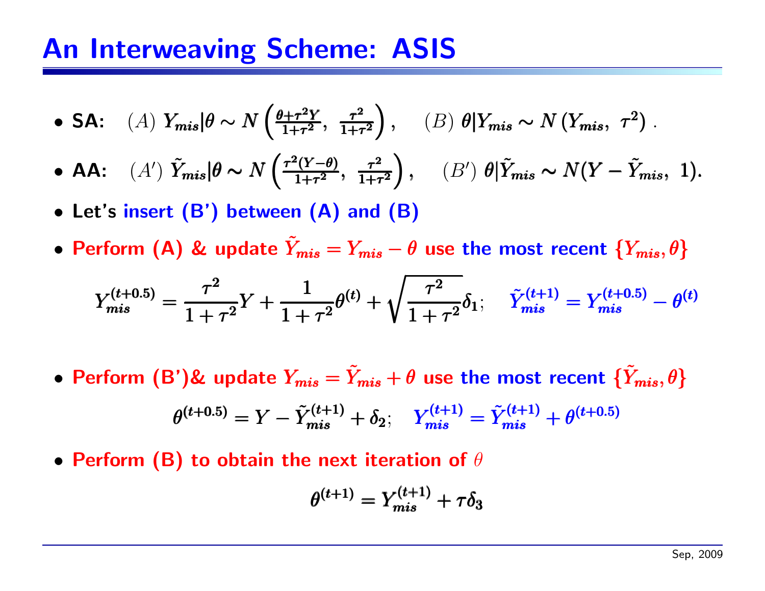# An Interweaving Scheme: ASIS

- **SA:** $(A)\ Y_{mis}|\theta \sim N\left(\frac{\theta+\tau^2 Y}{1+\tau^2},\ \frac{\tau^2}{1+\tau^2}\right)$, $\quad (B)\ \theta|Y_{mis} \sim N\left(Y_{mis},\ \tau^2\right)$ .
- **AA:** $(A')\ \tilde{Y}_{mis}|\theta \sim N\left(\frac{\tau^2(Y-\theta)}{1+\tau^2},\ \frac{\tau^2}{1+\tau^2}\right)$, $\quad (B')\ \theta|\tilde{Y}_{mis} \sim N(Y-\tilde{Y}_{mis},\ 1)$.
- **Let's insert (B') between (A) and (B)**
- **Perform (A) & update $\tilde{Y}_{mis} = Y_{mis} - \theta$ use the most recent $\{Y_{mis}, \theta\}$**

$$Y_{mis}^{(t+0.5)} = \frac{\tau^2}{1+\tau^2}Y + \frac{1}{1+\tau^2}\theta^{(t)} + \sqrt{\frac{\tau^2}{1+\tau^2}}\delta_1; \quad \tilde{Y}_{mis}^{(t+1)} = Y_{mis}^{(t+0.5)} - \theta^{(t)}$$

- **Perform (B')& update $Y_{mis} = \tilde{Y}_{mis} + \theta$ use the most recent $\{\tilde{Y}_{mis}, \theta\}$**

$$\theta^{(t+0.5)} = Y - \tilde{Y}_{mis}^{(t+1)} + \delta_2; \quad Y_{mis}^{(t+1)} = \tilde{Y}_{mis}^{(t+1)} + \theta^{(t+0.5)}$$

- **Perform (B) to obtain the next iteration of $\theta$**

$$\theta^{(t+1)} = Y_{mis}^{(t+1)} + \tau\delta_3$$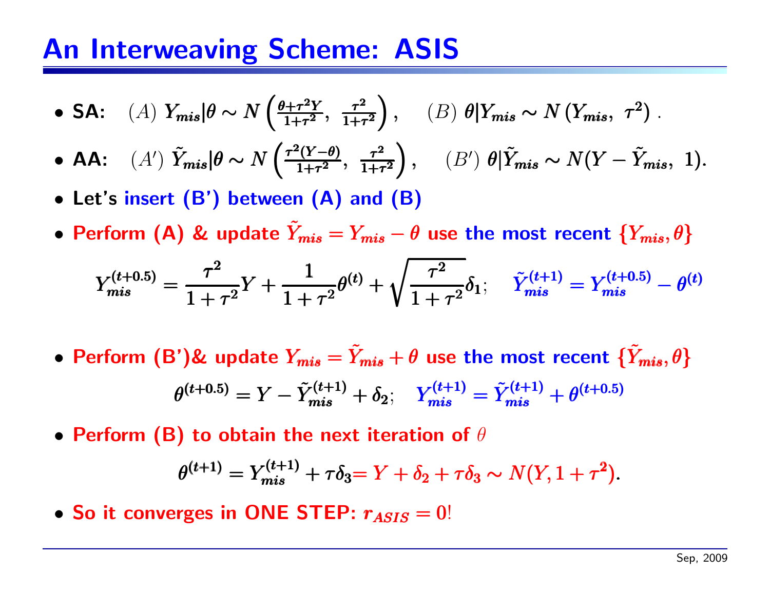# An Interweaving Scheme: ASIS

- **SA:** $(A)\ Y_{mis}|\theta \sim N\left(\frac{\theta+\tau^2 Y}{1+\tau^2},\ \frac{\tau^2}{1+\tau^2}\right), \quad (B)\ \theta|Y_{mis} \sim N\left(Y_{mis},\ \tau^2\right).$
- **AA:** $(A')\ \tilde{Y}_{mis}|\theta \sim N\left(\frac{\tau^2(Y-\theta)}{1+\tau^2},\ \frac{\tau^2}{1+\tau^2}\right), \quad (B')\ \theta|\tilde{Y}_{mis} \sim N(Y-\tilde{Y}_{mis},\ 1).$
- **Let's insert (B') between (A) and (B)**
- **Perform (A) & update $\tilde{Y}_{mis} = Y_{mis} - \theta$ use the most recent $\{Y_{mis}, \theta\}$**

$$Y_{mis}^{(t+0.5)} = \frac{\tau^2}{1+\tau^2}Y + \frac{1}{1+\tau^2}\theta^{(t)} + \sqrt{\frac{\tau^2}{1+\tau^2}}\delta_1; \quad \tilde{Y}_{mis}^{(t+1)} = Y_{mis}^{(t+0.5)} - \theta^{(t)}$$

- **Perform (B')& update $Y_{mis} = \tilde{Y}_{mis} + \theta$ use the most recent $\{\tilde{Y}_{mis}, \theta\}$**

$$\theta^{(t+0.5)} = Y - \tilde{Y}_{mis}^{(t+1)} + \delta_2; \quad Y_{mis}^{(t+1)} = \tilde{Y}_{mis}^{(t+1)} + \theta^{(t+0.5)}$$

- **Perform (B) to obtain the next iteration of $\theta$**

$$\theta^{(t+1)} = Y_{mis}^{(t+1)} + \tau\delta_3 = Y + \delta_2 + \tau\delta_3 \sim N(Y, 1+\tau^2).$$

- **So it converges in ONE STEP: $r_{ASIS} = 0$!**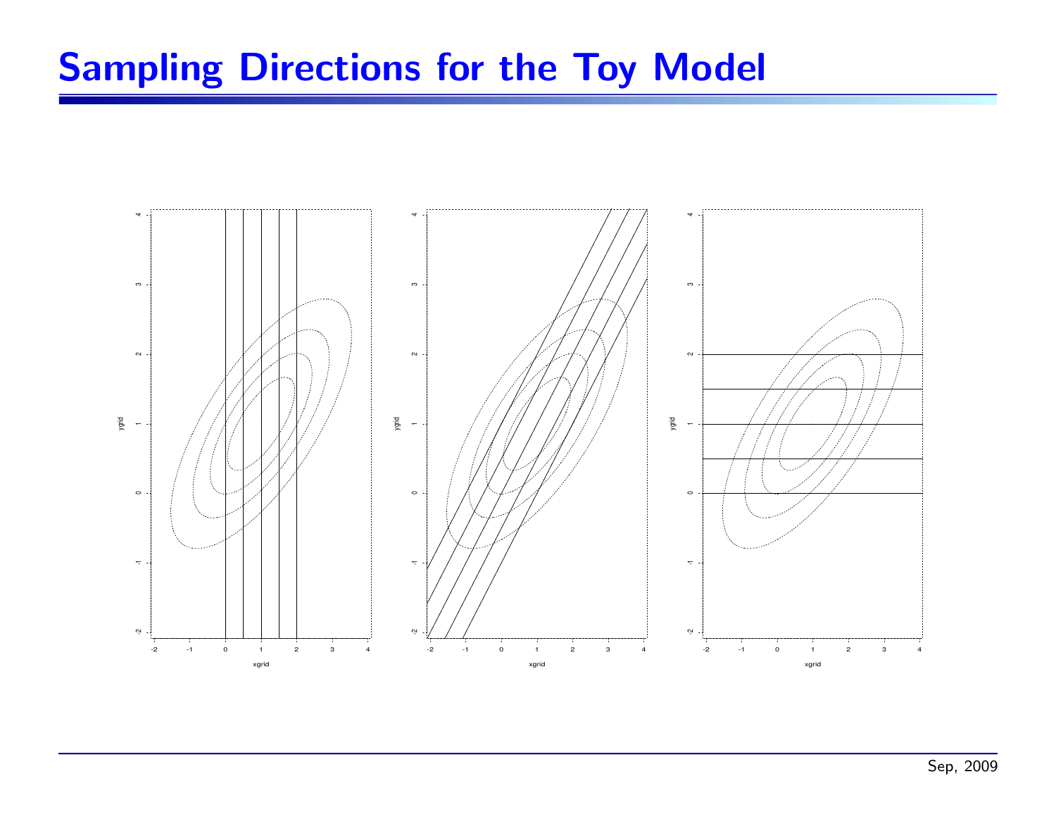# Sampling Directions for the Toy Model

ygrid

4
3
2
1
0
-1
-2

-2 -1 0 1 2 3 4

xgrid

ygrid

4
3
2
1
0
-1
-2

-2 -1 0 1 2 3 4

xgrid

ygrid

4
3
2
1
0
-1
-2

-2 -1 0 1 2 3 4

xgrid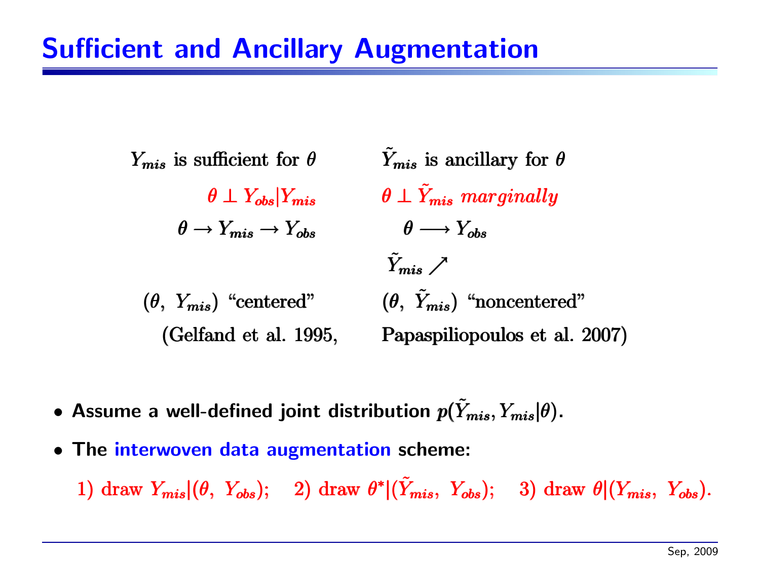# Sufficient and Ancillary Augmentation

$Y_{mis}$ is sufficient for $\theta$ | $\tilde{Y}_{mis}$ is ancillary for $\theta$

$\theta \perp Y_{obs} | Y_{mis}$ | $\theta \perp \tilde{Y}_{mis}$ *marginally*

$\theta \to Y_{mis} \to Y_{obs}$ | $\theta \longrightarrow Y_{obs}$

$\tilde{Y}_{mis} \nearrow$

$(\theta,\ Y_{mis})$ "centered" | $(\theta,\ \tilde{Y}_{mis})$ "noncentered"

(Gelfand et al. 1995, Papaspiliopoulos et al. 2007)

- Assume a well-defined joint distribution $p(\tilde{Y}_{mis}, Y_{mis}|\theta)$.
- The interwoven data augmentation scheme:

1) draw $Y_{mis}|(\theta,\ Y_{obs})$; 2) draw $\theta^*|(\tilde{Y}_{mis},\ Y_{obs})$; 3) draw $\theta|(Y_{mis},\ Y_{obs})$.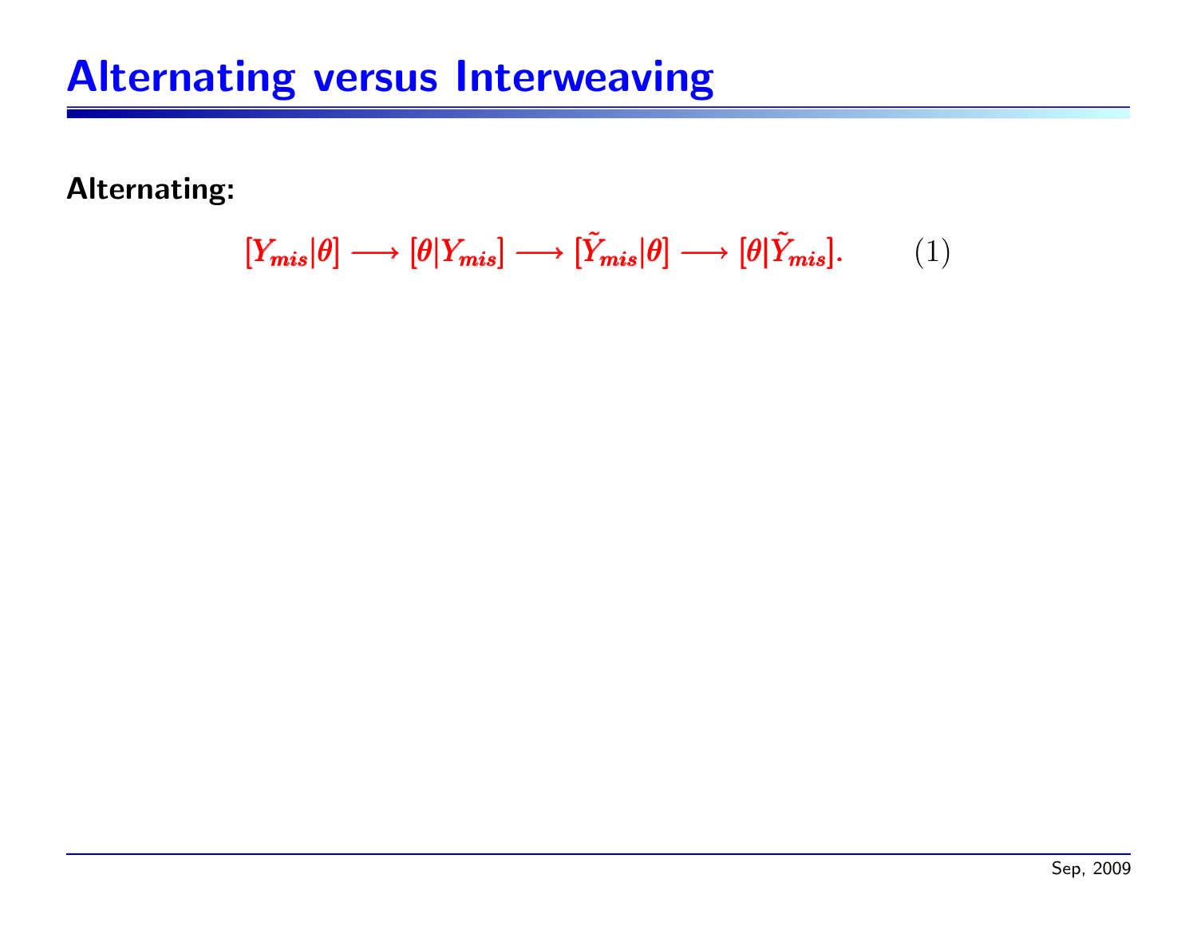# Alternating versus Interweaving

**Alternating:**

$$[Y_{mis}|\theta] \longrightarrow [\theta|Y_{mis}] \longrightarrow [\tilde{Y}_{mis}|\theta] \longrightarrow [\theta|\tilde{Y}_{mis}]. \qquad (1)$$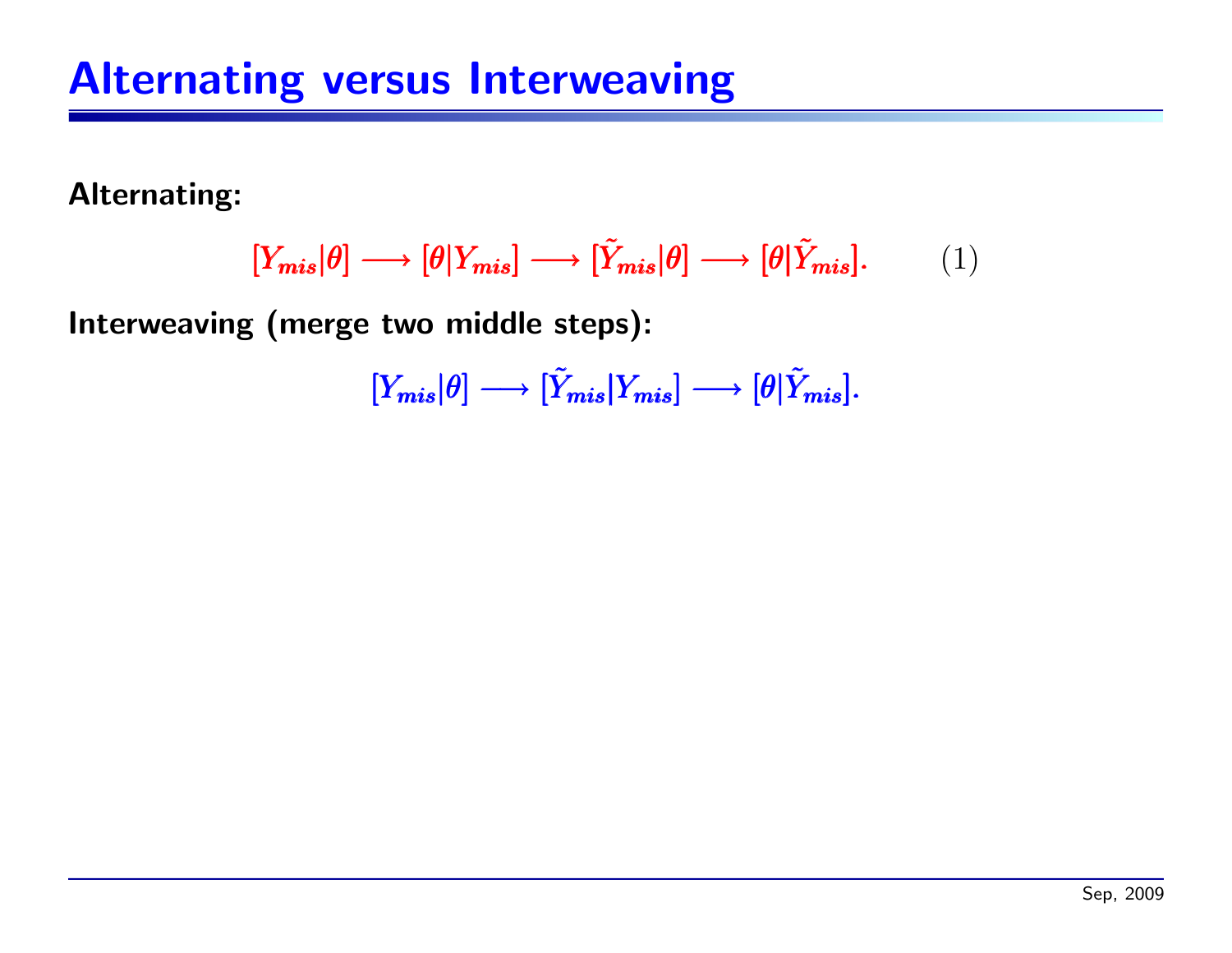# Alternating versus Interweaving

**Alternating:**

$$[Y_{mis}|\theta] \longrightarrow [\theta|Y_{mis}] \longrightarrow [\tilde{Y}_{mis}|\theta] \longrightarrow [\theta|\tilde{Y}_{mis}]. \qquad (1)$$

**Interweaving (merge two middle steps):**

$$[Y_{mis}|\theta] \longrightarrow [\tilde{Y}_{mis}|Y_{mis}] \longrightarrow [\theta|\tilde{Y}_{mis}].$$

Sep, 2009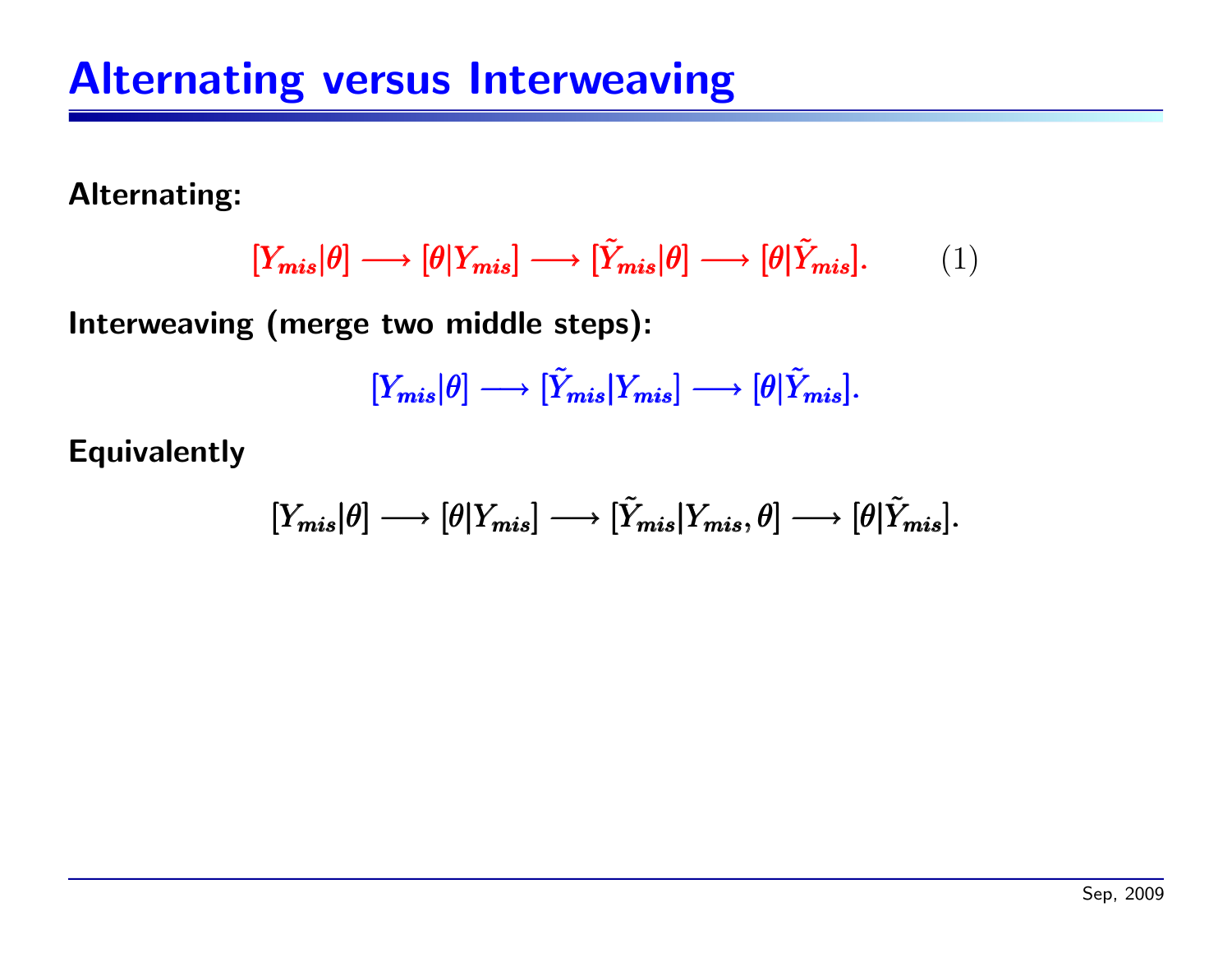# Alternating versus Interweaving

**Alternating:**

$$[Y_{mis}|\theta] \longrightarrow [\theta|Y_{mis}] \longrightarrow [\tilde{Y}_{mis}|\theta] \longrightarrow [\theta|\tilde{Y}_{mis}]. \qquad (1)$$

**Interweaving (merge two middle steps):**

$$[Y_{mis}|\theta] \longrightarrow [\tilde{Y}_{mis}|Y_{mis}] \longrightarrow [\theta|\tilde{Y}_{mis}].$$

**Equivalently**

$$[Y_{mis}|\theta] \longrightarrow [\theta|Y_{mis}] \longrightarrow [\tilde{Y}_{mis}|Y_{mis}, \theta] \longrightarrow [\theta|\tilde{Y}_{mis}].$$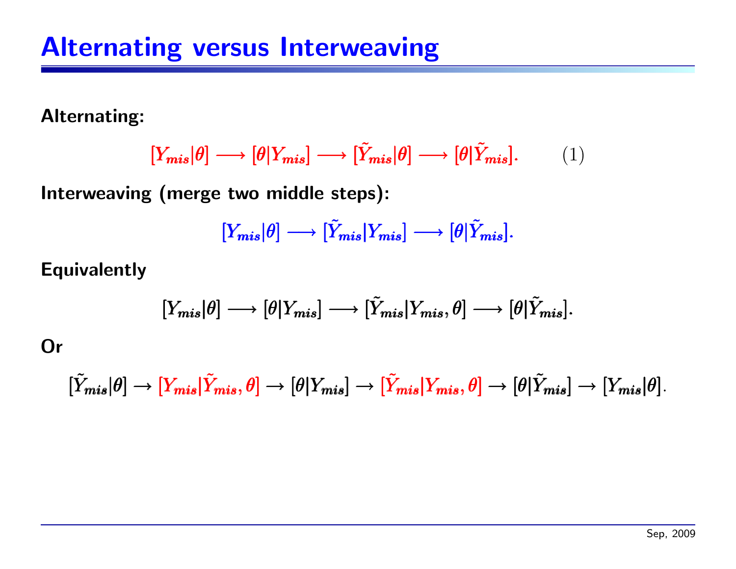# Alternating versus Interweaving

**Alternating:**

$$[Y_{mis}|\theta] \longrightarrow [\theta|Y_{mis}] \longrightarrow [\tilde{Y}_{mis}|\theta] \longrightarrow [\theta|\tilde{Y}_{mis}]. \qquad (1)$$

**Interweaving (merge two middle steps):**

$$[Y_{mis}|\theta] \longrightarrow [\tilde{Y}_{mis}|Y_{mis}] \longrightarrow [\theta|\tilde{Y}_{mis}].$$

**Equivalently**

$$[Y_{mis}|\theta] \longrightarrow [\theta|Y_{mis}] \longrightarrow [\tilde{Y}_{mis}|Y_{mis}, \theta] \longrightarrow [\theta|\tilde{Y}_{mis}].$$

**Or**

$$[\tilde{Y}_{mis}|\theta] \rightarrow [Y_{mis}|\tilde{Y}_{mis}, \theta] \rightarrow [\theta|Y_{mis}] \rightarrow [\tilde{Y}_{mis}|Y_{mis}, \theta] \rightarrow [\theta|\tilde{Y}_{mis}] \rightarrow [Y_{mis}|\theta].$$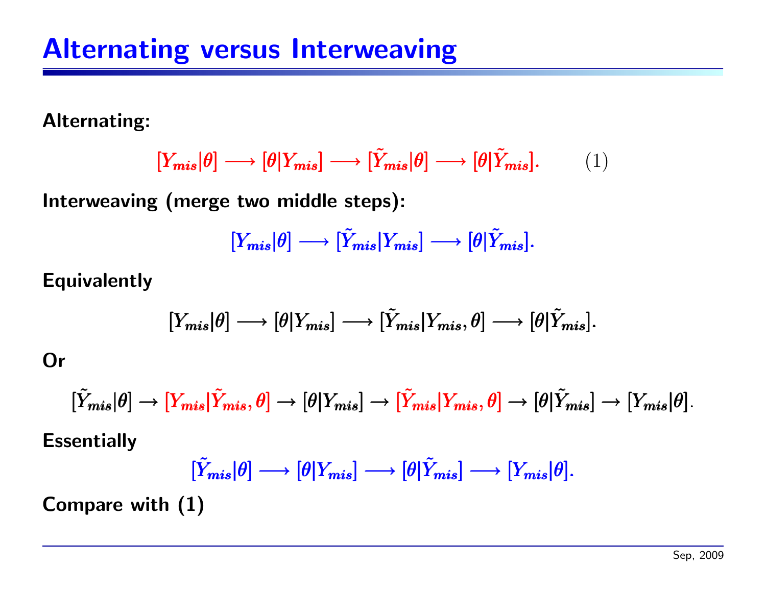# Alternating versus Interweaving

**Alternating:**

$$[Y_{mis}|\theta] \longrightarrow [\theta|Y_{mis}] \longrightarrow [\tilde{Y}_{mis}|\theta] \longrightarrow [\theta|\tilde{Y}_{mis}]. \qquad (1)$$

**Interweaving (merge two middle steps):**

$$[Y_{mis}|\theta] \longrightarrow [\tilde{Y}_{mis}|Y_{mis}] \longrightarrow [\theta|\tilde{Y}_{mis}].$$

**Equivalently**

$$[Y_{mis}|\theta] \longrightarrow [\theta|Y_{mis}] \longrightarrow [\tilde{Y}_{mis}|Y_{mis}, \theta] \longrightarrow [\theta|\tilde{Y}_{mis}].$$

**Or**

$$[\tilde{Y}_{mis}|\theta] \rightarrow [Y_{mis}|\tilde{Y}_{mis}, \theta] \rightarrow [\theta|Y_{mis}] \rightarrow [\tilde{Y}_{mis}|Y_{mis}, \theta] \rightarrow [\theta|\tilde{Y}_{mis}] \rightarrow [Y_{mis}|\theta].$$

**Essentially**

$$[\tilde{Y}_{mis}|\theta] \longrightarrow [\theta|Y_{mis}] \longrightarrow [\theta|\tilde{Y}_{mis}] \longrightarrow [Y_{mis}|\theta].$$

**Compare with (1)**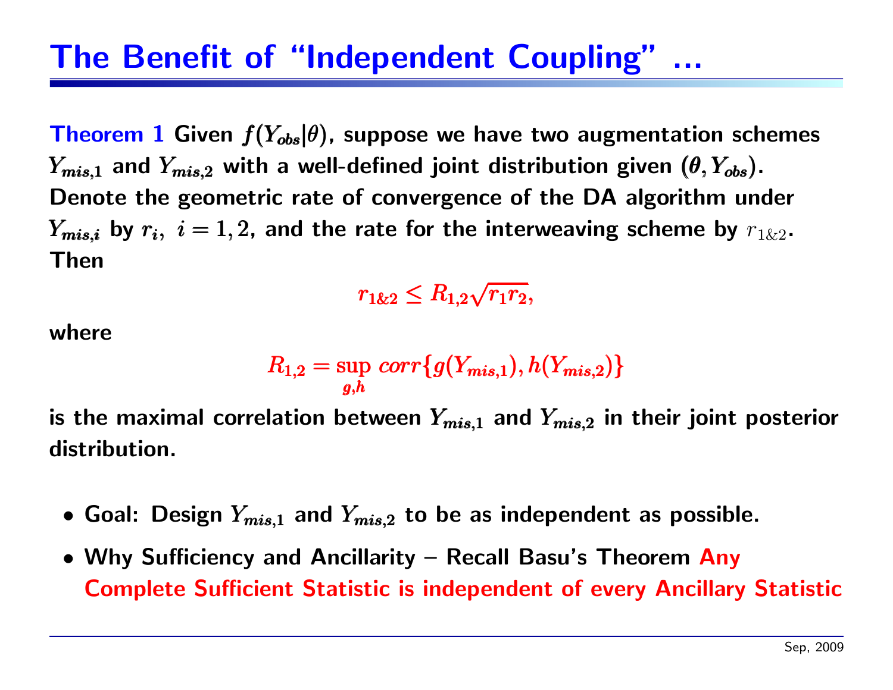# The Benefit of "Independent Coupling" ...

**Theorem 1** Given $f(Y_{obs}|\theta)$, suppose we have two augmentation schemes $Y_{mis,1}$ and $Y_{mis,2}$ with a well-defined joint distribution given $(\theta, Y_{obs})$. Denote the geometric rate of convergence of the DA algorithm under $Y_{mis,i}$ by $r_i, \ i = 1, 2$, and the rate for the interweaving scheme by $r_{1\&2}$. Then

$$r_{1\&2} \leq R_{1,2}\sqrt{r_1 r_2},$$

where

$$R_{1,2} = \sup_{g,h} corr\{g(Y_{mis,1}), h(Y_{mis,2})\}$$

is the maximal correlation between $Y_{mis,1}$ and $Y_{mis,2}$ in their joint posterior distribution.

- Goal: Design $Y_{mis,1}$ and $Y_{mis,2}$ to be as independent as possible.
- Why Sufficiency and Ancillarity – Recall Basu's Theorem Any Complete Sufficient Statistic is independent of every Ancillary Statistic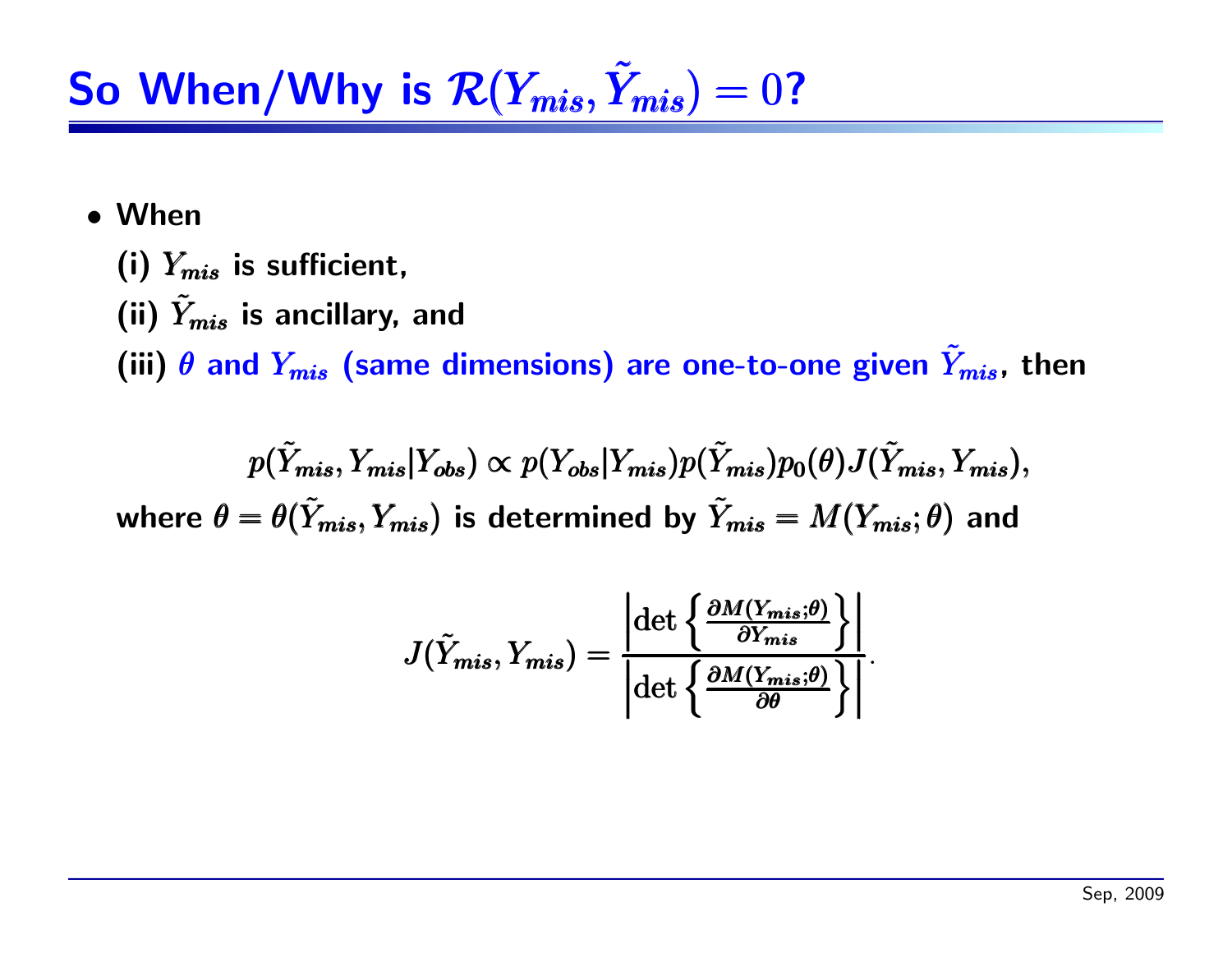# So When/Why is $\mathcal{R}(Y_{mis}, \tilde{Y}_{mis}) = 0$?

- **When**

  **(i)** $Y_{mis}$ **is sufficient,**

  **(ii)** $\tilde{Y}_{mis}$ **is ancillary, and**

  **(iii)** $\theta$ **and** $Y_{mis}$ **(same dimensions) are one-to-one given** $\tilde{Y}_{mis}$**, then**

$$p(\tilde{Y}_{mis}, Y_{mis}|Y_{obs}) \propto p(Y_{obs}|Y_{mis})p(\tilde{Y}_{mis})p_0(\theta)J(\tilde{Y}_{mis}, Y_{mis}),$$

**where** $\theta = \theta(\tilde{Y}_{mis}, Y_{mis})$ **is determined by** $\tilde{Y}_{mis} = M(Y_{mis}; \theta)$ **and**

$$J(\tilde{Y}_{mis}, Y_{mis}) = \frac{\left|\det\left\{\frac{\partial M(Y_{mis};\theta)}{\partial Y_{mis}}\right\}\right|}{\left|\det\left\{\frac{\partial M(Y_{mis};\theta)}{\partial \theta}\right\}\right|}.$$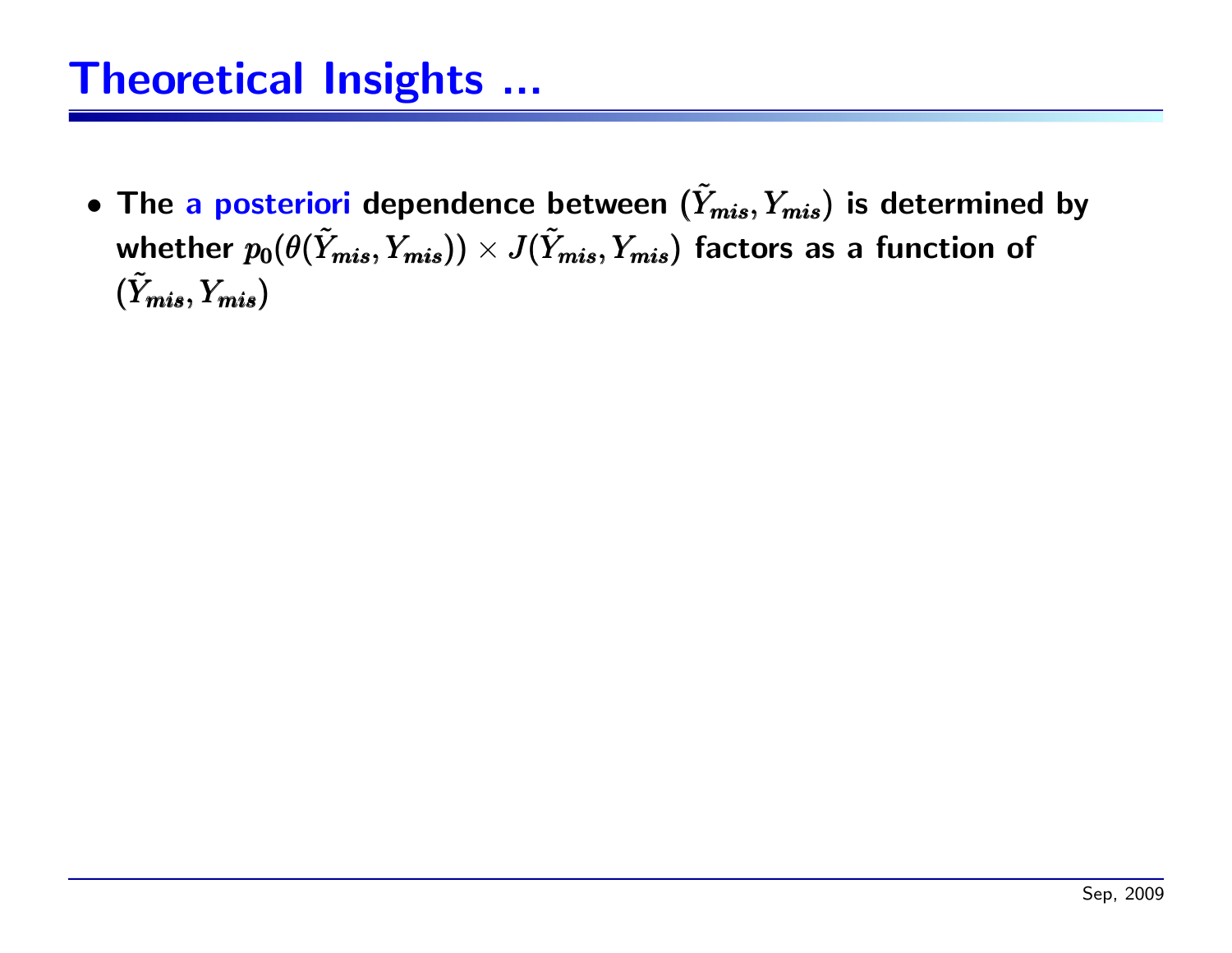# Theoretical Insights ...

- **The** a posteriori **dependence between $(\tilde{Y}_{mis}, Y_{mis})$ is determined by whether $p_0(\theta(\tilde{Y}_{mis}, Y_{mis})) \times J(\tilde{Y}_{mis}, Y_{mis})$ factors as a function of $(\tilde{Y}_{mis}, Y_{mis})$**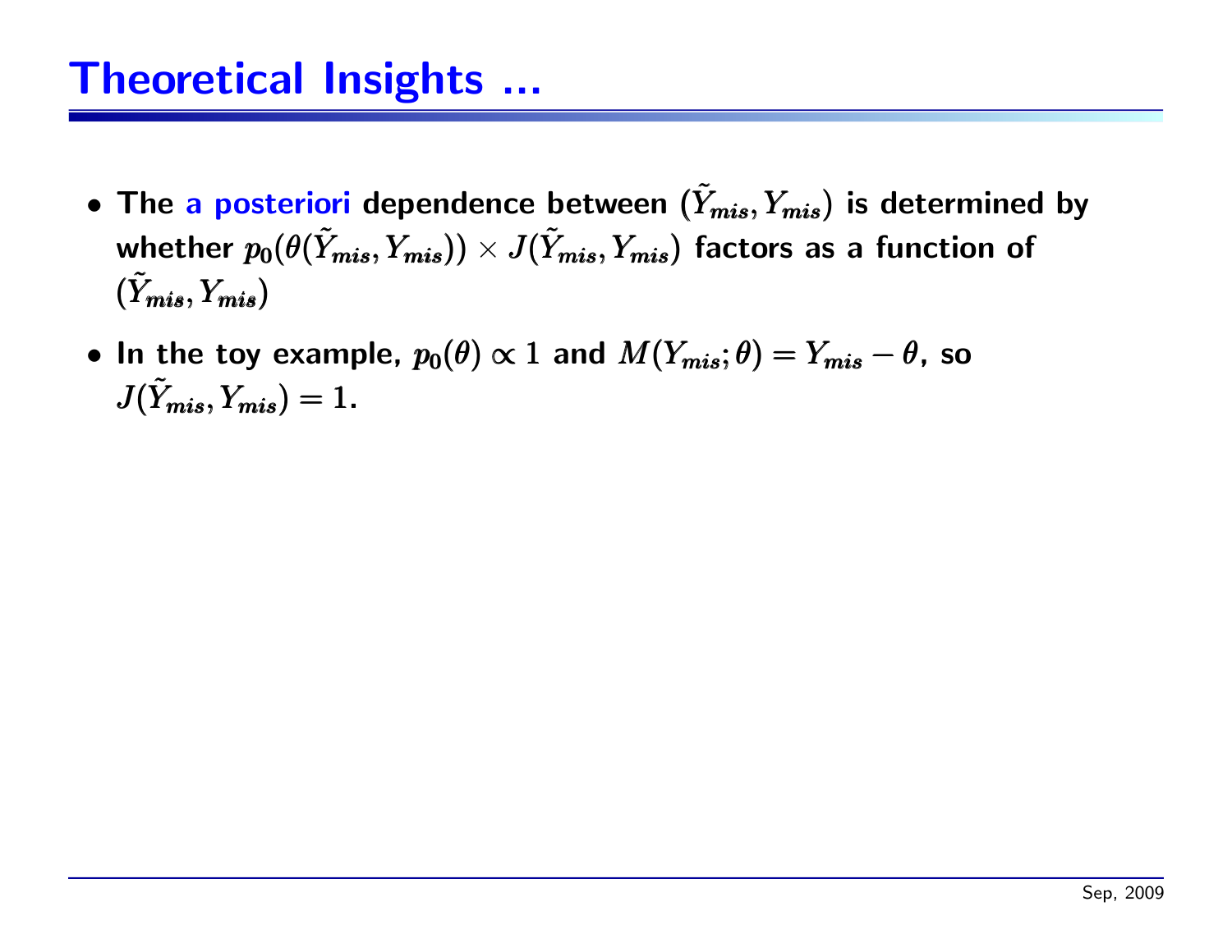# Theoretical Insights ...

- The a posteriori dependence between $(\tilde{Y}_{mis}, Y_{mis})$ is determined by whether $p_0(\theta(\tilde{Y}_{mis}, Y_{mis})) \times J(\tilde{Y}_{mis}, Y_{mis})$ factors as a function of $(\tilde{Y}_{mis}, Y_{mis})$
- In the toy example, $p_0(\theta) \propto 1$ and $M(Y_{mis}; \theta) = Y_{mis} - \theta$, so $J(\tilde{Y}_{mis}, Y_{mis}) = 1$.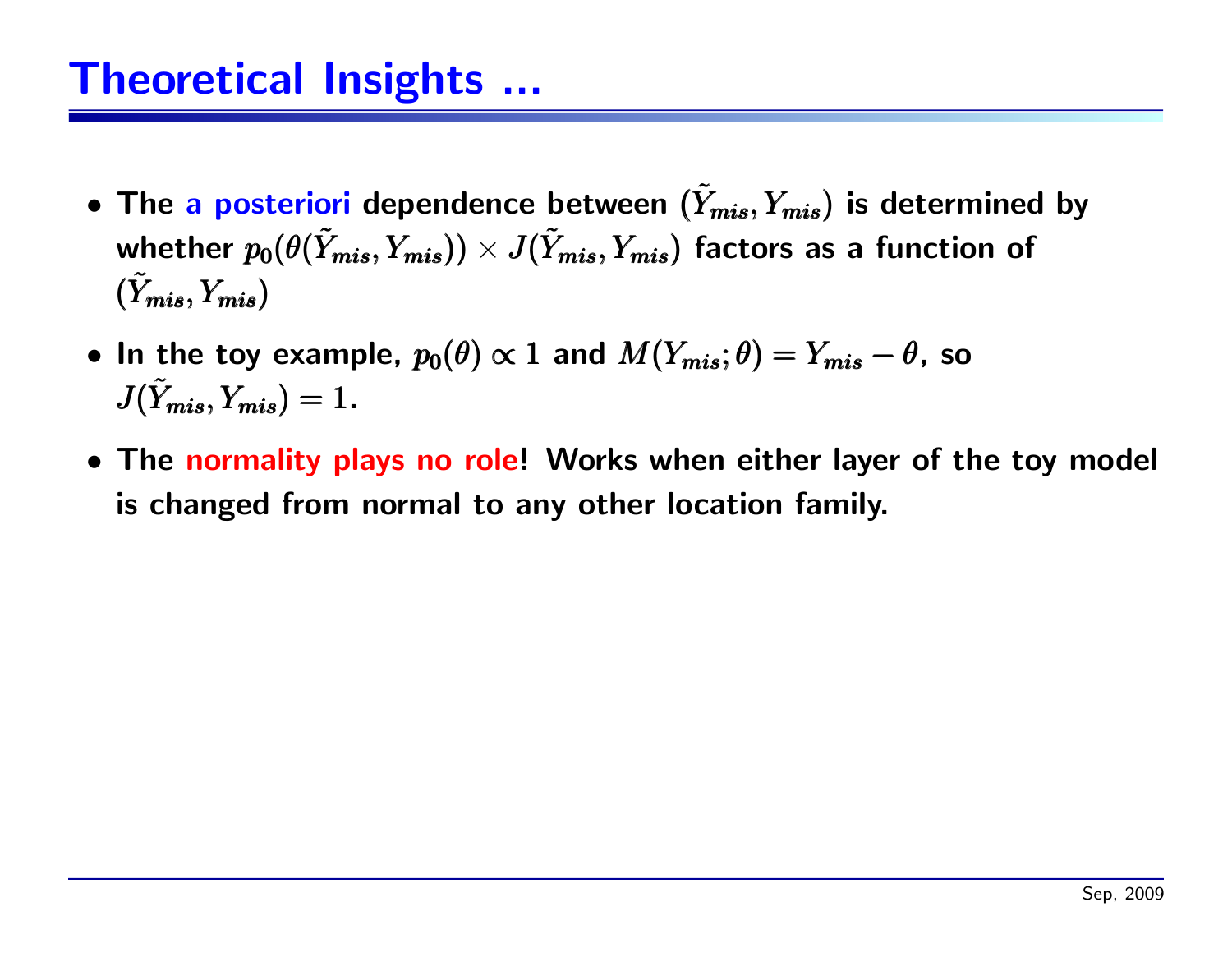# Theoretical Insights ...

- The a posteriori dependence between $(\tilde{Y}_{mis}, Y_{mis})$ is determined by whether $p_0(\theta(\tilde{Y}_{mis}, Y_{mis})) \times J(\tilde{Y}_{mis}, Y_{mis})$ factors as a function of $(\tilde{Y}_{mis}, Y_{mis})$
- In the toy example, $p_0(\theta) \propto 1$ and $M(Y_{mis}; \theta) = Y_{mis} - \theta$, so $J(\tilde{Y}_{mis}, Y_{mis}) = 1$.
- The normality plays no role! Works when either layer of the toy model is changed from normal to any other location family.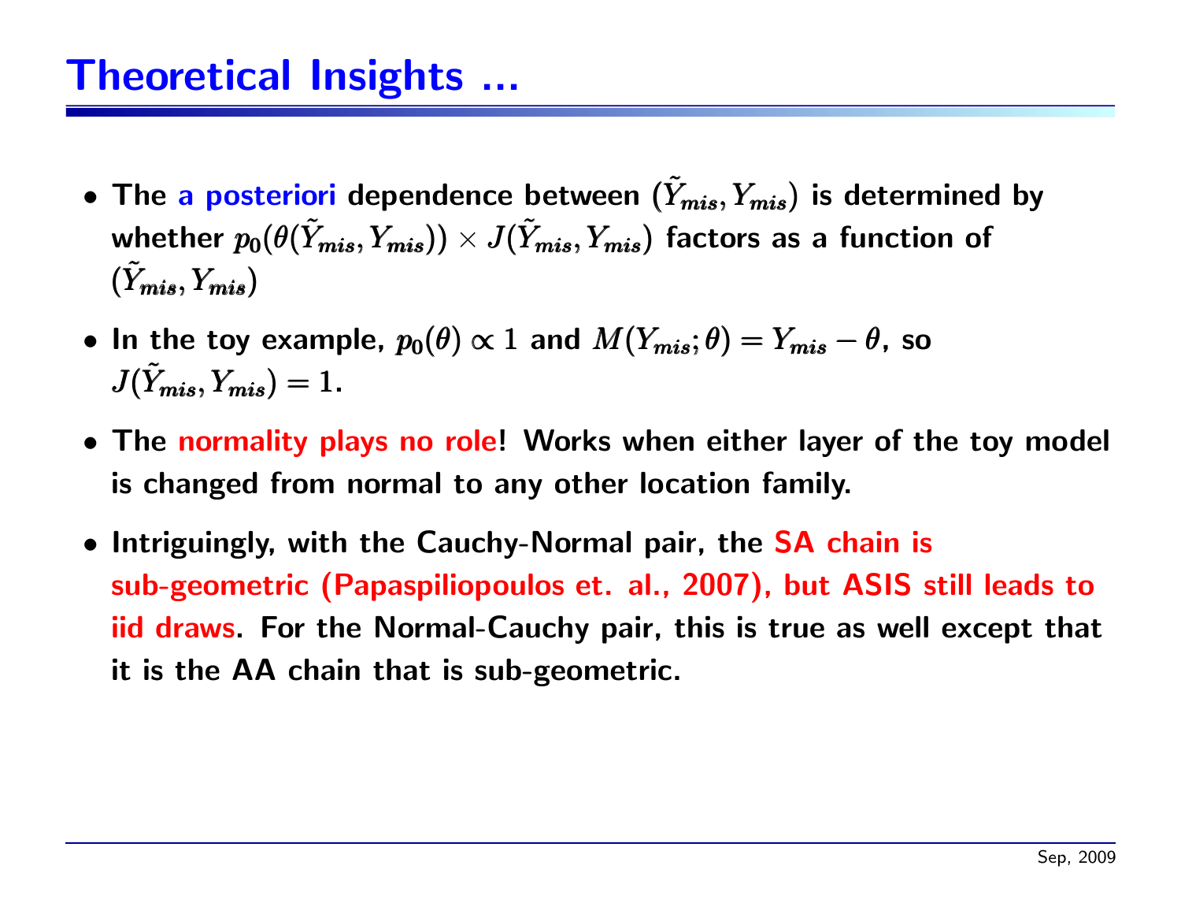# Theoretical Insights ...

- The a posteriori dependence between $(\tilde{Y}_{mis}, Y_{mis})$ is determined by whether $p_0(\theta(\tilde{Y}_{mis}, Y_{mis})) \times J(\tilde{Y}_{mis}, Y_{mis})$ factors as a function of $(\tilde{Y}_{mis}, Y_{mis})$
- In the toy example, $p_0(\theta) \propto 1$ and $M(Y_{mis}; \theta) = Y_{mis} - \theta$, so $J(\tilde{Y}_{mis}, Y_{mis}) = 1$.
- The normality plays no role! Works when either layer of the toy model is changed from normal to any other location family.
- Intriguingly, with the Cauchy-Normal pair, the SA chain is sub-geometric (Papaspiliopoulos et. al., 2007), but ASIS still leads to iid draws. For the Normal-Cauchy pair, this is true as well except that it is the AA chain that is sub-geometric.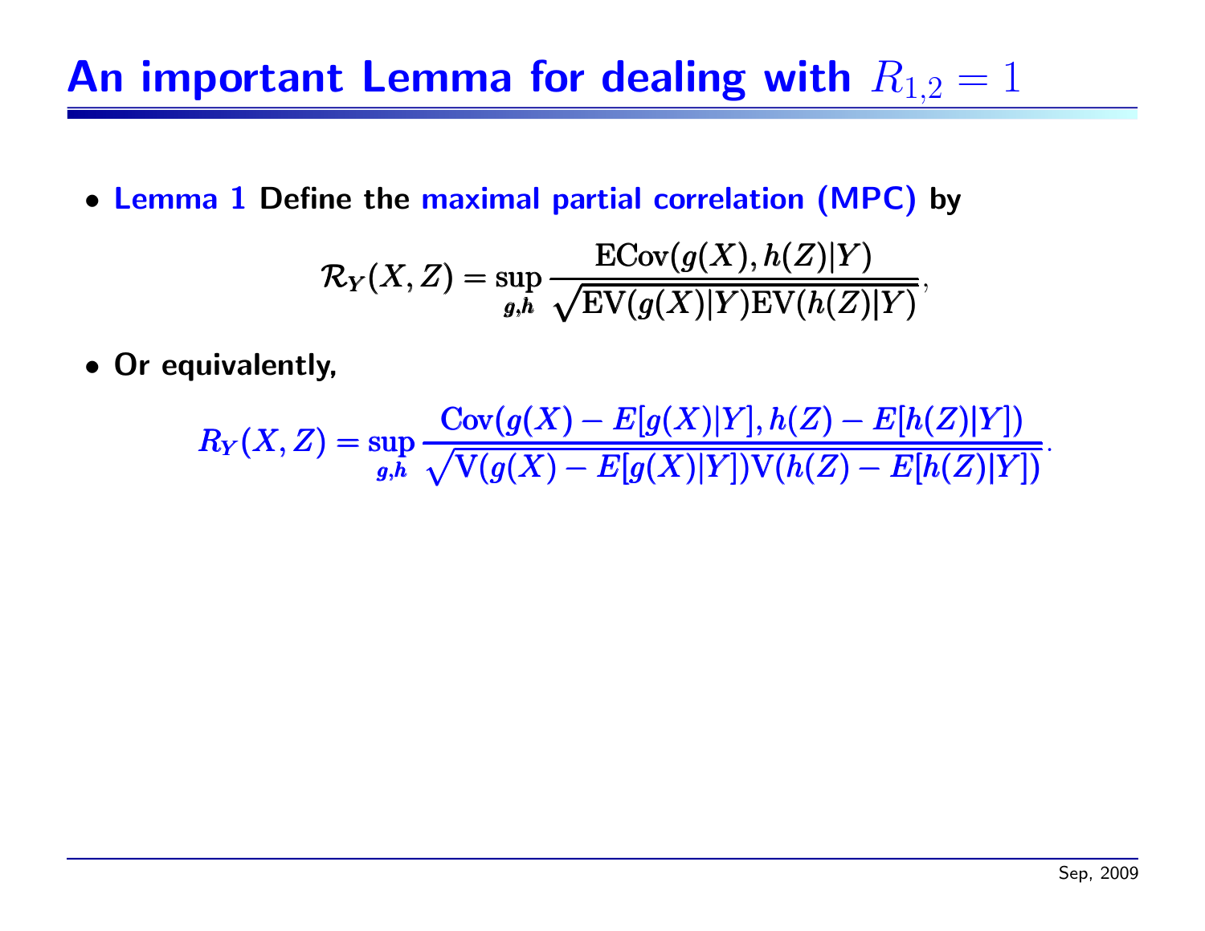# An important Lemma for dealing with $R_{1,2} = 1$

- **Lemma 1** Define the **maximal partial correlation (MPC)** by

$$\mathcal{R}_Y(X, Z) = \sup_{g,h} \frac{\mathrm{ECov}(g(X), h(Z)|Y)}{\sqrt{\mathrm{EV}(g(X)|Y)\mathrm{EV}(h(Z)|Y)}},$$

- Or equivalently,

$$R_Y(X, Z) = \sup_{g,h} \frac{\mathrm{Cov}(g(X) - E[g(X)|Y], h(Z) - E[h(Z)|Y])}{\sqrt{\mathrm{V}(g(X) - E[g(X)|Y])\mathrm{V}(h(Z) - E[h(Z)|Y])}}.$$

Sep, 2009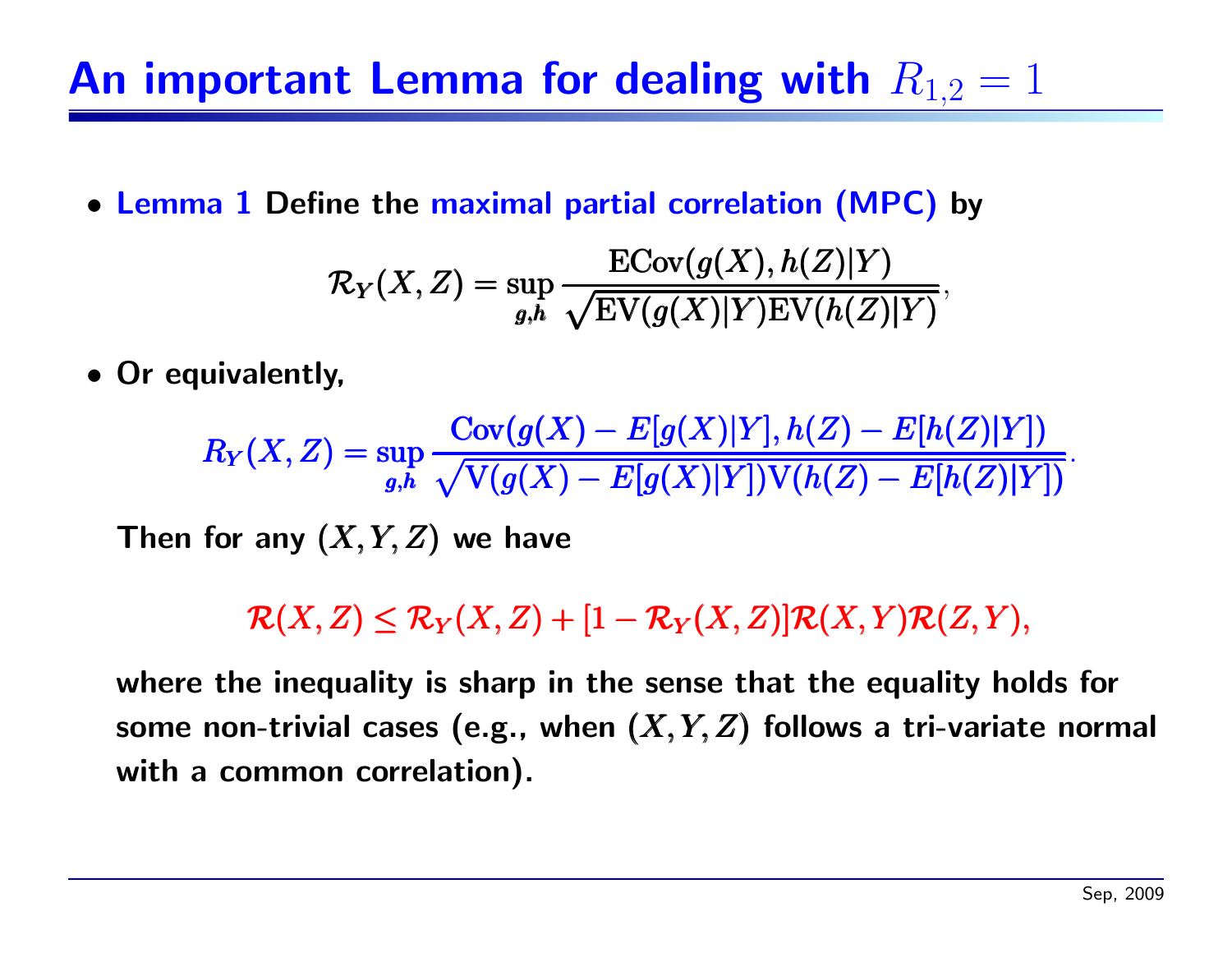# An important Lemma for dealing with $R_{1,2} = 1$

- **Lemma 1** Define the **maximal partial correlation (MPC)** by

$$\mathcal{R}_Y(X, Z) = \sup_{g,h} \frac{\text{ECov}(g(X), h(Z)|Y)}{\sqrt{\text{EV}(g(X)|Y)\text{EV}(h(Z)|Y)}},$$

- Or equivalently,

$$R_Y(X, Z) = \sup_{g,h} \frac{\text{Cov}(g(X) - E[g(X)|Y], h(Z) - E[h(Z)|Y])}{\sqrt{\text{V}(g(X) - E[g(X)|Y])\text{V}(h(Z) - E[h(Z)|Y])}}.$$

Then for any $(X, Y, Z)$ we have

$$\mathcal{R}(X, Z) \leq \mathcal{R}_Y(X, Z) + [1 - \mathcal{R}_Y(X, Z)]\mathcal{R}(X, Y)\mathcal{R}(Z, Y),$$

where the inequality is sharp in the sense that the equality holds for some non-trivial cases (e.g., when $(X, Y, Z)$ follows a tri-variate normal with a common correlation).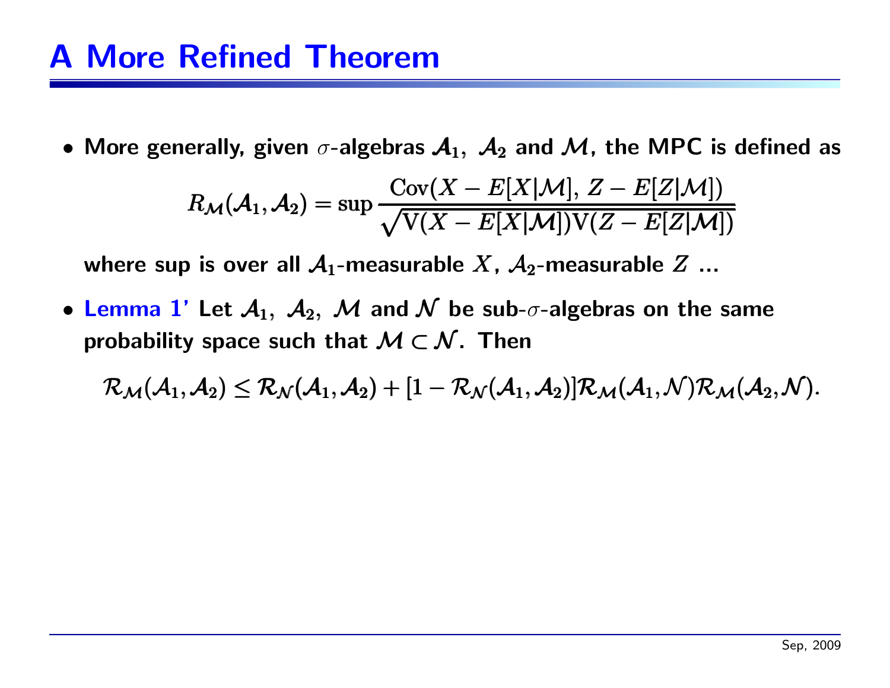# A More Refined Theorem

- More generally, given $\sigma$-algebras $\mathcal{A}_1,\ \mathcal{A}_2$ and $\mathcal{M}$, the MPC is defined as

$$R_{\mathcal{M}}(\mathcal{A}_1, \mathcal{A}_2) = \sup \frac{\mathrm{Cov}(X - E[X|\mathcal{M}],\, Z - E[Z|\mathcal{M}])}{\sqrt{\mathrm{V}(X - E[X|\mathcal{M}])\mathrm{V}(Z - E[Z|\mathcal{M}])}}$$

  where sup is over all $\mathcal{A}_1$-measurable $X$, $\mathcal{A}_2$-measurable $Z$ ...

- **Lemma 1'** Let $\mathcal{A}_1,\ \mathcal{A}_2,\ \mathcal{M}$ and $\mathcal{N}$ be sub-$\sigma$-algebras on the same probability space such that $\mathcal{M} \subset \mathcal{N}$. Then

$$\mathcal{R}_{\mathcal{M}}(\mathcal{A}_1, \mathcal{A}_2) \leq \mathcal{R}_{\mathcal{N}}(\mathcal{A}_1, \mathcal{A}_2) + [1 - \mathcal{R}_{\mathcal{N}}(\mathcal{A}_1, \mathcal{A}_2)]\mathcal{R}_{\mathcal{M}}(\mathcal{A}_1, \mathcal{N})\mathcal{R}_{\mathcal{M}}(\mathcal{A}_2, \mathcal{N}).$$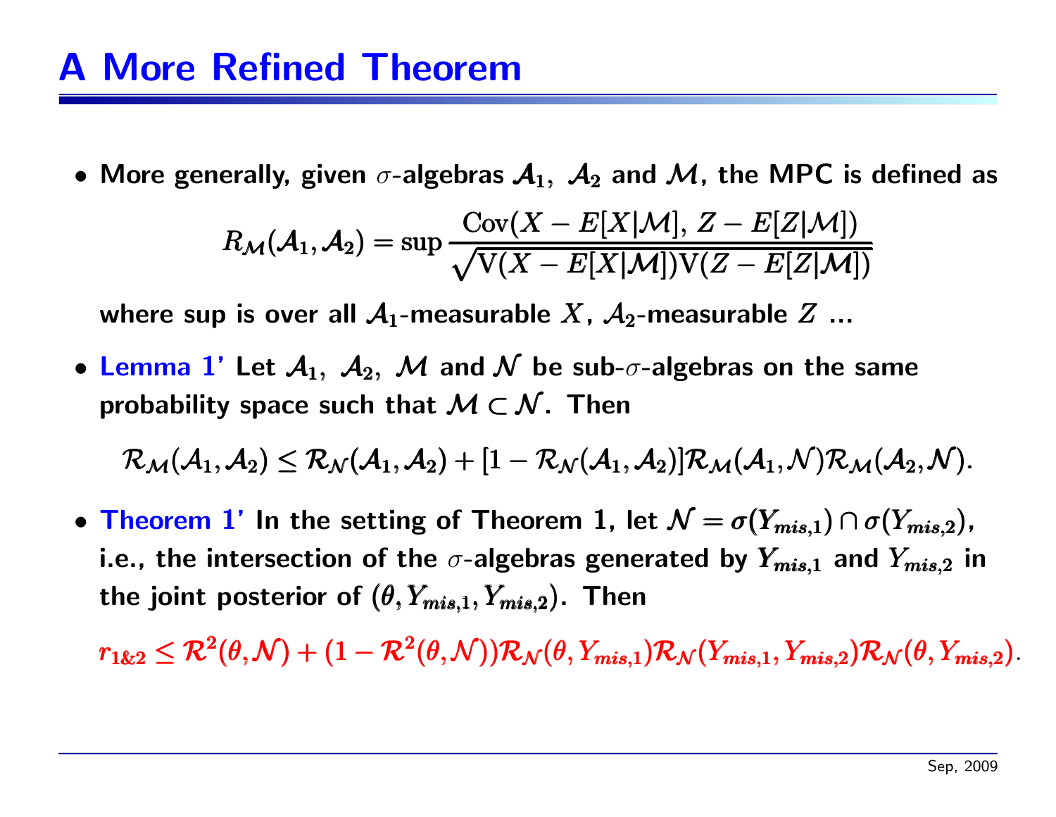# A More Refined Theorem

- More generally, given $\sigma$-algebras $\mathcal{A}_1,\ \mathcal{A}_2$ and $\mathcal{M}$, the MPC is defined as

$$R_{\mathcal{M}}(\mathcal{A}_1, \mathcal{A}_2) = \sup \frac{\mathrm{Cov}(X - E[X|\mathcal{M}],\, Z - E[Z|\mathcal{M}])}{\sqrt{\mathrm{V}(X - E[X|\mathcal{M}])\mathrm{V}(Z - E[Z|\mathcal{M}])}}$$

  where sup is over all $\mathcal{A}_1$-measurable $X$, $\mathcal{A}_2$-measurable $Z$ ...

- **Lemma 1'** Let $\mathcal{A}_1,\ \mathcal{A}_2,\ \mathcal{M}$ and $\mathcal{N}$ be sub-$\sigma$-algebras on the same probability space such that $\mathcal{M} \subset \mathcal{N}$. Then

$$\mathcal{R}_{\mathcal{M}}(\mathcal{A}_1, \mathcal{A}_2) \leq \mathcal{R}_{\mathcal{N}}(\mathcal{A}_1, \mathcal{A}_2) + [1 - \mathcal{R}_{\mathcal{N}}(\mathcal{A}_1, \mathcal{A}_2)]\mathcal{R}_{\mathcal{M}}(\mathcal{A}_1, \mathcal{N})\mathcal{R}_{\mathcal{M}}(\mathcal{A}_2, \mathcal{N}).$$

- **Theorem 1'** In the setting of Theorem 1, let $\mathcal{N} = \sigma(Y_{mis,1}) \cap \sigma(Y_{mis,2})$, i.e., the intersection of the $\sigma$-algebras generated by $Y_{mis,1}$ and $Y_{mis,2}$ in the joint posterior of $(\theta, Y_{mis,1}, Y_{mis,2})$. Then

$$r_{1\&2} \leq \mathcal{R}^2(\theta, \mathcal{N}) + (1 - \mathcal{R}^2(\theta, \mathcal{N}))\mathcal{R}_{\mathcal{N}}(\theta, Y_{mis,1})\mathcal{R}_{\mathcal{N}}(Y_{mis,1}, Y_{mis,2})\mathcal{R}_{\mathcal{N}}(\theta, Y_{mis,2}).$$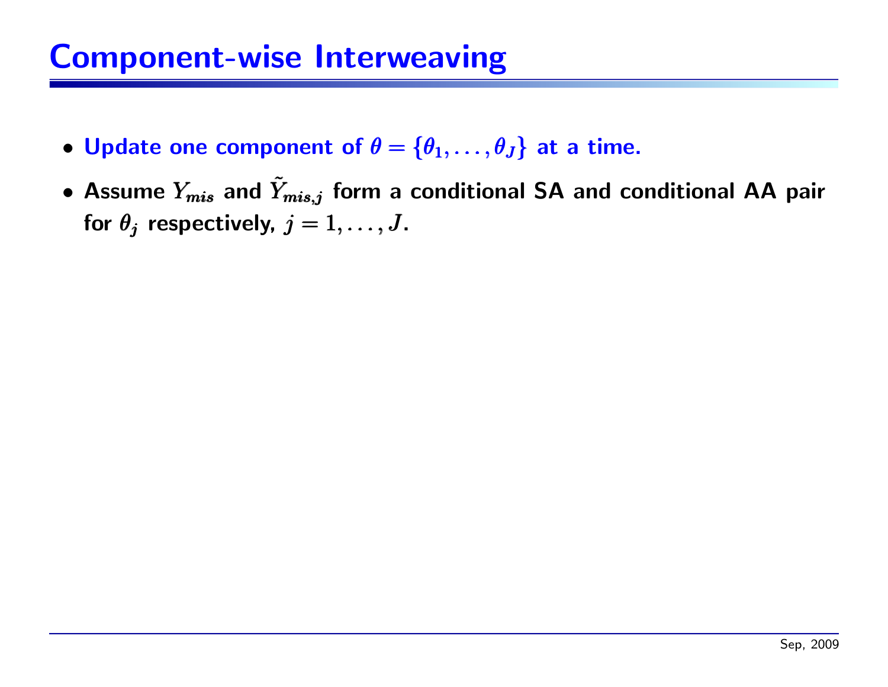# Component-wise Interweaving

- **Update one component of $\theta = \{\theta_1, \ldots, \theta_J\}$ at a time.**
- **Assume $Y_{mis}$ and $\tilde{Y}_{mis,j}$ form a conditional SA and conditional AA pair for $\theta_j$ respectively, $j = 1, \ldots, J$.**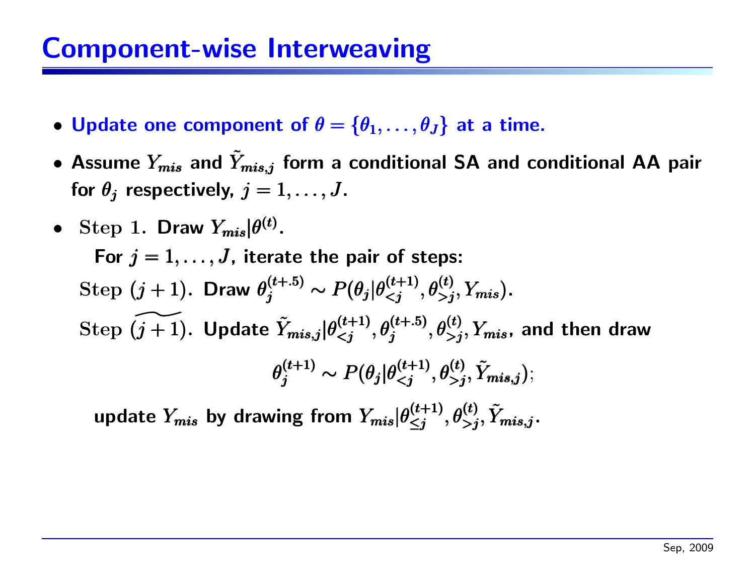# Component-wise Interweaving

- **Update one component of $\theta = \{\theta_1, \ldots, \theta_J\}$ at a time.**
- **Assume $Y_{mis}$ and $\tilde{Y}_{mis,j}$ form a conditional SA and conditional AA pair for $\theta_j$ respectively, $j = 1, \ldots, J$.**
- Step 1. **Draw $Y_{mis}|\theta^{(t)}$.**

  **For $j = 1, \ldots, J$, iterate the pair of steps:**

  Step $(j+1)$. **Draw $\theta_j^{(t+.5)} \sim P(\theta_j | \theta_{<j}^{(t+1)}, \theta_{>j}^{(t)}, Y_{mis})$.**

  Step $\widetilde{(j+1)}$. **Update $\tilde{Y}_{mis,j}|\theta_{<j}^{(t+1)}, \theta_j^{(t+.5)}, \theta_{>j}^{(t)}, Y_{mis}$, and then draw**

$$\theta_j^{(t+1)} \sim P(\theta_j | \theta_{<j}^{(t+1)}, \theta_{>j}^{(t)}, \tilde{Y}_{mis,j});$$

  **update $Y_{mis}$ by drawing from $Y_{mis}|\theta_{\leq j}^{(t+1)}, \theta_{>j}^{(t)}, \tilde{Y}_{mis,j}$.**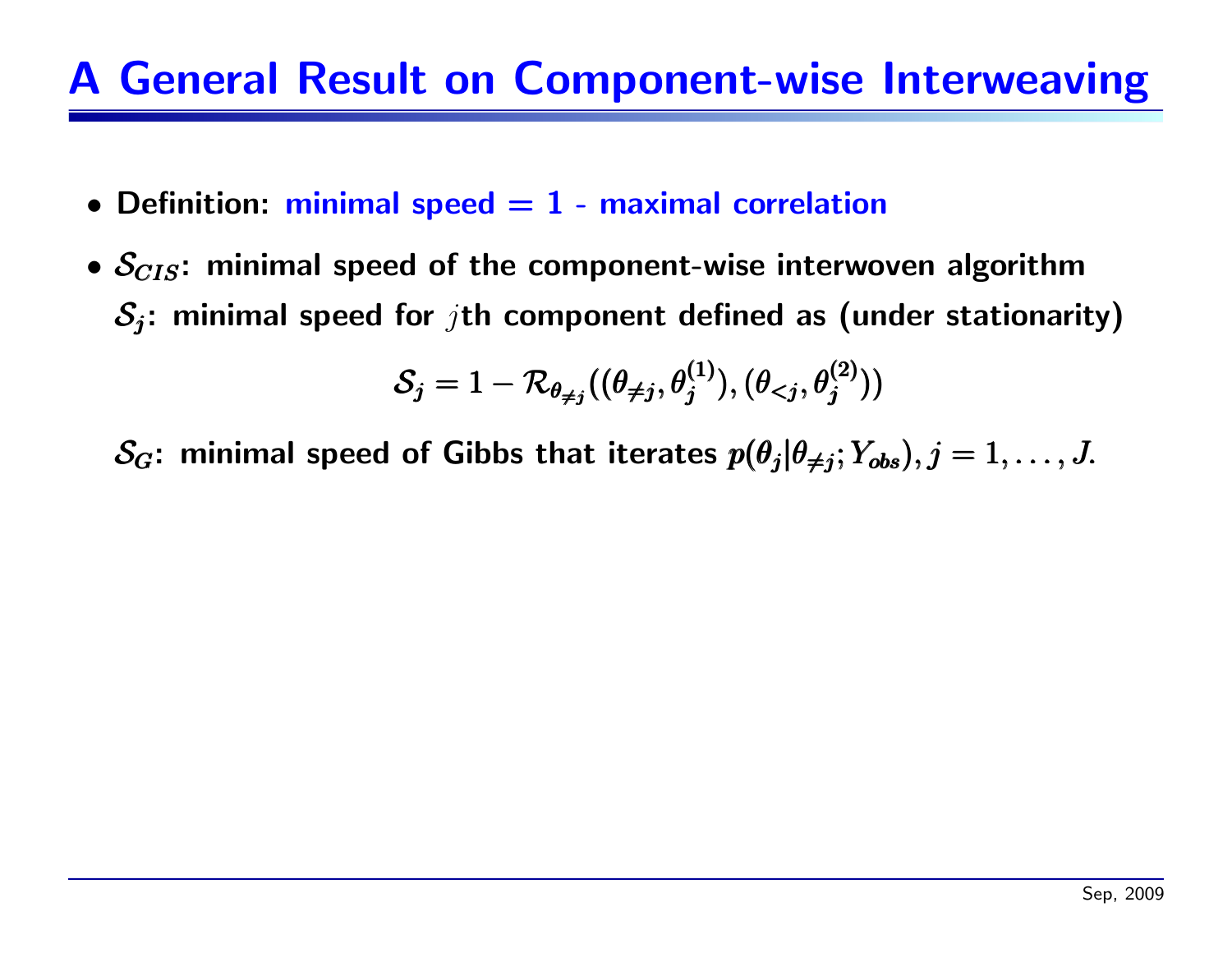# A General Result on Component-wise Interweaving

- **Definition:** minimal speed = 1 - maximal correlation
- $\mathcal{S}_{CIS}$: minimal speed of the component-wise interwoven algorithm

  $\mathcal{S}_j$: minimal speed for $j$th component defined as (under stationarity)

$$\mathcal{S}_j = 1 - \mathcal{R}_{\theta_{\neq j}}((\theta_{\neq j}, \theta_j^{(1)}), (\theta_{<j}, \theta_j^{(2)}))$$

  $\mathcal{S}_G$: minimal speed of Gibbs that iterates $p(\theta_j|\theta_{\neq j}; Y_{obs}), j = 1, \ldots, J$.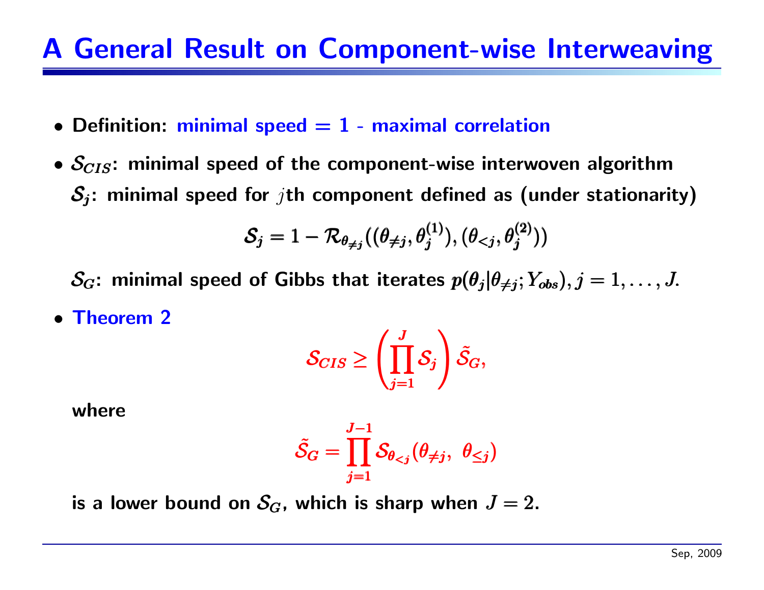# A General Result on Component-wise Interweaving

- **Definition:** minimal speed = 1 - maximal correlation
- $\mathcal{S}_{CIS}$: minimal speed of the component-wise interwoven algorithm

  $\mathcal{S}_j$: minimal speed for $j$th component defined as (under stationarity)

$$\mathcal{S}_j = 1 - \mathcal{R}_{\theta_{\neq j}}((\theta_{\neq j}, \theta_j^{(1)}), (\theta_{<j}, \theta_j^{(2)}))$$

  $\mathcal{S}_G$: minimal speed of Gibbs that iterates $p(\theta_j|\theta_{\neq j}; Y_{obs}), j = 1, \ldots, J$.

- **Theorem 2**

$$\mathcal{S}_{CIS} \geq \left(\prod_{j=1}^{J} \mathcal{S}_j\right) \tilde{\mathcal{S}}_G,$$

  where

$$\tilde{\mathcal{S}}_G = \prod_{j=1}^{J-1} \mathcal{S}_{\theta_{<j}}(\theta_{\neq j},\ \theta_{\leq j})$$

  is a lower bound on $\mathcal{S}_G$, which is sharp when $J = 2$.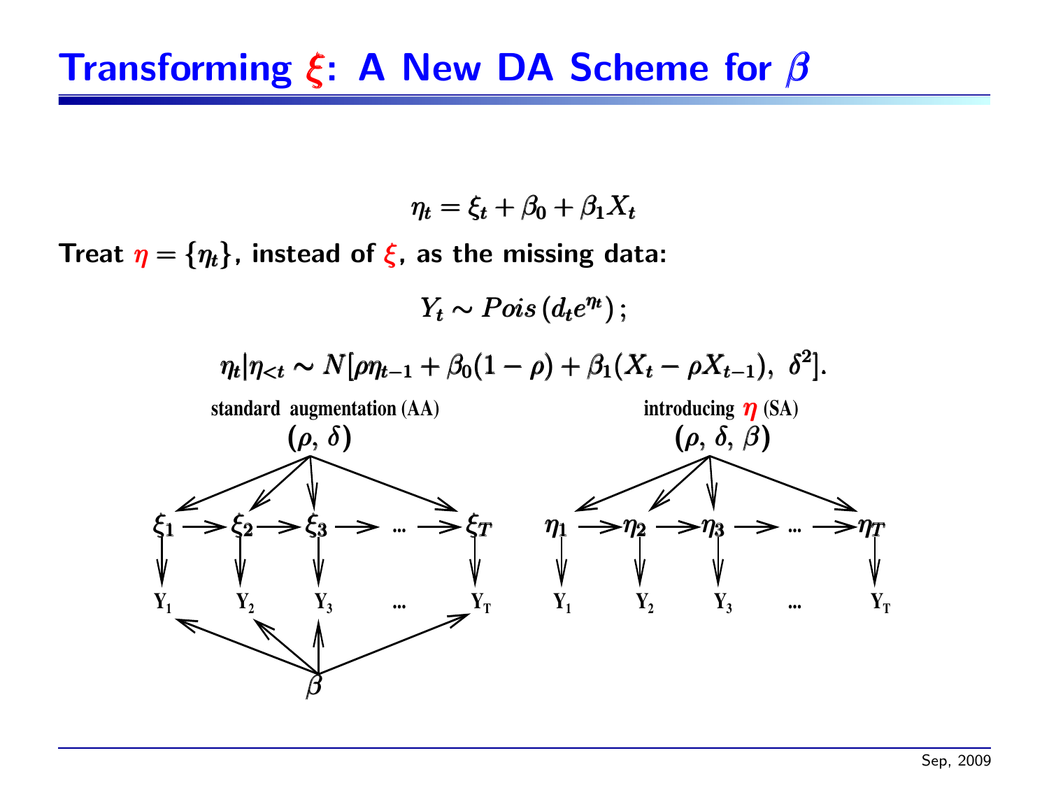# Transforming $\xi$: A New DA Scheme for $\beta$

$$\eta_t = \xi_t + \beta_0 + \beta_1 X_t$$

**Treat $\eta = \{\eta_t\}$, instead of $\xi$, as the missing data:**

$$Y_t \sim Pois\left(d_t e^{\eta_t}\right);$$

$$\eta_t | \eta_{<t} \sim N[\rho\eta_{t-1} + \beta_0(1-\rho) + \beta_1(X_t - \rho X_{t-1}),\ \delta^2].$$

**standard augmentation (AA)**

$(\rho, \delta)$

$\xi_1 \rightarrow \xi_2 \rightarrow \xi_3 \rightarrow \ldots \rightarrow \xi_T$

$Y_1 \quad Y_2 \quad Y_3 \quad \ldots \quad Y_T$

$\beta$

**introducing $\eta$ (SA)**

$(\rho, \delta, \beta)$

$\eta_1 \rightarrow \eta_2 \rightarrow \eta_3 \rightarrow \ldots \rightarrow \eta_T$

$Y_1 \quad Y_2 \quad Y_3 \quad \ldots \quad Y_T$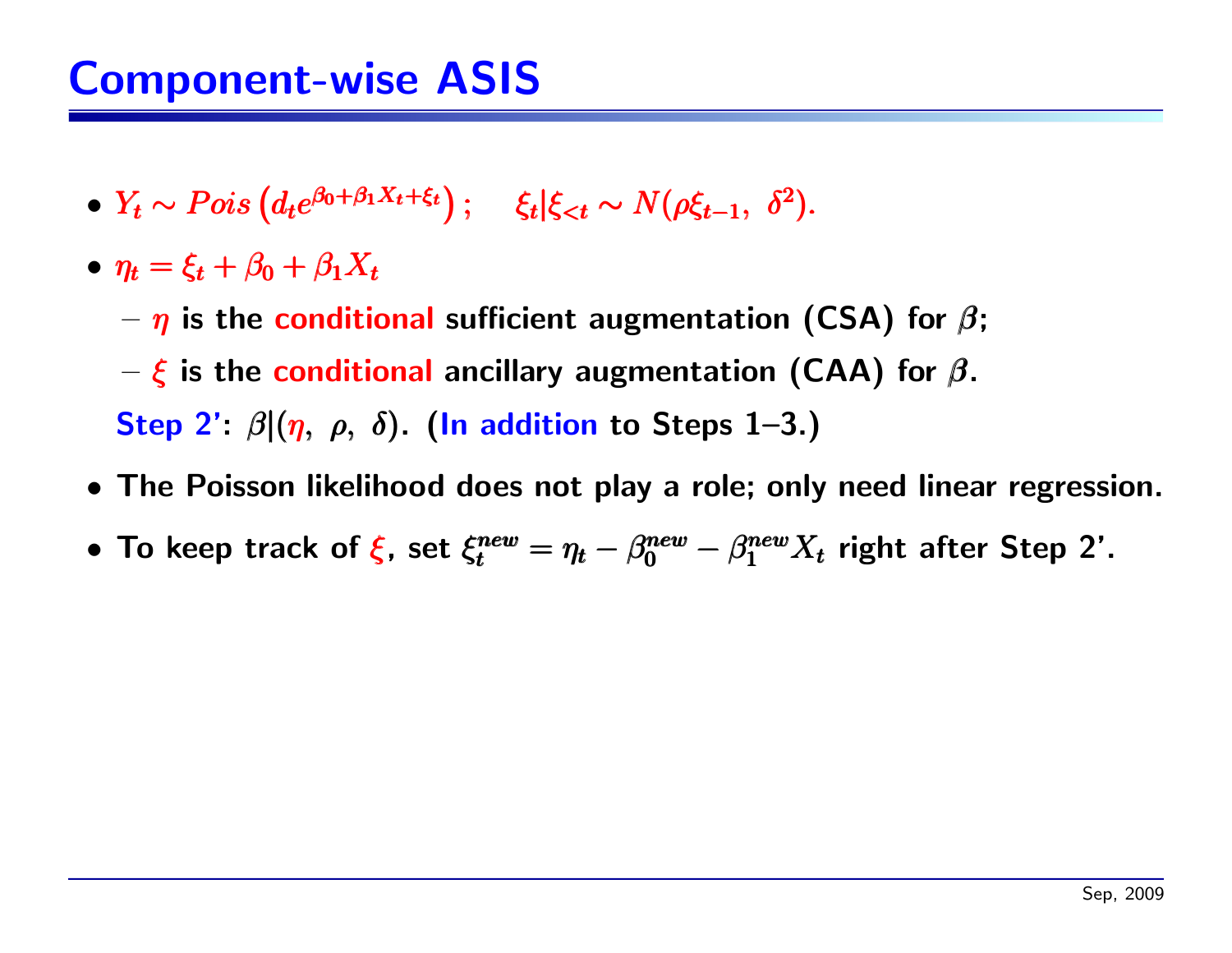# Component-wise ASIS

- $Y_t \sim Pois\left(d_t e^{\beta_0+\beta_1 X_t+\xi_t}\right)$; $\quad \xi_t|\xi_{<t} \sim N(\rho\xi_{t-1},\ \delta^2)$.
- $\eta_t = \xi_t + \beta_0 + \beta_1 X_t$
  - $\eta$ is the conditional sufficient augmentation (CSA) for $\beta$;
  - $\xi$ is the conditional ancillary augmentation (CAA) for $\beta$.

  Step 2': $\beta|(\eta,\ \rho,\ \delta)$. (In addition to Steps 1–3.)
- The Poisson likelihood does not play a role; only need linear regression.
- To keep track of $\xi$, set $\xi_t^{new} = \eta_t - \beta_0^{new} - \beta_1^{new} X_t$ right after Step 2'.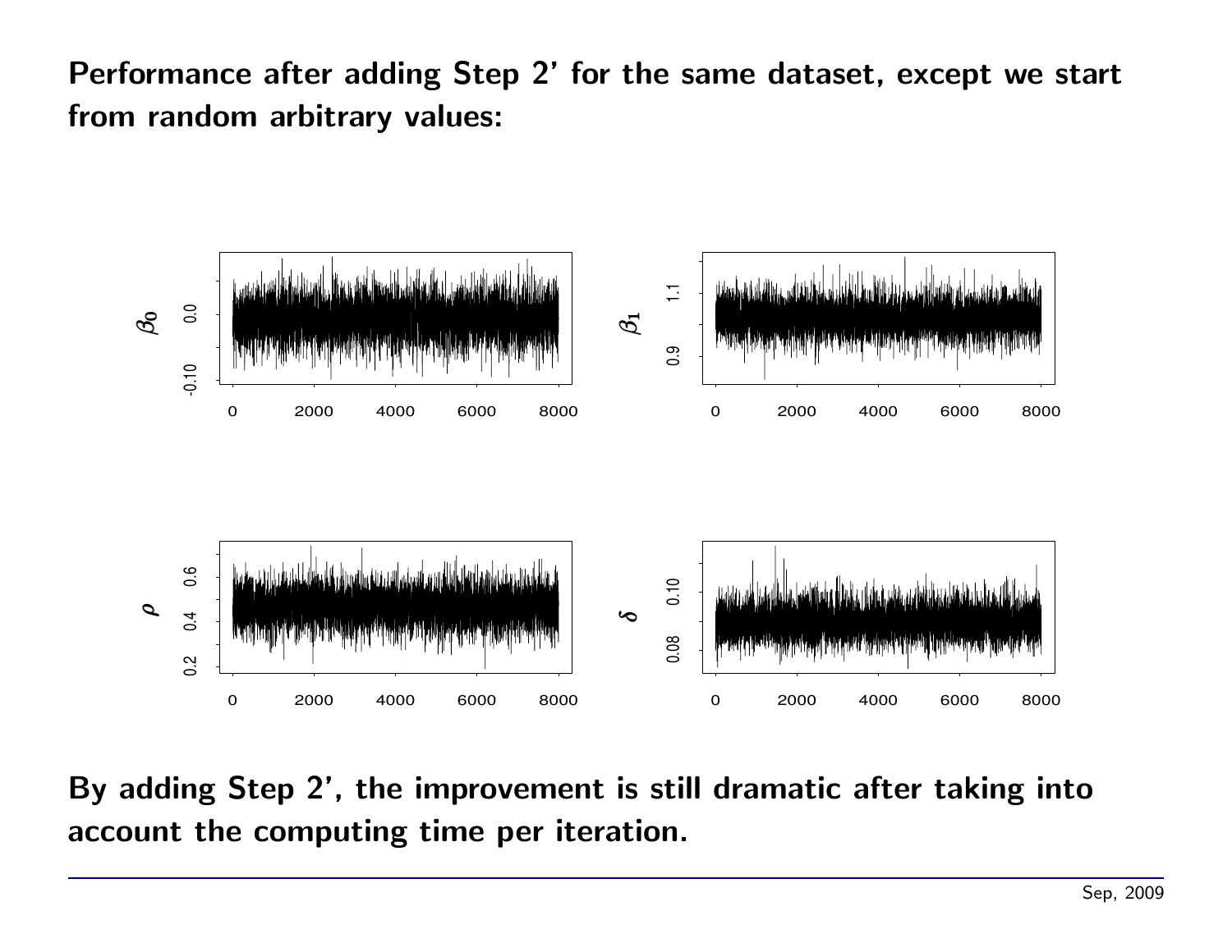**Performance after adding Step 2' for the same dataset, except we start from random arbitrary values:**

$\beta_0$

-0.10

0.0

0 2000 4000 6000 8000

$\beta_1$

0.9

1.1

0 2000 4000 6000 8000

$\rho$

0.2

0.4

0.6

0 2000 4000 6000 8000

$\delta$

0.08

0.10

0 2000 4000 6000 8000

**By adding Step 2', the improvement is still dramatic after taking into account the computing time per iteration.**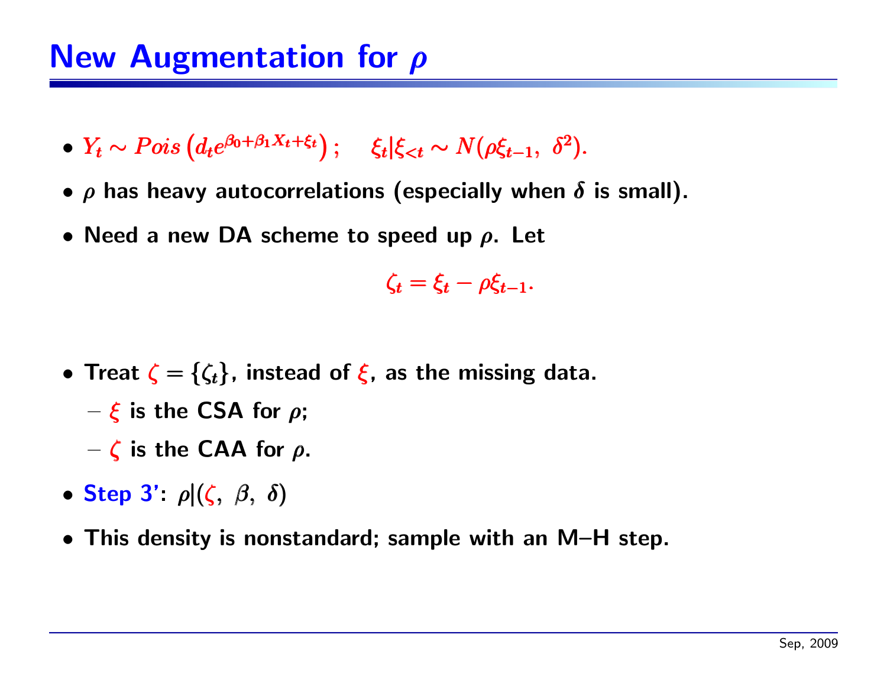# New Augmentation for $\rho$

- $Y_t \sim Pois\left(d_t e^{\beta_0+\beta_1 X_t+\xi_t}\right); \quad \xi_t|\xi_{<t} \sim N(\rho\xi_{t-1},\ \delta^2).$
- $\rho$ has heavy autocorrelations (especially when $\delta$ is small).
- Need a new DA scheme to speed up $\rho$. Let

$$\zeta_t = \xi_t - \rho\xi_{t-1}.$$

- Treat $\zeta = \{\zeta_t\}$, instead of $\xi$, as the missing data.
  - $\xi$ is the CSA for $\rho$;
  - $\zeta$ is the CAA for $\rho$.
- **Step 3'**: $\rho|(\zeta,\ \beta,\ \delta)$
- This density is nonstandard; sample with an M–H step.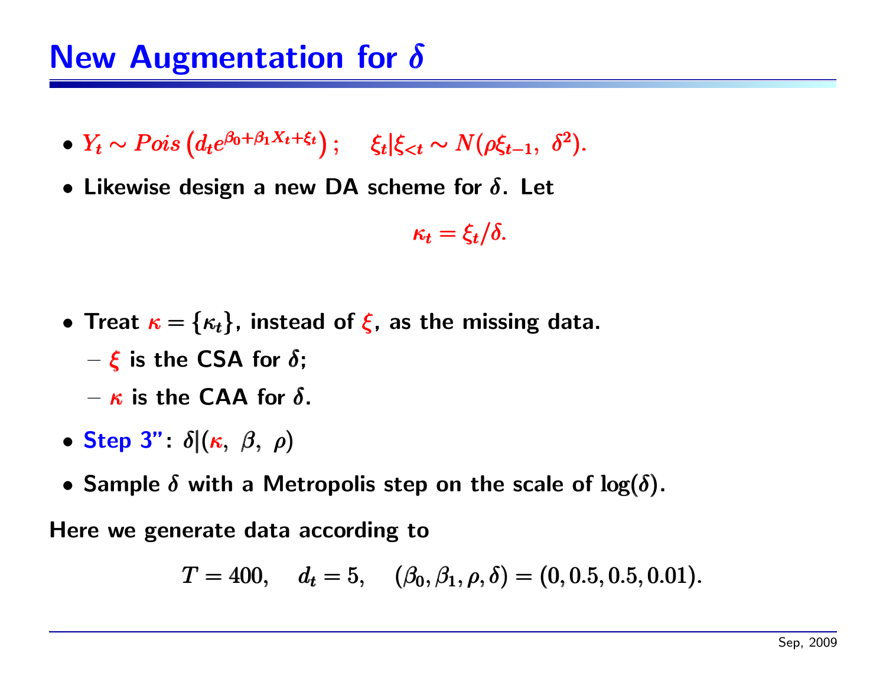# New Augmentation for $\delta$

- $Y_t \sim Pois\left(d_t e^{\beta_0+\beta_1 X_t+\xi_t}\right); \quad \xi_t|\xi_{<t} \sim N(\rho\xi_{t-1},\ \delta^2).$
- Likewise design a new DA scheme for $\delta$. Let

$$\kappa_t = \xi_t/\delta.$$

- Treat $\kappa = \{\kappa_t\}$, instead of $\xi$, as the missing data.
  - $\xi$ is the CSA for $\delta$;
  - $\kappa$ is the CAA for $\delta$.
- Step 3'': $\delta|(\kappa,\ \beta,\ \rho)$
- Sample $\delta$ with a Metropolis step on the scale of $\log(\delta)$.

Here we generate data according to

$$T = 400, \quad d_t = 5, \quad (\beta_0, \beta_1, \rho, \delta) = (0, 0.5, 0.5, 0.01).$$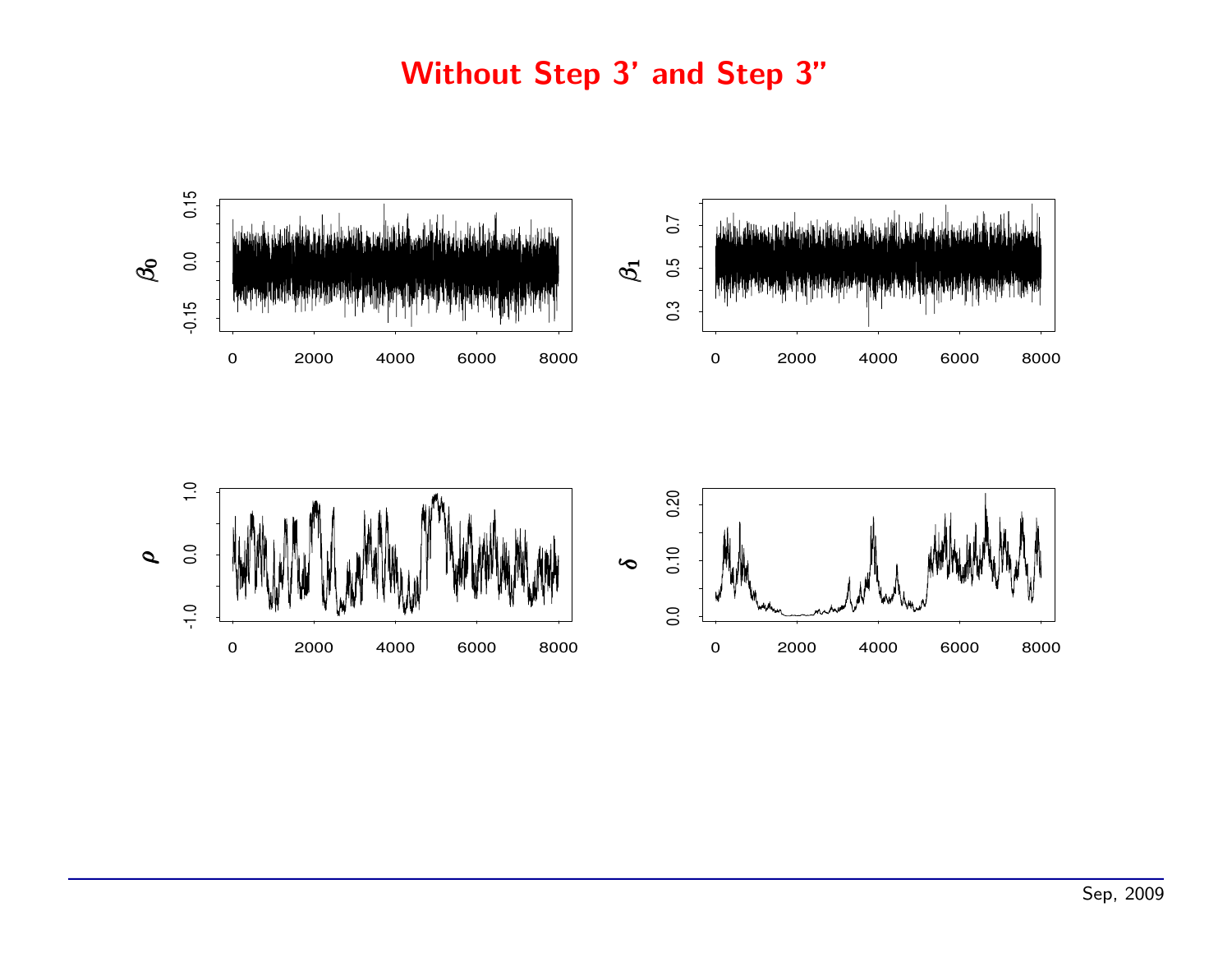# Without Step 3' and Step 3"

$\beta_0$

0.15
0.0
-0.15

0 2000 4000 6000 8000

$\beta_1$

0.7
0.5
0.3

0 2000 4000 6000 8000

$\rho$

1.0
0.0
-1.0

0 2000 4000 6000 8000

$\delta$

0.20
0.10
0.0

0 2000 4000 6000 8000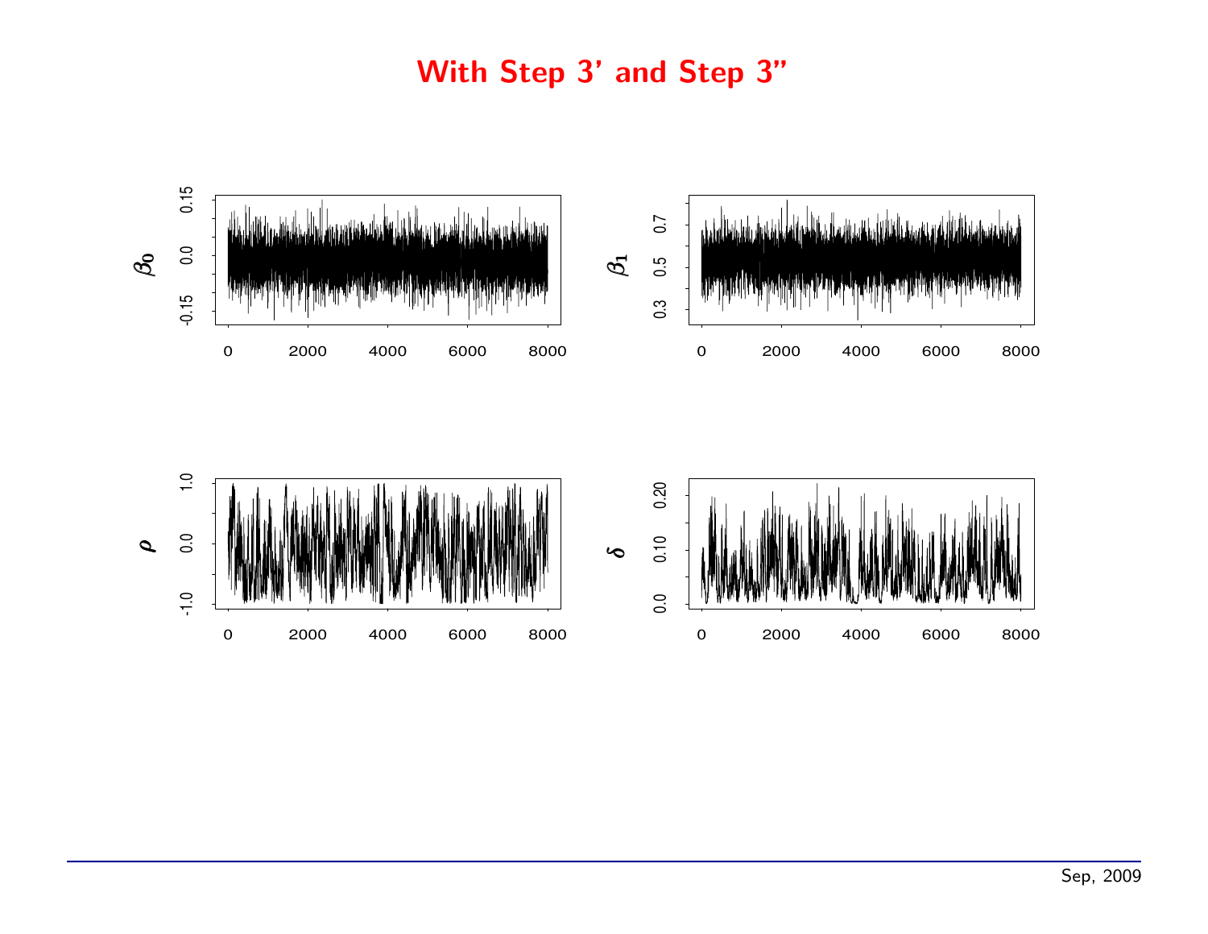# With Step 3' and Step 3"

$\beta_0$

0.15
0.0
-0.15

0 2000 4000 6000 8000

$\beta_1$

0.7
0.5
0.3

0 2000 4000 6000 8000

$\rho$

1.0
0.0
-1.0

0 2000 4000 6000 8000

$\delta$

0.20
0.10
0.0

0 2000 4000 6000 8000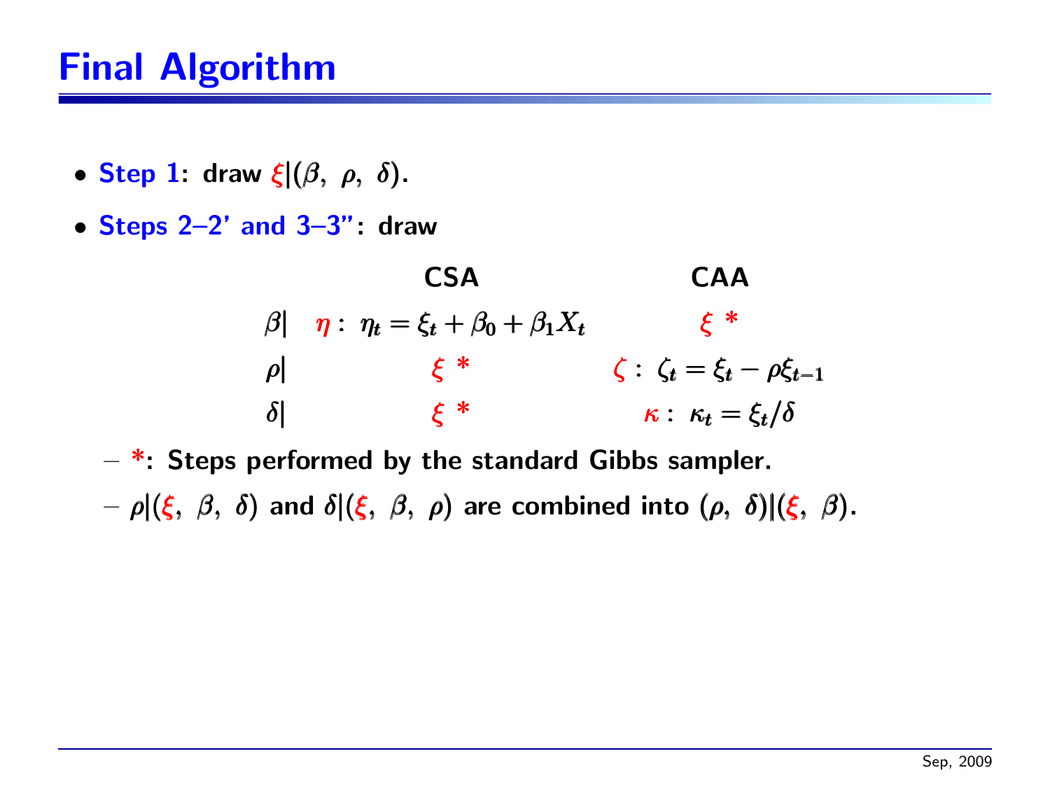# Final Algorithm

- **Step 1**: draw $\xi|(\beta,\ \rho,\ \delta)$.
- **Steps 2–2' and 3–3"**: draw

| | CSA | CAA |
|---|---|---|
| $\beta\|$ | $\eta:\ \eta_t = \xi_t + \beta_0 + \beta_1 X_t$ | $\xi$ * |
| $\rho\|$ | $\xi$ * | $\zeta:\ \zeta_t = \xi_t - \rho\xi_{t-1}$ |
| $\delta\|$ | $\xi$ * | $\kappa:\ \kappa_t = \xi_t/\delta$ |

  - *: Steps performed by the standard Gibbs sampler.
  - $\rho|(\xi,\ \beta,\ \delta)$ and $\delta|(\xi,\ \beta,\ \rho)$ are combined into $(\rho,\ \delta)|(\xi,\ \beta)$.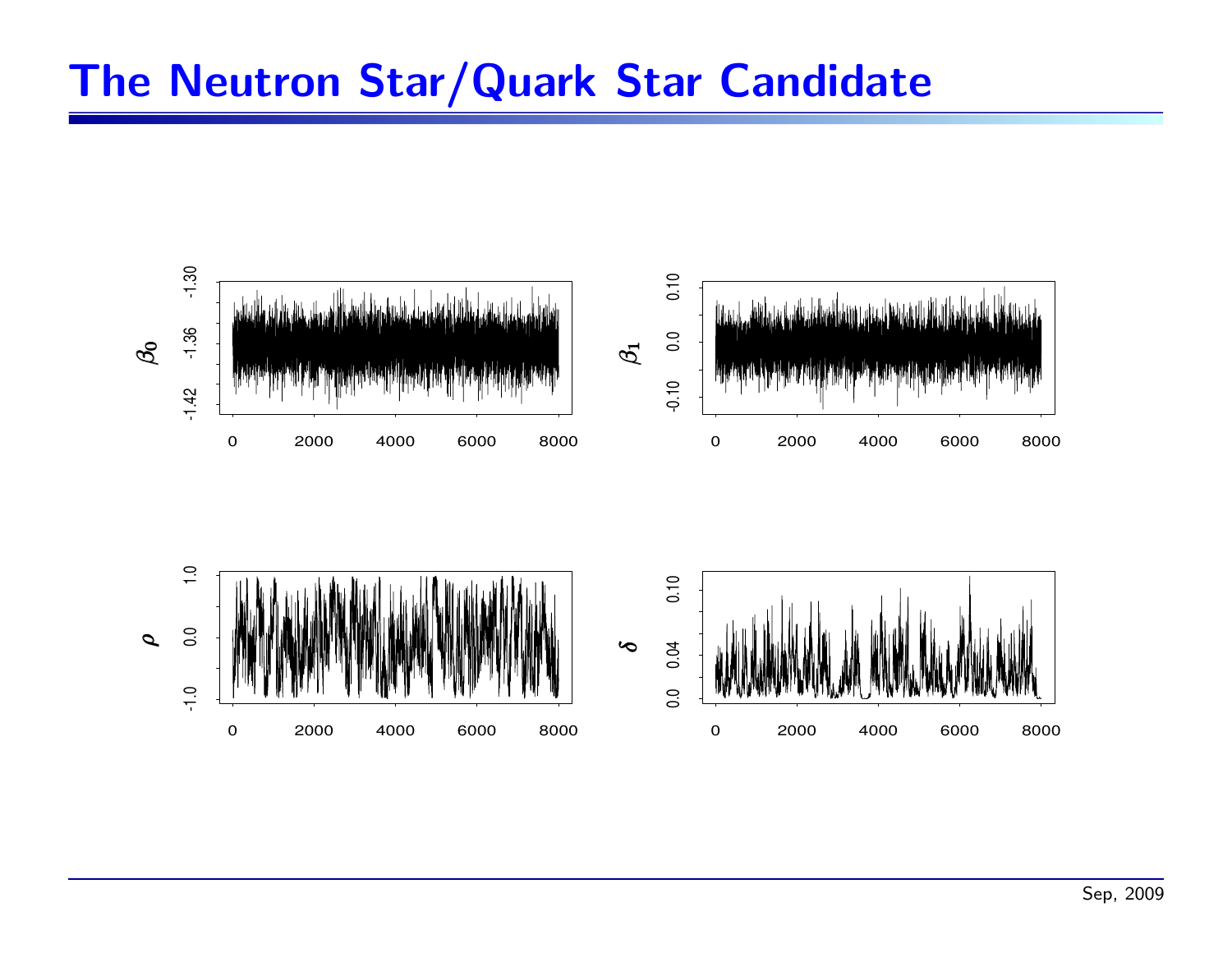# The Neutron Star/Quark Star Candidate

$\beta_0$

-1.30

-1.36

-1.42

0 2000 4000 6000 8000

$\beta_1$

0.10

0.0

-0.10

0 2000 4000 6000 8000

$\rho$

1.0

0.0

-1.0

0 2000 4000 6000 8000

$\delta$

0.10

0.04

0.0

0 2000 4000 6000 8000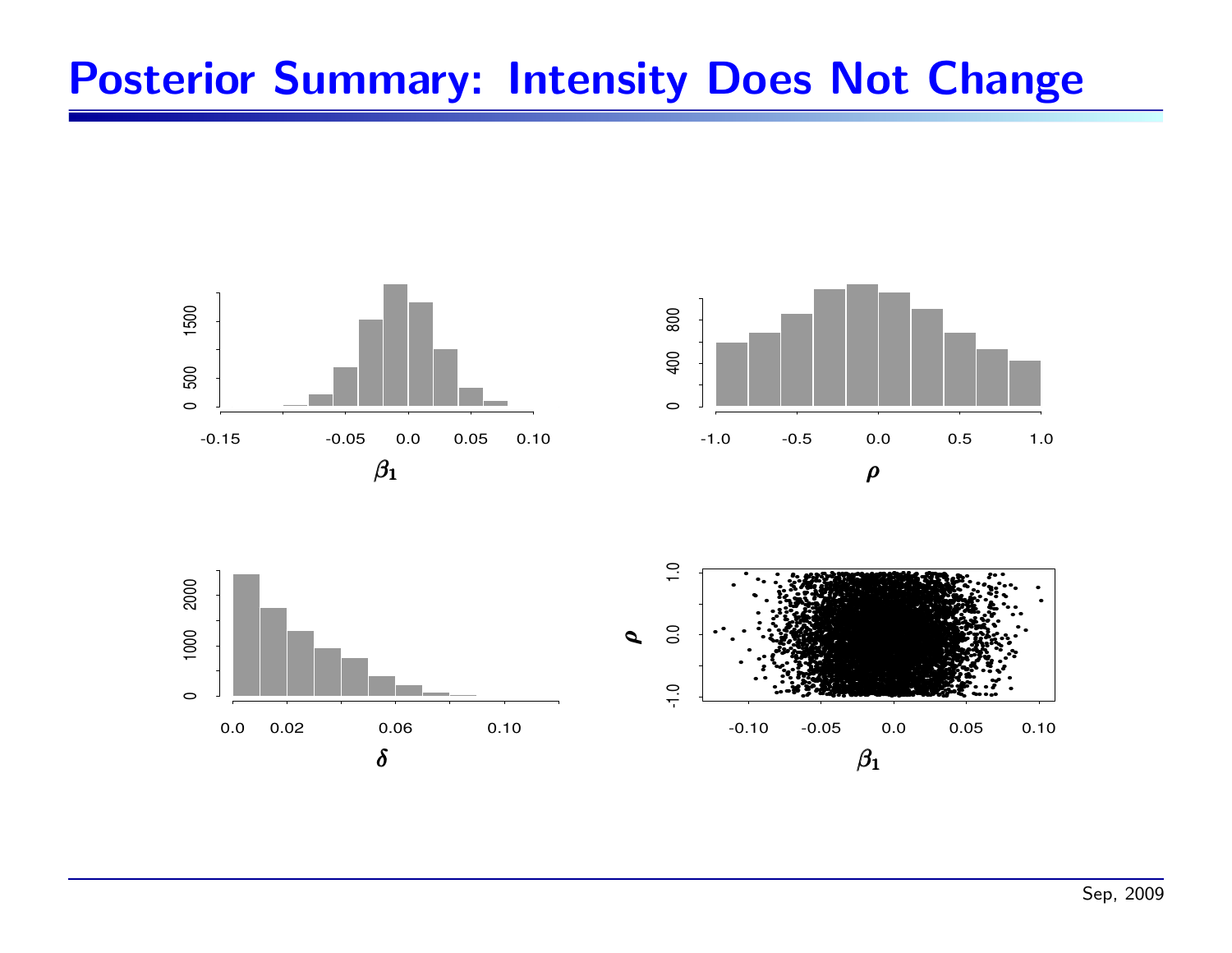# Posterior Summary: Intensity Does Not Change

0
500
1500

-0.15
-0.05
0.0
0.05
0.10

$\beta_1$

0
400
800

-1.0
-0.5
0.0
0.5
1.0

$\rho$

0
1000
2000

0.0
0.02
0.06
0.10

$\delta$

-1.0
0.0
1.0

$\rho$

-0.10
-0.05
0.0
0.05
0.10

$\beta_1$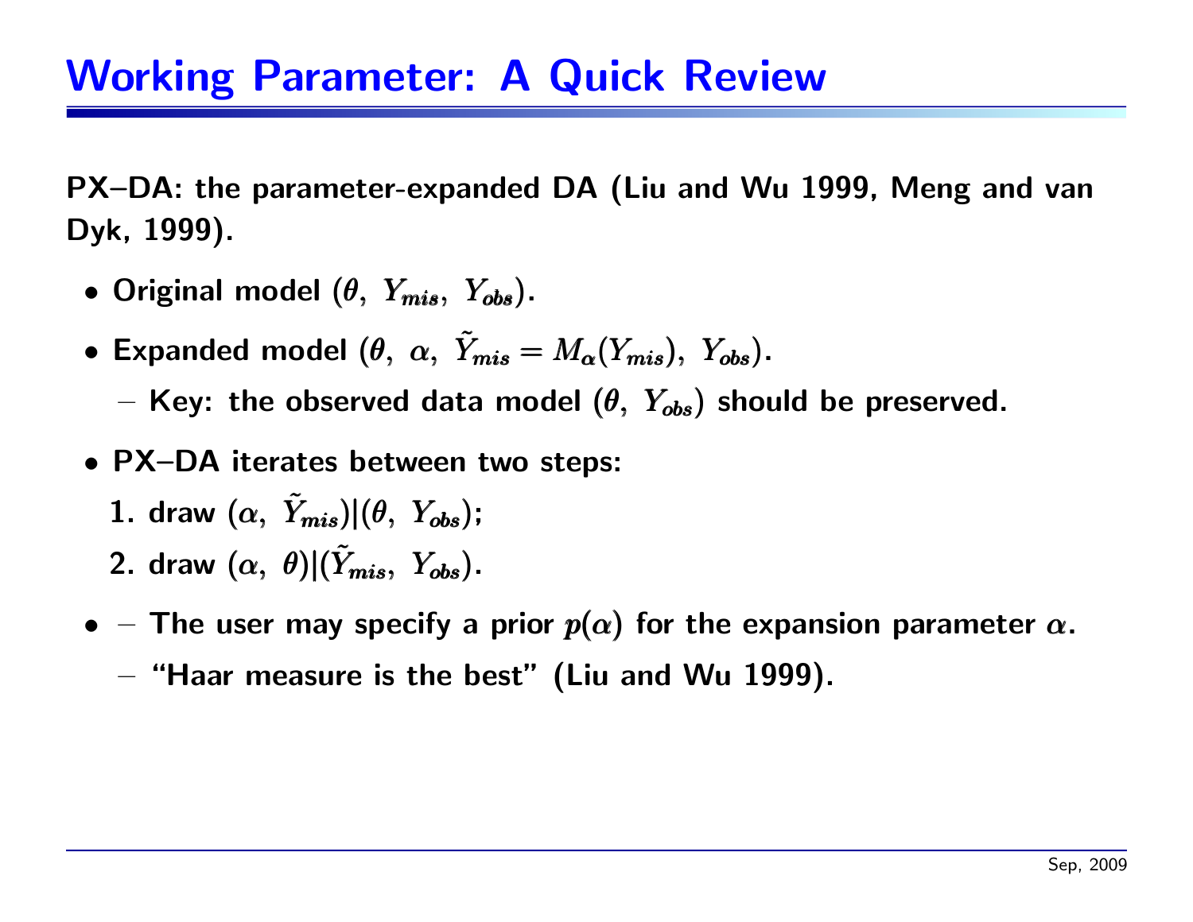# Working Parameter: A Quick Review

**PX–DA: the parameter-expanded DA (Liu and Wu 1999, Meng and van Dyk, 1999).**

- **Original model** $(\theta,\ Y_{mis},\ Y_{obs})$.
- **Expanded model** $(\theta,\ \alpha,\ \tilde{Y}_{mis} = M_\alpha(Y_{mis}),\ Y_{obs})$.
  - **Key: the observed data model** $(\theta,\ Y_{obs})$ **should be preserved.**
- **PX–DA iterates between two steps:**
  1. **draw** $(\alpha,\ \tilde{Y}_{mis})|(\theta,\ Y_{obs})$;
  2. **draw** $(\alpha,\ \theta)|(\tilde{Y}_{mis},\ Y_{obs})$.
- – **The user may specify a prior** $p(\alpha)$ **for the expansion parameter** $\alpha$.
  - **"Haar measure is the best" (Liu and Wu 1999).**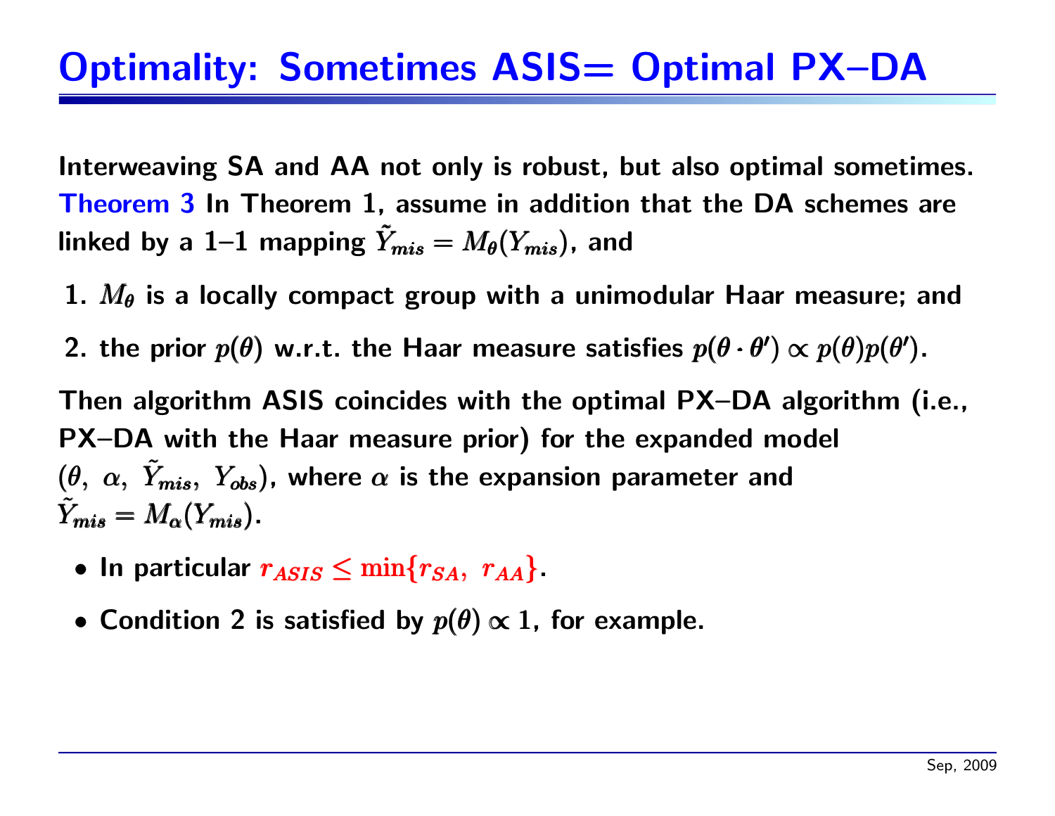# Optimality: Sometimes ASIS= Optimal PX–DA

Interweaving SA and AA not only is robust, but also optimal sometimes.
Theorem 3 In Theorem 1, assume in addition that the DA schemes are linked by a 1–1 mapping $\tilde{Y}_{mis} = M_\theta(Y_{mis})$, and

1. $M_\theta$ is a locally compact group with a unimodular Haar measure; and
2. the prior $p(\theta)$ w.r.t. the Haar measure satisfies $p(\theta \cdot \theta') \propto p(\theta)p(\theta')$.

Then algorithm ASIS coincides with the optimal PX–DA algorithm (i.e., PX–DA with the Haar measure prior) for the expanded model $(\theta,\ \alpha,\ \tilde{Y}_{mis},\ Y_{obs})$, where $\alpha$ is the expansion parameter and $\tilde{Y}_{mis} = M_\alpha(Y_{mis})$.

- In particular $r_{ASIS} \leq \min\{r_{SA},\ r_{AA}\}$.
- Condition 2 is satisfied by $p(\theta) \propto 1$, for example.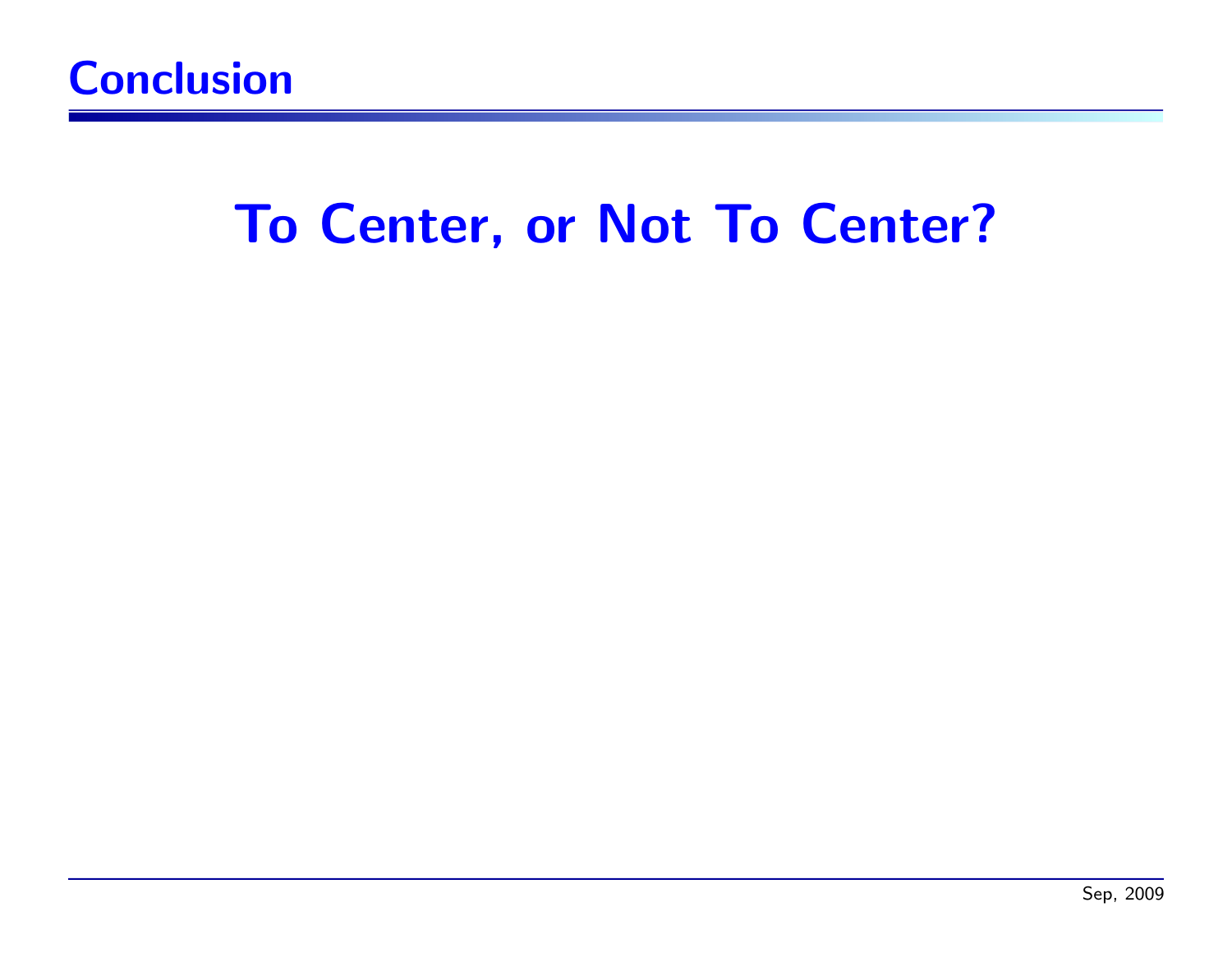# Conclusion

## To Center, or Not To Center?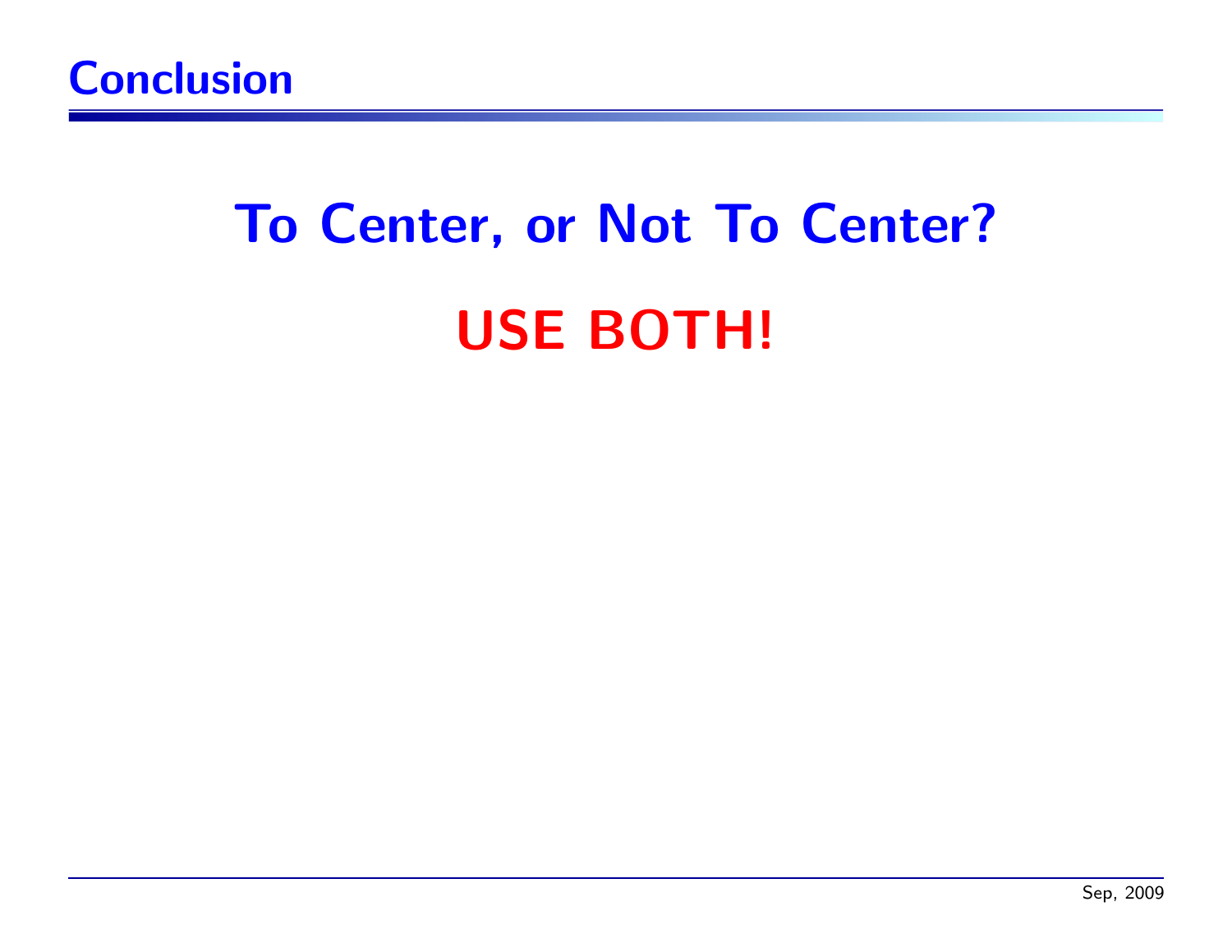# Conclusion

**To Center, or Not To Center?**

**USE BOTH!**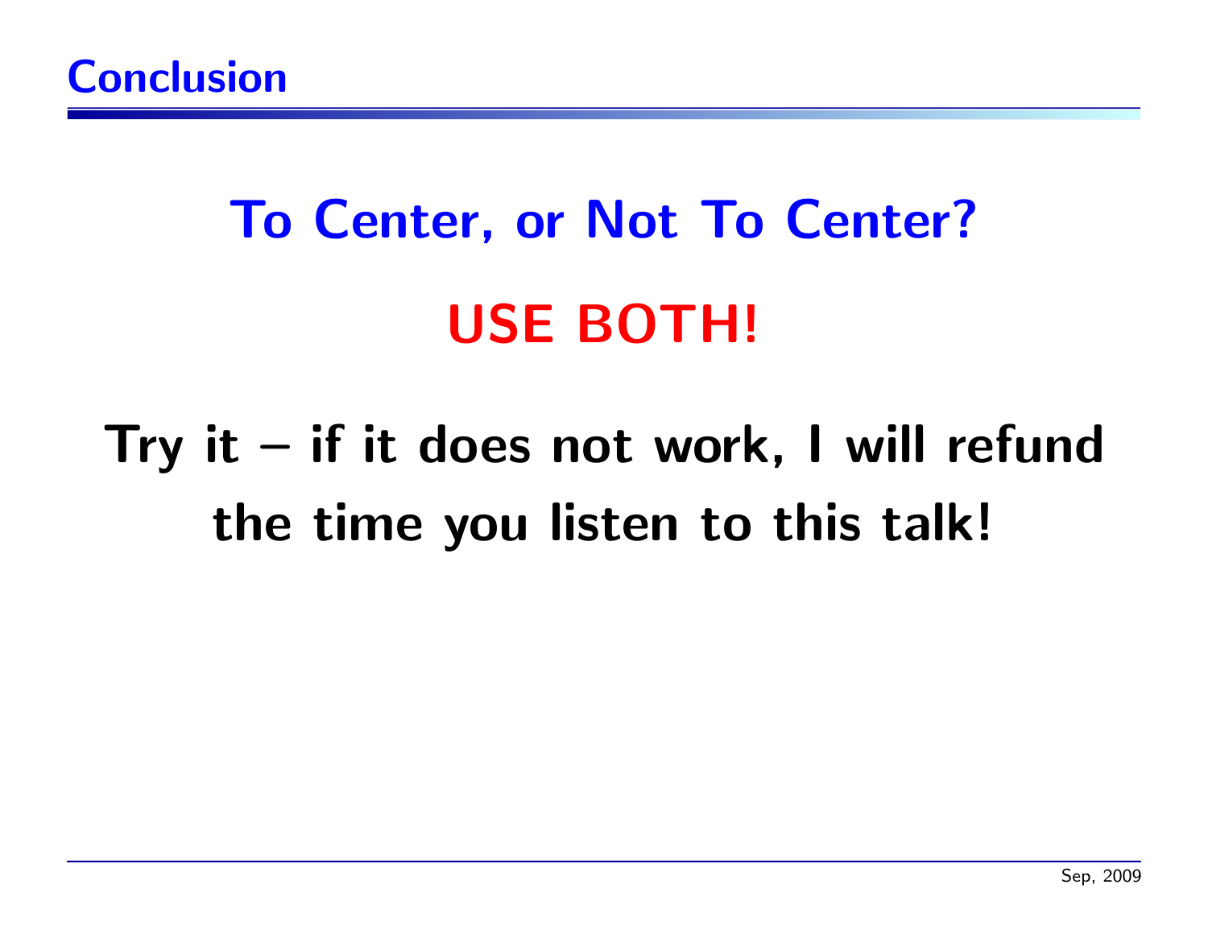## Conclusion

**To Center, or Not To Center?**

**USE BOTH!**

**Try it – if it does not work, I will refund the time you listen to this talk!**